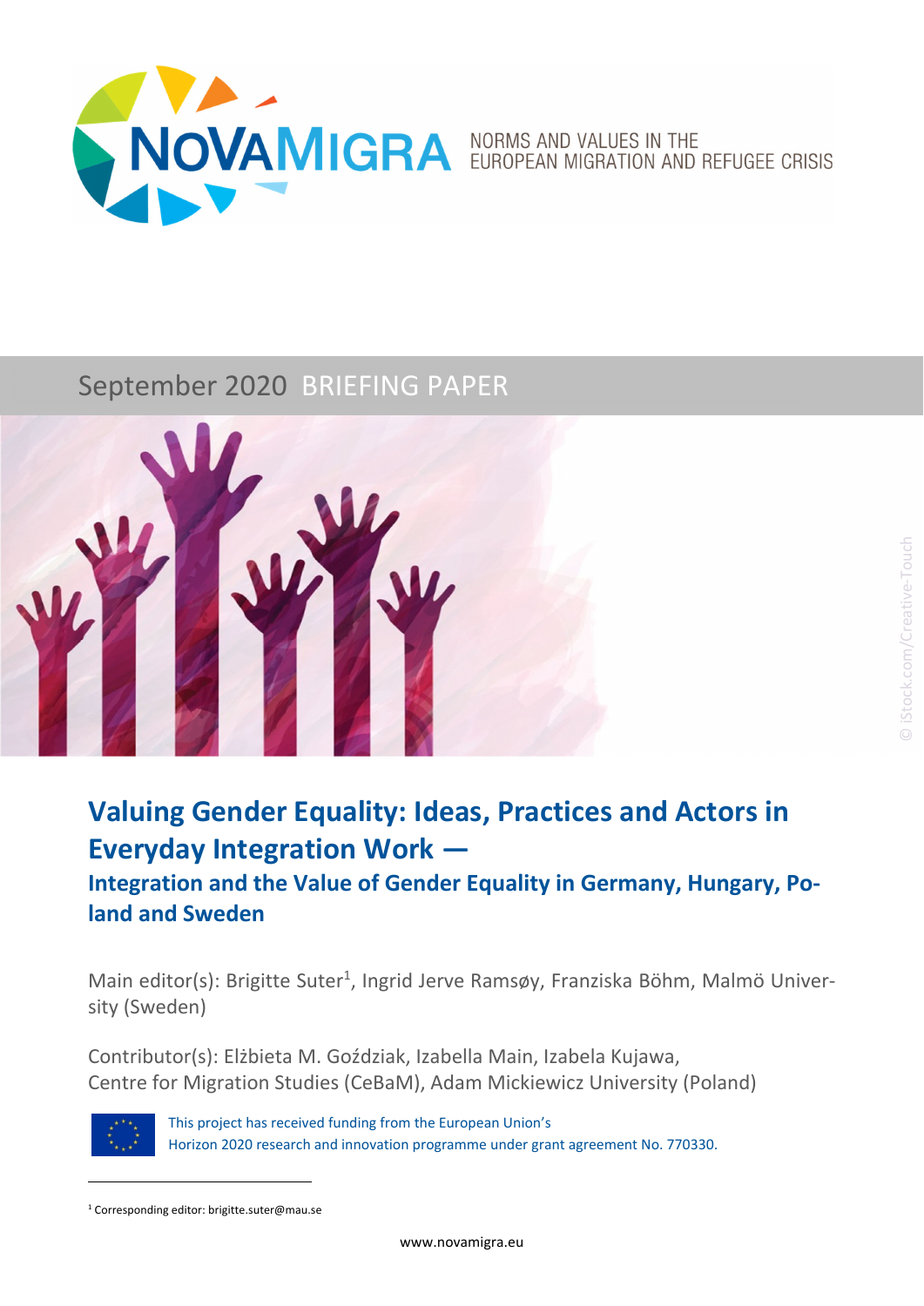NOVAMIGRA NORMS AND VALUES IN THE EUROPEAN MIGRATION AND REFUGEE CRISIS

September 2020 BRIEFING PAPER

© iStock.com/Creative-Touch

# Valuing Gender Equality: Ideas, Practices and Actors in Everyday Integration Work —

## Integration and the Value of Gender Equality in Germany, Hungary, Poland and Sweden

Main editor(s): Brigitte Suter[1], Ingrid Jerve Ramsøy, Franziska Böhm, Malmö University (Sweden)

Contributor(s): Elżbieta M. Goździak, Izabella Main, Izabela Kujawa, Centre for Migration Studies (CeBaM), Adam Mickiewicz University (Poland)

This project has received funding from the European Union's Horizon 2020 research and innovation programme under grant agreement No. 770330.

[1] Corresponding editor: brigitte.suter@mau.se

www.novamigra.eu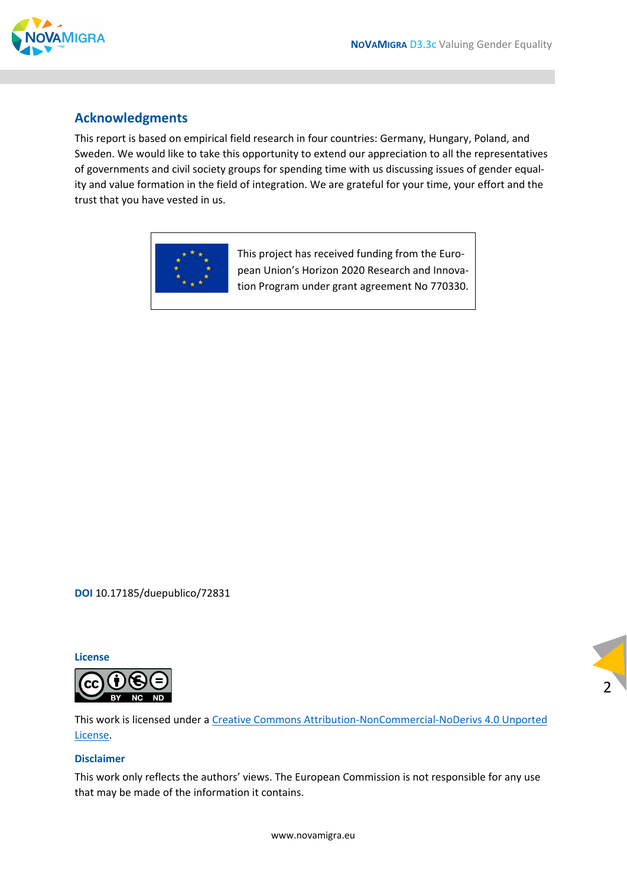## Acknowledgments

This report is based on empirical field research in four countries: Germany, Hungary, Poland, and Sweden. We would like to take this opportunity to extend our appreciation to all the representatives of governments and civil society groups for spending time with us discussing issues of gender equality and value formation in the field of integration. We are grateful for your time, your effort and the trust that you have vested in us.

This project has received funding from the European Union's Horizon 2020 Research and Innovation Program under grant agreement No 770330.

**DOI** 10.17185/duepublico/72831

**License**

This work is licensed under a [Creative Commons Attribution-NonCommercial-NoDerivs 4.0 Unported License](https://creativecommons.org/licenses/by-nc-nd/4.0/).

**Disclaimer**

This work only reflects the authors' views. The European Commission is not responsible for any use that may be made of the information it contains.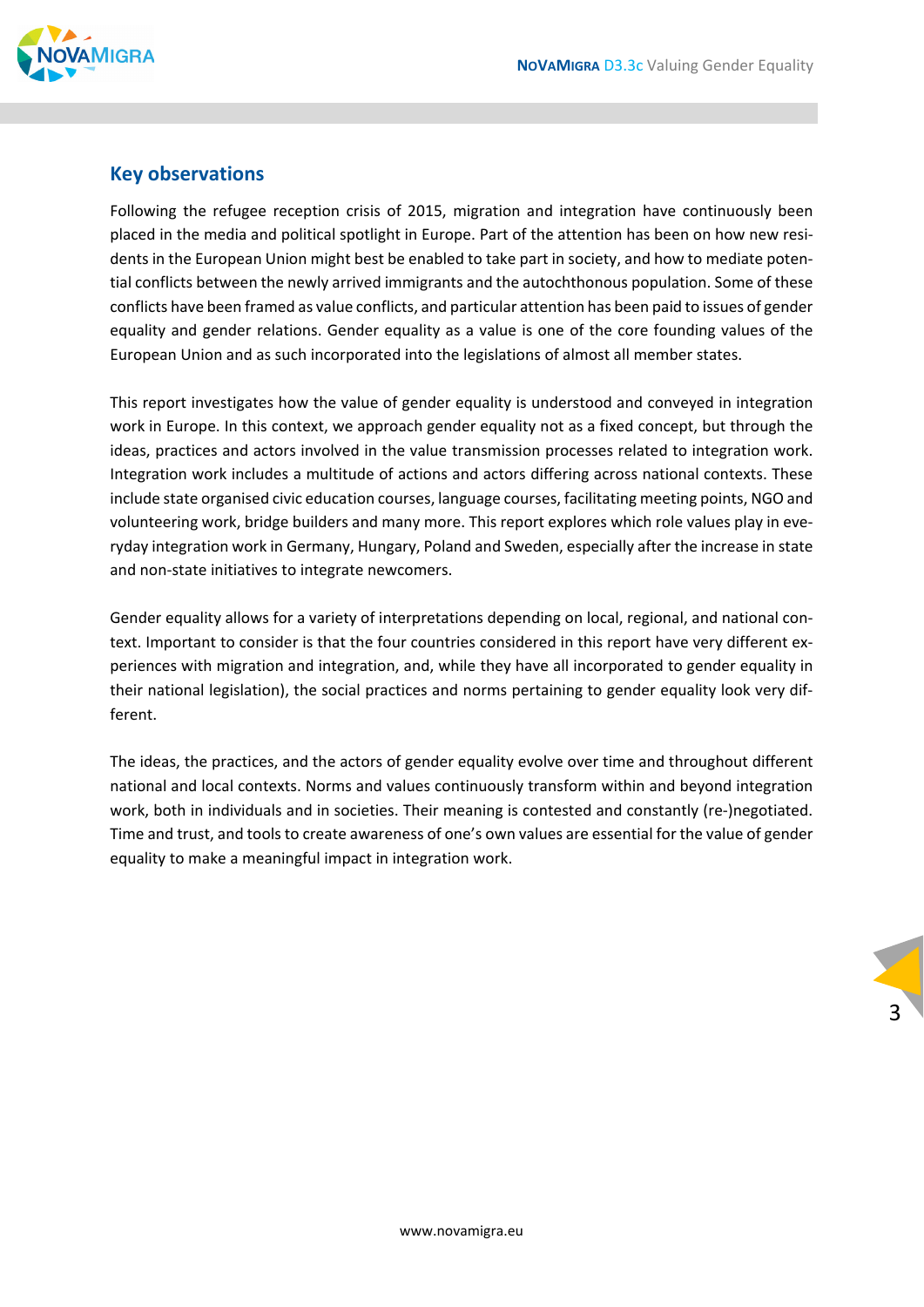## Key observations

Following the refugee reception crisis of 2015, migration and integration have continuously been placed in the media and political spotlight in Europe. Part of the attention has been on how new residents in the European Union might best be enabled to take part in society, and how to mediate potential conflicts between the newly arrived immigrants and the autochthonous population. Some of these conflicts have been framed as value conflicts, and particular attention has been paid to issues of gender equality and gender relations. Gender equality as a value is one of the core founding values of the European Union and as such incorporated into the legislations of almost all member states.

This report investigates how the value of gender equality is understood and conveyed in integration work in Europe. In this context, we approach gender equality not as a fixed concept, but through the ideas, practices and actors involved in the value transmission processes related to integration work. Integration work includes a multitude of actions and actors differing across national contexts. These include state organised civic education courses, language courses, facilitating meeting points, NGO and volunteering work, bridge builders and many more. This report explores which role values play in everyday integration work in Germany, Hungary, Poland and Sweden, especially after the increase in state and non-state initiatives to integrate newcomers.

Gender equality allows for a variety of interpretations depending on local, regional, and national context. Important to consider is that the four countries considered in this report have very different experiences with migration and integration, and, while they have all incorporated to gender equality in their national legislation), the social practices and norms pertaining to gender equality look very different.

The ideas, the practices, and the actors of gender equality evolve over time and throughout different national and local contexts. Norms and values continuously transform within and beyond integration work, both in individuals and in societies. Their meaning is contested and constantly (re-)negotiated. Time and trust, and tools to create awareness of one's own values are essential for the value of gender equality to make a meaningful impact in integration work.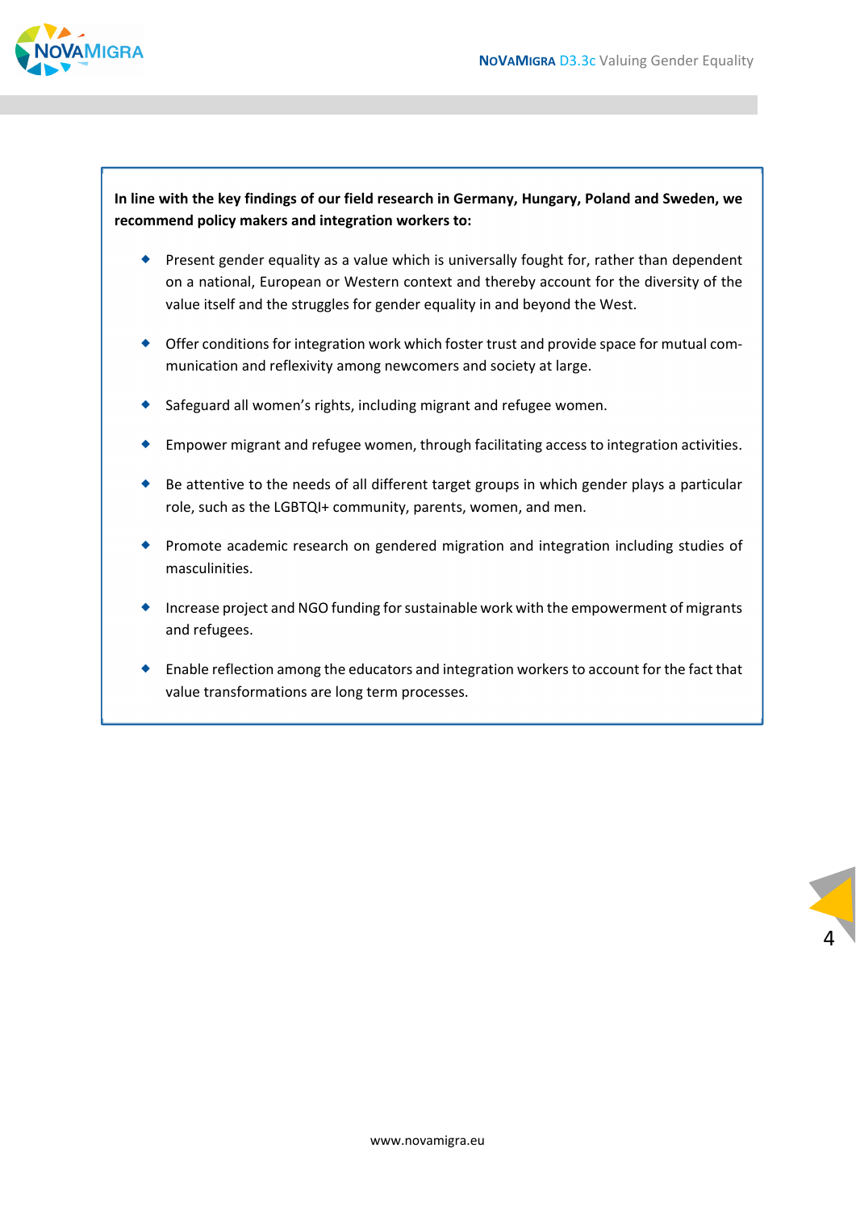**In line with the key findings of our field research in Germany, Hungary, Poland and Sweden, we recommend policy makers and integration workers to:**

- Present gender equality as a value which is universally fought for, rather than dependent on a national, European or Western context and thereby account for the diversity of the value itself and the struggles for gender equality in and beyond the West.
- Offer conditions for integration work which foster trust and provide space for mutual communication and reflexivity among newcomers and society at large.
- Safeguard all women's rights, including migrant and refugee women.
- Empower migrant and refugee women, through facilitating access to integration activities.
- Be attentive to the needs of all different target groups in which gender plays a particular role, such as the LGBTQI+ community, parents, women, and men.
- Promote academic research on gendered migration and integration including studies of masculinities.
- Increase project and NGO funding for sustainable work with the empowerment of migrants and refugees.
- Enable reflection among the educators and integration workers to account for the fact that value transformations are long term processes.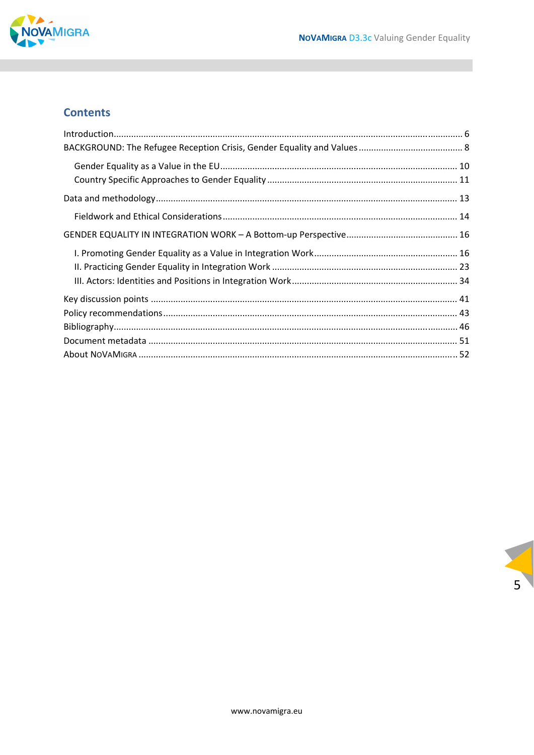## Contents

Introduction ........................................................................................................................ 6
BACKGROUND: The Refugee Reception Crisis, Gender Equality and Values ............................................ 8

- Gender Equality as a Value in the EU ............................................................................... 10
- Country Specific Approaches to Gender Equality ............................................................... 11

Data and methodology ........................................................................................................... 13

- Fieldwork and Ethical Considerations .............................................................................. 14

GENDER EQUALITY IN INTEGRATION WORK – A Bottom-up Perspective ............................................ 16

- I. Promoting Gender Equality as a Value in Integration Work .............................................. 16
- II. Practicing Gender Equality in Integration Work .............................................................. 23
- III. Actors: Identities and Positions in Integration Work ....................................................... 34

Key discussion points ............................................................................................................ 41
Policy recommendations ........................................................................................................ 43
Bibliography .......................................................................................................................... 46
Document metadata .............................................................................................................. 51
About NoVaMigra .................................................................................................................. 52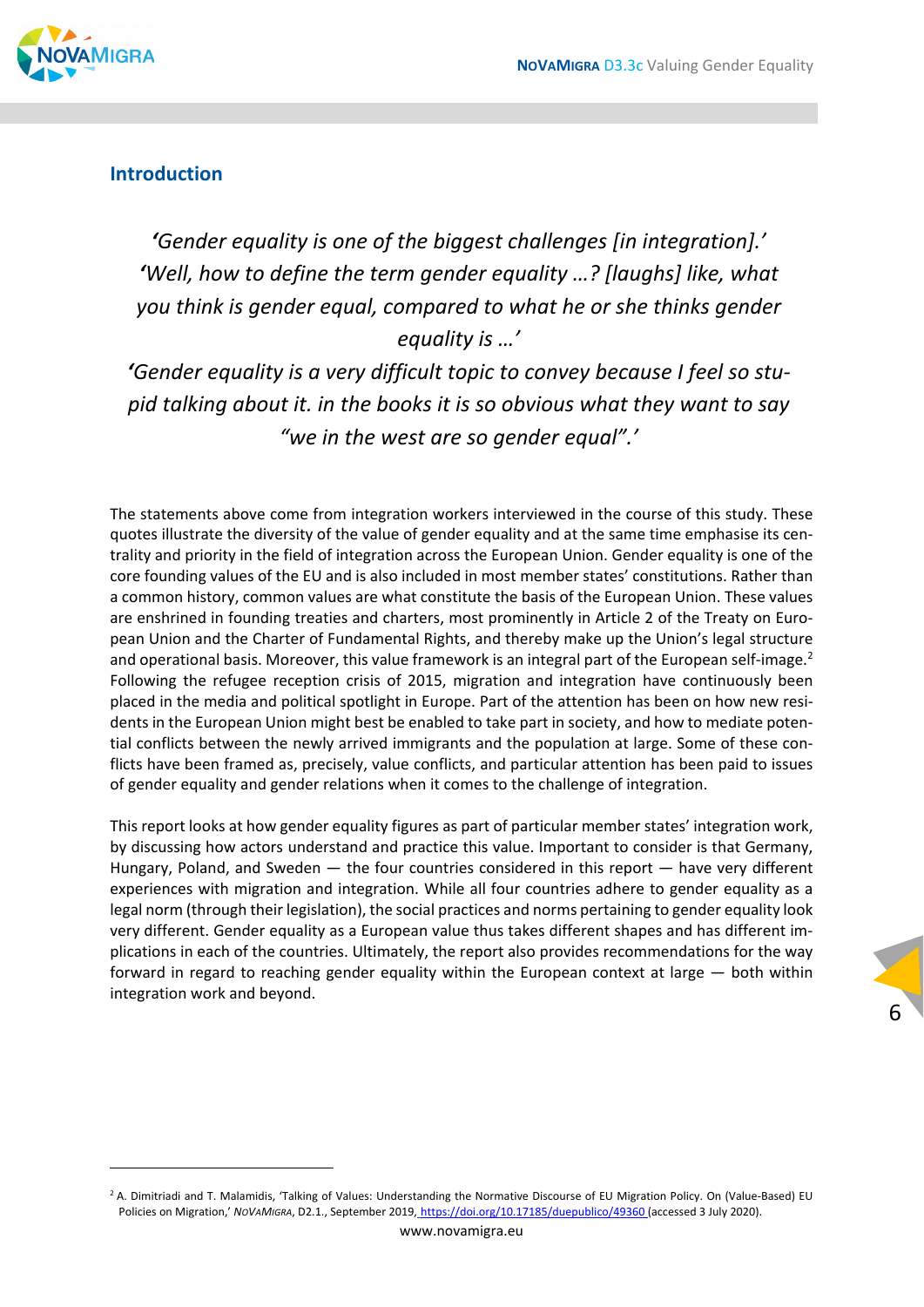## Introduction

*'Gender equality is one of the biggest challenges [in integration].'*
*'Well, how to define the term gender equality …? [laughs] like, what you think is gender equal, compared to what he or she thinks gender equality is …'*
*'Gender equality is a very difficult topic to convey because I feel so stupid talking about it. in the books it is so obvious what they want to say "we in the west are so gender equal".'*

The statements above come from integration workers interviewed in the course of this study. These quotes illustrate the diversity of the value of gender equality and at the same time emphasise its centrality and priority in the field of integration across the European Union. Gender equality is one of the core founding values of the EU and is also included in most member states' constitutions. Rather than a common history, common values are what constitute the basis of the European Union. These values are enshrined in founding treaties and charters, most prominently in Article 2 of the Treaty on European Union and the Charter of Fundamental Rights, and thereby make up the Union's legal structure and operational basis. Moreover, this value framework is an integral part of the European self-image.[2] Following the refugee reception crisis of 2015, migration and integration have continuously been placed in the media and political spotlight in Europe. Part of the attention has been on how new residents in the European Union might best be enabled to take part in society, and how to mediate potential conflicts between the newly arrived immigrants and the population at large. Some of these conflicts have been framed as, precisely, value conflicts, and particular attention has been paid to issues of gender equality and gender relations when it comes to the challenge of integration.

This report looks at how gender equality figures as part of particular member states' integration work, by discussing how actors understand and practice this value. Important to consider is that Germany, Hungary, Poland, and Sweden — the four countries considered in this report — have very different experiences with migration and integration. While all four countries adhere to gender equality as a legal norm (through their legislation), the social practices and norms pertaining to gender equality look very different. Gender equality as a European value thus takes different shapes and has different implications in each of the countries. Ultimately, the report also provides recommendations for the way forward in regard to reaching gender equality within the European context at large — both within integration work and beyond.

---

[2] A. Dimitriadi and T. Malamidis, 'Talking of Values: Understanding the Normative Discourse of EU Migration Policy. On (Value-Based) EU Policies on Migration,' *NoVaMigra*, D2.1., September 2019, https://doi.org/10.17185/duepublico/49360 (accessed 3 July 2020).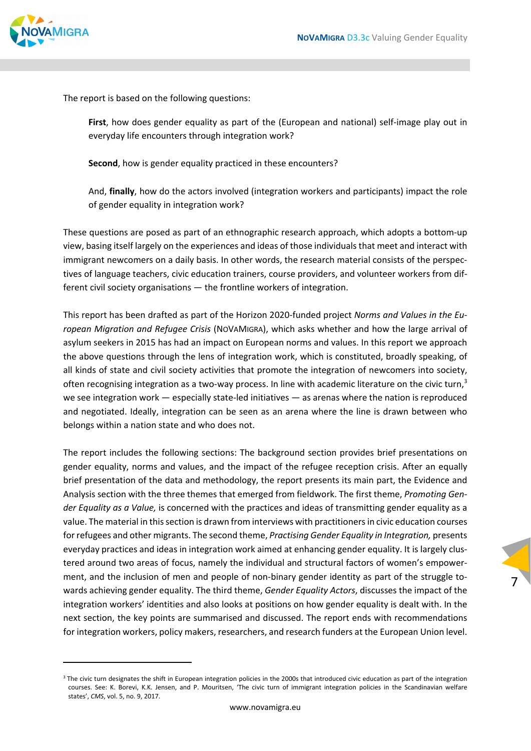The report is based on the following questions:

> **First**, how does gender equality as part of the (European and national) self-image play out in everyday life encounters through integration work?
>
> **Second**, how is gender equality practiced in these encounters?
>
> And, **finally**, how do the actors involved (integration workers and participants) impact the role of gender equality in integration work?

These questions are posed as part of an ethnographic research approach, which adopts a bottom-up view, basing itself largely on the experiences and ideas of those individuals that meet and interact with immigrant newcomers on a daily basis. In other words, the research material consists of the perspectives of language teachers, civic education trainers, course providers, and volunteer workers from different civil society organisations — the frontline workers of integration.

This report has been drafted as part of the Horizon 2020-funded project *Norms and Values in the European Migration and Refugee Crisis* (NoVaMigra), which asks whether and how the large arrival of asylum seekers in 2015 has had an impact on European norms and values. In this report we approach the above questions through the lens of integration work, which is constituted, broadly speaking, of all kinds of state and civil society activities that promote the integration of newcomers into society, often recognising integration as a two-way process. In line with academic literature on the civic turn,[3] we see integration work — especially state-led initiatives — as arenas where the nation is reproduced and negotiated. Ideally, integration can be seen as an arena where the line is drawn between who belongs within a nation state and who does not.

The report includes the following sections: The background section provides brief presentations on gender equality, norms and values, and the impact of the refugee reception crisis. After an equally brief presentation of the data and methodology, the report presents its main part, the Evidence and Analysis section with the three themes that emerged from fieldwork. The first theme, *Promoting Gender Equality as a Value,* is concerned with the practices and ideas of transmitting gender equality as a value. The material in this section is drawn from interviews with practitioners in civic education courses for refugees and other migrants. The second theme, *Practising Gender Equality in Integration,* presents everyday practices and ideas in integration work aimed at enhancing gender equality. It is largely clustered around two areas of focus, namely the individual and structural factors of women's empowerment, and the inclusion of men and people of non-binary gender identity as part of the struggle towards achieving gender equality. The third theme, *Gender Equality Actors*, discusses the impact of the integration workers' identities and also looks at positions on how gender equality is dealt with. In the next section, the key points are summarised and discussed. The report ends with recommendations for integration workers, policy makers, researchers, and research funders at the European Union level.

---

[3] The civic turn designates the shift in European integration policies in the 2000s that introduced civic education as part of the integration courses. See: K. Borevi, K.K. Jensen, and P. Mouritsen, 'The civic turn of immigrant integration policies in the Scandinavian welfare states', *CMS*, vol. 5, no. 9, 2017.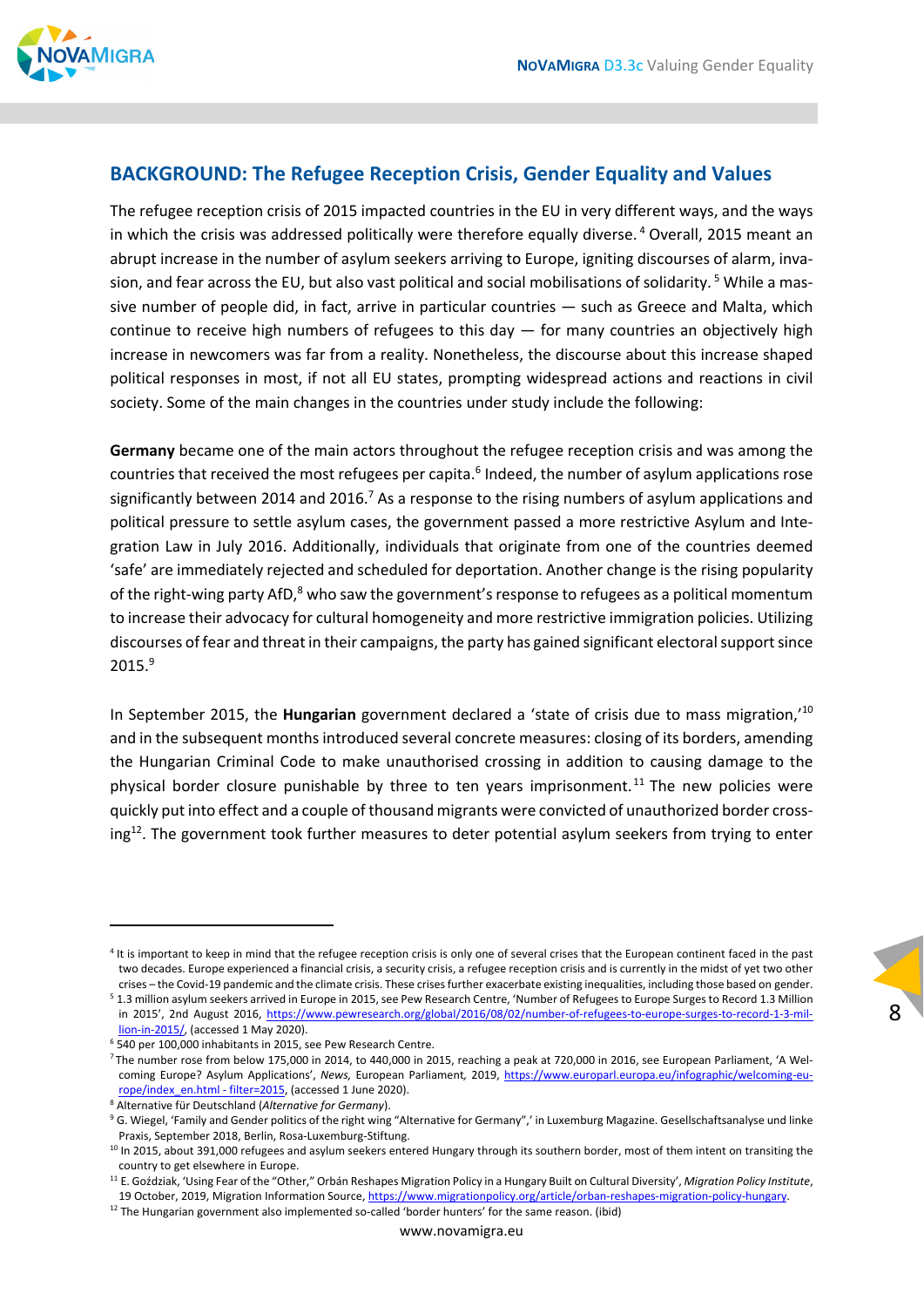## BACKGROUND: The Refugee Reception Crisis, Gender Equality and Values

The refugee reception crisis of 2015 impacted countries in the EU in very different ways, and the ways in which the crisis was addressed politically were therefore equally diverse.[4] Overall, 2015 meant an abrupt increase in the number of asylum seekers arriving to Europe, igniting discourses of alarm, invasion, and fear across the EU, but also vast political and social mobilisations of solidarity.[5] While a massive number of people did, in fact, arrive in particular countries — such as Greece and Malta, which continue to receive high numbers of refugees to this day — for many countries an objectively high increase in newcomers was far from a reality. Nonetheless, the discourse about this increase shaped political responses in most, if not all EU states, prompting widespread actions and reactions in civil society. Some of the main changes in the countries under study include the following:

**Germany** became one of the main actors throughout the refugee reception crisis and was among the countries that received the most refugees per capita.[6] Indeed, the number of asylum applications rose significantly between 2014 and 2016.[7] As a response to the rising numbers of asylum applications and political pressure to settle asylum cases, the government passed a more restrictive Asylum and Integration Law in July 2016. Additionally, individuals that originate from one of the countries deemed 'safe' are immediately rejected and scheduled for deportation. Another change is the rising popularity of the right-wing party AfD,[8] who saw the government's response to refugees as a political momentum to increase their advocacy for cultural homogeneity and more restrictive immigration policies. Utilizing discourses of fear and threat in their campaigns, the party has gained significant electoral support since 2015.[9]

In September 2015, the **Hungarian** government declared a 'state of crisis due to mass migration,'[10] and in the subsequent months introduced several concrete measures: closing of its borders, amending the Hungarian Criminal Code to make unauthorised crossing in addition to causing damage to the physical border closure punishable by three to ten years imprisonment.[11] The new policies were quickly put into effect and a couple of thousand migrants were convicted of unauthorized border crossing[12]. The government took further measures to deter potential asylum seekers from trying to enter

---

[4] It is important to keep in mind that the refugee reception crisis is only one of several crises that the European continent faced in the past two decades. Europe experienced a financial crisis, a security crisis, a refugee reception crisis and is currently in the midst of yet two other crises – the Covid-19 pandemic and the climate crisis. These crises further exacerbate existing inequalities, including those based on gender.

[5] 1.3 million asylum seekers arrived in Europe in 2015, see Pew Research Centre, 'Number of Refugees to Europe Surges to Record 1.3 Million in 2015', 2nd August 2016, https://www.pewresearch.org/global/2016/08/02/number-of-refugees-to-europe-surges-to-record-1-3-million-in-2015/, (accessed 1 May 2020).

[6] 540 per 100,000 inhabitants in 2015, see Pew Research Centre.

[7] The number rose from below 175,000 in 2014, to 440,000 in 2015, reaching a peak at 720,000 in 2016, see European Parliament, 'A Welcoming Europe? Asylum Applications', *News,* European Parliament, 2019, https://www.europarl.europa.eu/infographic/welcoming-europe/index_en.html - filter=2015, (accessed 1 June 2020).

[8] Alternative für Deutschland (*Alternative for Germany*).

[9] G. Wiegel, 'Family and Gender politics of the right wing "Alternative for Germany",' in Luxemburg Magazine. Gesellschaftsanalyse und linke Praxis, September 2018, Berlin, Rosa-Luxemburg-Stiftung.

[10] In 2015, about 391,000 refugees and asylum seekers entered Hungary through its southern border, most of them intent on transiting the country to get elsewhere in Europe.

[11] E. Goździak, 'Using Fear of the "Other," Orbán Reshapes Migration Policy in a Hungary Built on Cultural Diversity', *Migration Policy Institute*, 19 October, 2019, Migration Information Source, https://www.migrationpolicy.org/article/orban-reshapes-migration-policy-hungary.

[12] The Hungarian government also implemented so-called 'border hunters' for the same reason. (ibid)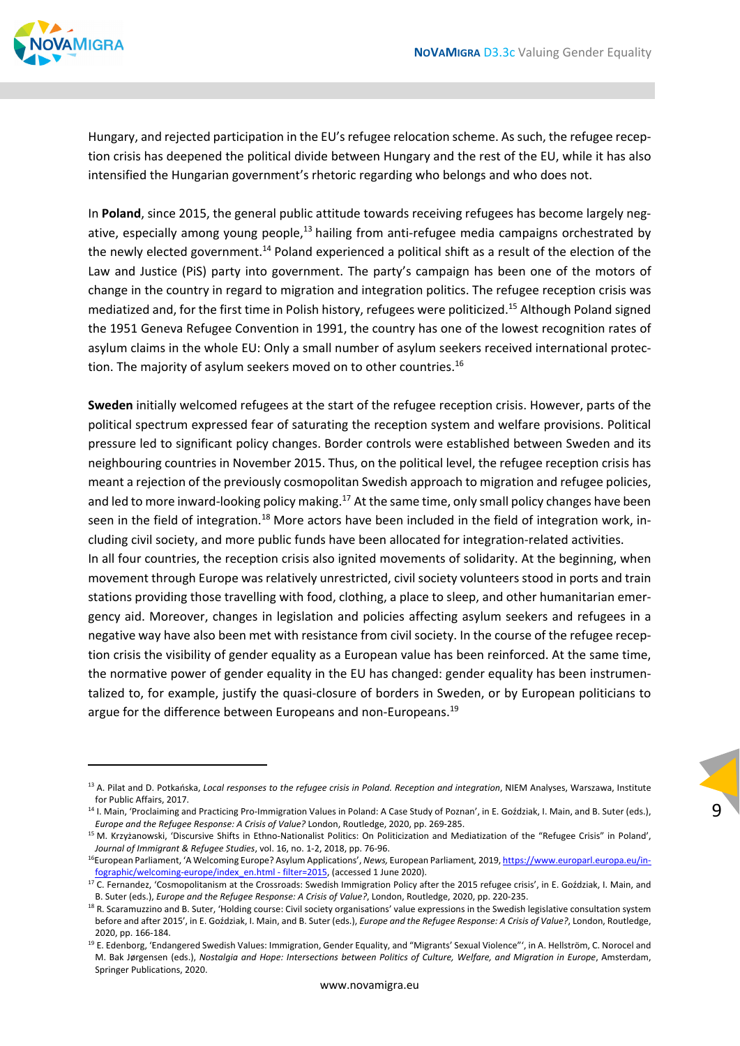Hungary, and rejected participation in the EU's refugee relocation scheme. As such, the refugee reception crisis has deepened the political divide between Hungary and the rest of the EU, while it has also intensified the Hungarian government's rhetoric regarding who belongs and who does not.

In **Poland**, since 2015, the general public attitude towards receiving refugees has become largely negative, especially among young people,[13] hailing from anti-refugee media campaigns orchestrated by the newly elected government.[14] Poland experienced a political shift as a result of the election of the Law and Justice (PiS) party into government. The party's campaign has been one of the motors of change in the country in regard to migration and integration politics. The refugee reception crisis was mediatized and, for the first time in Polish history, refugees were politicized.[15] Although Poland signed the 1951 Geneva Refugee Convention in 1991, the country has one of the lowest recognition rates of asylum claims in the whole EU: Only a small number of asylum seekers received international protection. The majority of asylum seekers moved on to other countries.[16]

**Sweden** initially welcomed refugees at the start of the refugee reception crisis. However, parts of the political spectrum expressed fear of saturating the reception system and welfare provisions. Political pressure led to significant policy changes. Border controls were established between Sweden and its neighbouring countries in November 2015. Thus, on the political level, the refugee reception crisis has meant a rejection of the previously cosmopolitan Swedish approach to migration and refugee policies, and led to more inward-looking policy making.[17] At the same time, only small policy changes have been seen in the field of integration.[18] More actors have been included in the field of integration work, including civil society, and more public funds have been allocated for integration-related activities.

In all four countries, the reception crisis also ignited movements of solidarity. At the beginning, when movement through Europe was relatively unrestricted, civil society volunteers stood in ports and train stations providing those travelling with food, clothing, a place to sleep, and other humanitarian emergency aid. Moreover, changes in legislation and policies affecting asylum seekers and refugees in a negative way have also been met with resistance from civil society. In the course of the refugee reception crisis the visibility of gender equality as a European value has been reinforced. At the same time, the normative power of gender equality in the EU has changed: gender equality has been instrumentalized to, for example, justify the quasi-closure of borders in Sweden, or by European politicians to argue for the difference between Europeans and non-Europeans.[19]

---

[13] A. Pilat and D. Potkańska, *Local responses to the refugee crisis in Poland. Reception and integration*, NIEM Analyses, Warszawa, Institute for Public Affairs, 2017.

[14] I. Main, 'Proclaiming and Practicing Pro-Immigration Values in Poland: A Case Study of Poznan', in E. Goździak, I. Main, and B. Suter (eds.), *Europe and the Refugee Response: A Crisis of Value?* London, Routledge, 2020, pp. 269-285.

[15] M. Krzyżanowski, 'Discursive Shifts in Ethno-Nationalist Politics: On Politicization and Mediatization of the "Refugee Crisis" in Poland', *Journal of Immigrant & Refugee Studies*, vol. 16, no. 1-2, 2018, pp. 76-96.

[16] European Parliament, 'A Welcoming Europe? Asylum Applications', *News,* European Parliament*,* 2019, https://www.europarl.europa.eu/infographic/welcoming-europe/index_en.html - filter=2015, (accessed 1 June 2020).

[17] C. Fernandez, 'Cosmopolitanism at the Crossroads: Swedish Immigration Policy after the 2015 refugee crisis', in E. Goździak, I. Main, and B. Suter (eds.), *Europe and the Refugee Response: A Crisis of Value?*, London, Routledge, 2020, pp. 220-235.

[18] R. Scaramuzzino and B. Suter, 'Holding course: Civil society organisations' value expressions in the Swedish legislative consultation system before and after 2015', in E. Goździak, I. Main, and B. Suter (eds.), *Europe and the Refugee Response: A Crisis of Value?*, London, Routledge, 2020, pp. 166-184.

[19] E. Edenborg, 'Endangered Swedish Values: Immigration, Gender Equality, and "Migrants' Sexual Violence"', in A. Hellström, C. Norocel and M. Bak Jørgensen (eds.), *Nostalgia and Hope: Intersections between Politics of Culture, Welfare, and Migration in Europe*, Amsterdam, Springer Publications, 2020.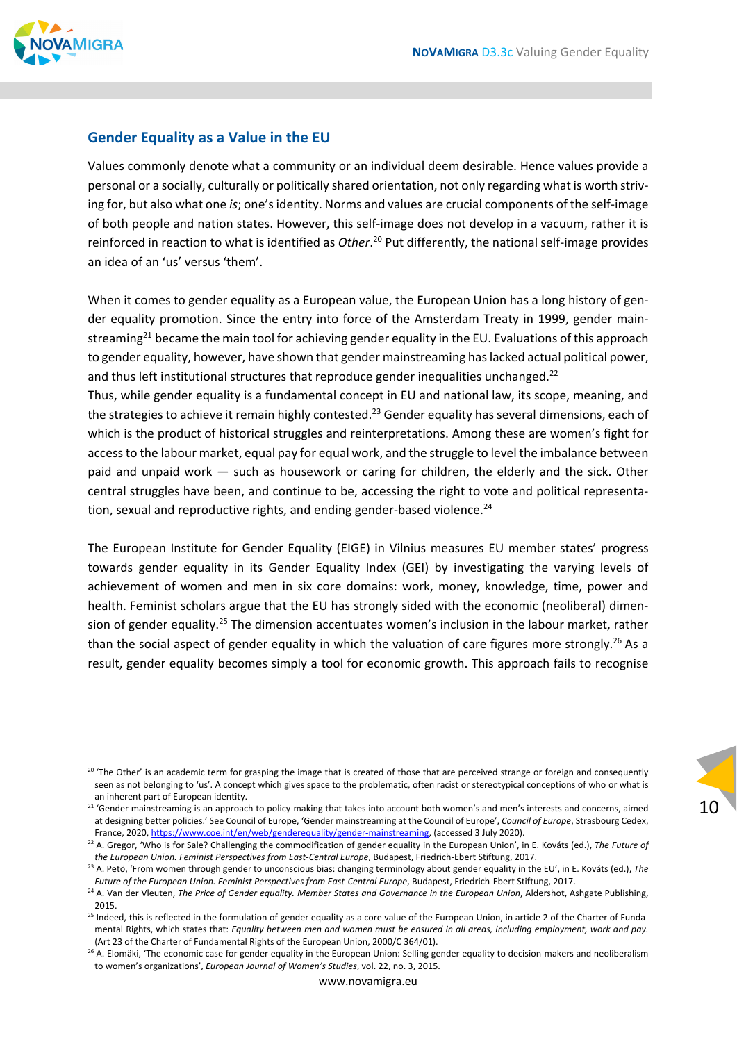## Gender Equality as a Value in the EU

Values commonly denote what a community or an individual deem desirable. Hence values provide a personal or a socially, culturally or politically shared orientation, not only regarding what is worth striving for, but also what one *is*; one's identity. Norms and values are crucial components of the self-image of both people and nation states. However, this self-image does not develop in a vacuum, rather it is reinforced in reaction to what is identified as *Other*.[20] Put differently, the national self-image provides an idea of an 'us' versus 'them'.

When it comes to gender equality as a European value, the European Union has a long history of gender equality promotion. Since the entry into force of the Amsterdam Treaty in 1999, gender mainstreaming[21] became the main tool for achieving gender equality in the EU. Evaluations of this approach to gender equality, however, have shown that gender mainstreaming has lacked actual political power, and thus left institutional structures that reproduce gender inequalities unchanged.[22]
Thus, while gender equality is a fundamental concept in EU and national law, its scope, meaning, and the strategies to achieve it remain highly contested.[23] Gender equality has several dimensions, each of which is the product of historical struggles and reinterpretations. Among these are women's fight for access to the labour market, equal pay for equal work, and the struggle to level the imbalance between paid and unpaid work — such as housework or caring for children, the elderly and the sick. Other central struggles have been, and continue to be, accessing the right to vote and political representation, sexual and reproductive rights, and ending gender-based violence.[24]

The European Institute for Gender Equality (EIGE) in Vilnius measures EU member states' progress towards gender equality in its Gender Equality Index (GEI) by investigating the varying levels of achievement of women and men in six core domains: work, money, knowledge, time, power and health. Feminist scholars argue that the EU has strongly sided with the economic (neoliberal) dimension of gender equality.[25] The dimension accentuates women's inclusion in the labour market, rather than the social aspect of gender equality in which the valuation of care figures more strongly.[26] As a result, gender equality becomes simply a tool for economic growth. This approach fails to recognise

---

[20] 'The Other' is an academic term for grasping the image that is created of those that are perceived strange or foreign and consequently seen as not belonging to 'us'. A concept which gives space to the problematic, often racist or stereotypical conceptions of who or what is an inherent part of European identity.

[21] 'Gender mainstreaming is an approach to policy-making that takes into account both women's and men's interests and concerns, aimed at designing better policies.' See Council of Europe, 'Gender mainstreaming at the Council of Europe', *Council of Europe*, Strasbourg Cedex, France, 2020, https://www.coe.int/en/web/genderequality/gender-mainstreaming, (accessed 3 July 2020).

[22] A. Gregor, 'Who is for Sale? Challenging the commodification of gender equality in the European Union', in E. Kováts (ed.), *The Future of the European Union. Feminist Perspectives from East-Central Europe*, Budapest, Friedrich-Ebert Stiftung, 2017.

[23] A. Pető, 'From women through gender to unconscious bias: changing terminology about gender equality in the EU', in E. Kováts (ed.), *The Future of the European Union. Feminist Perspectives from East-Central Europe*, Budapest, Friedrich-Ebert Stiftung, 2017.

[24] A. Van der Vleuten, *The Price of Gender equality. Member States and Governance in the European Union*, Aldershot, Ashgate Publishing, 2015.

[25] Indeed, this is reflected in the formulation of gender equality as a core value of the European Union, in article 2 of the Charter of Fundamental Rights, which states that: *Equality between men and women must be ensured in all areas, including employment, work and pay.* (Art 23 of the Charter of Fundamental Rights of the European Union, 2000/C 364/01).

[26] A. Elomäki, 'The economic case for gender equality in the European Union: Selling gender equality to decision-makers and neoliberalism to women's organizations', *European Journal of Women's Studies*, vol. 22, no. 3, 2015.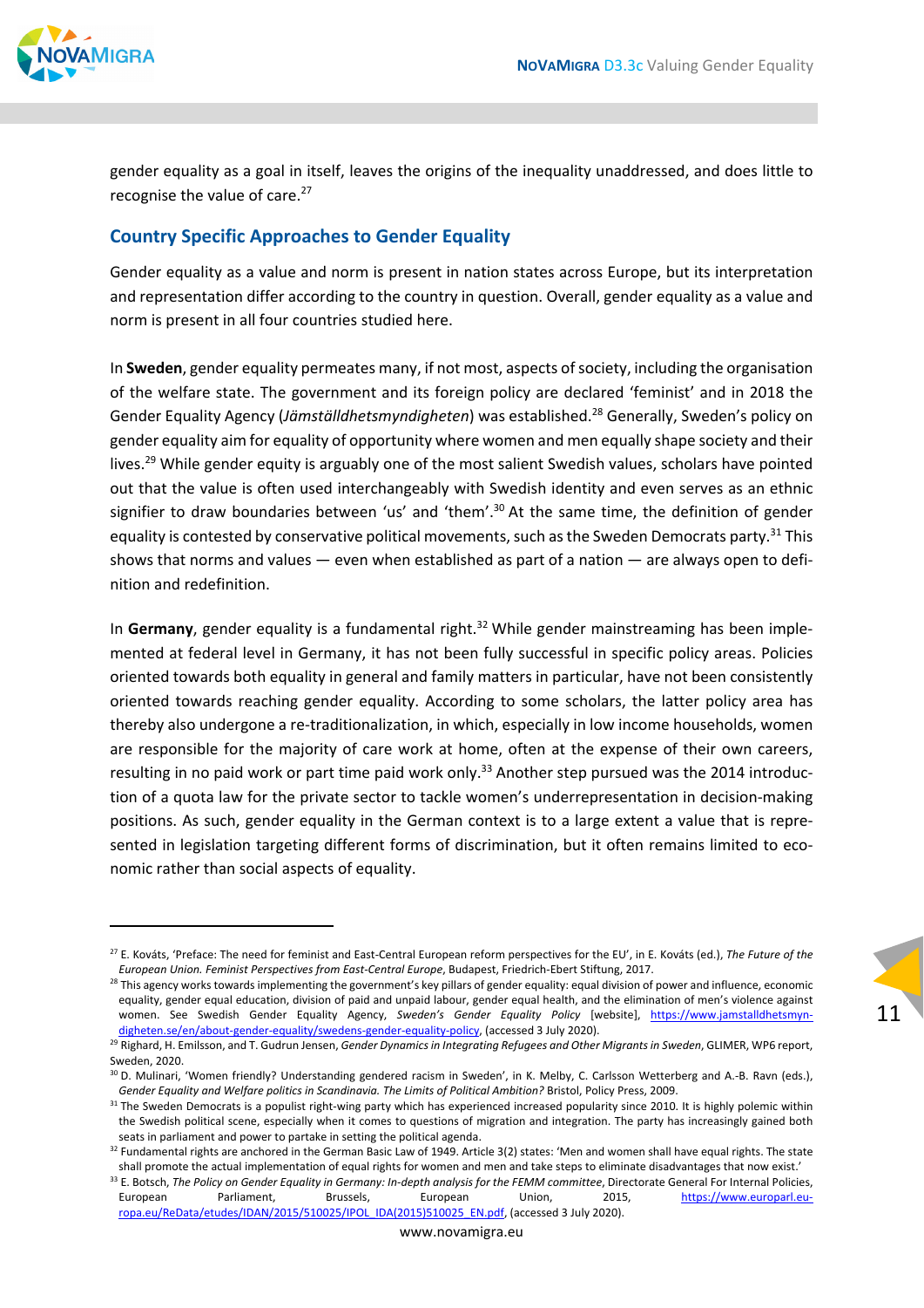gender equality as a goal in itself, leaves the origins of the inequality unaddressed, and does little to recognise the value of care.[27]

## Country Specific Approaches to Gender Equality

Gender equality as a value and norm is present in nation states across Europe, but its interpretation and representation differ according to the country in question. Overall, gender equality as a value and norm is present in all four countries studied here.

In **Sweden**, gender equality permeates many, if not most, aspects of society, including the organisation of the welfare state. The government and its foreign policy are declared 'feminist' and in 2018 the Gender Equality Agency (*Jämställdhetsmyndigheten*) was established.[28] Generally, Sweden's policy on gender equality aim for equality of opportunity where women and men equally shape society and their lives.[29] While gender equity is arguably one of the most salient Swedish values, scholars have pointed out that the value is often used interchangeably with Swedish identity and even serves as an ethnic signifier to draw boundaries between 'us' and 'them'.[30] At the same time, the definition of gender equality is contested by conservative political movements, such as the Sweden Democrats party.[31] This shows that norms and values — even when established as part of a nation — are always open to definition and redefinition.

In **Germany**, gender equality is a fundamental right.[32] While gender mainstreaming has been implemented at federal level in Germany, it has not been fully successful in specific policy areas. Policies oriented towards both equality in general and family matters in particular, have not been consistently oriented towards reaching gender equality. According to some scholars, the latter policy area has thereby also undergone a re-traditionalization, in which, especially in low income households, women are responsible for the majority of care work at home, often at the expense of their own careers, resulting in no paid work or part time paid work only.[33] Another step pursued was the 2014 introduction of a quota law for the private sector to tackle women's underrepresentation in decision-making positions. As such, gender equality in the German context is to a large extent a value that is represented in legislation targeting different forms of discrimination, but it often remains limited to economic rather than social aspects of equality.

---

[27] E. Kováts, 'Preface: The need for feminist and East-Central European reform perspectives for the EU', in E. Kováts (ed.), *The Future of the European Union. Feminist Perspectives from East-Central Europe*, Budapest, Friedrich-Ebert Stiftung, 2017.

[28] This agency works towards implementing the government's key pillars of gender equality: equal division of power and influence, economic equality, gender equal education, division of paid and unpaid labour, gender equal health, and the elimination of men's violence against women. See Swedish Gender Equality Agency, *Sweden's Gender Equality Policy* [website], https://www.jamstalldhetsmyndigheten.se/en/about-gender-equality/swedens-gender-equality-policy, (accessed 3 July 2020).

[29] Righard, H. Emilsson, and T. Gudrun Jensen, *Gender Dynamics in Integrating Refugees and Other Migrants in Sweden*, GLIMER, WP6 report, Sweden, 2020.

[30] D. Mulinari, 'Women friendly? Understanding gendered racism in Sweden', in K. Melby, C. Carlsson Wetterberg and A.-B. Ravn (eds.), *Gender Equality and Welfare politics in Scandinavia. The Limits of Political Ambition?* Bristol, Policy Press, 2009.

[31] The Sweden Democrats is a populist right-wing party which has experienced increased popularity since 2010. It is highly polemic within the Swedish political scene, especially when it comes to questions of migration and integration. The party has increasingly gained both seats in parliament and power to partake in setting the political agenda.

[32] Fundamental rights are anchored in the German Basic Law of 1949. Article 3(2) states: 'Men and women shall have equal rights. The state shall promote the actual implementation of equal rights for women and men and take steps to eliminate disadvantages that now exist.'

[33] E. Botsch, *The Policy on Gender Equality in Germany: In-depth analysis for the FEMM committee*, Directorate General For Internal Policies, European Parliament, Brussels, European Union, 2015, https://www.europarl.europa.eu/ReData/etudes/IDAN/2015/510025/IPOL_IDA(2015)510025_EN.pdf, (accessed 3 July 2020).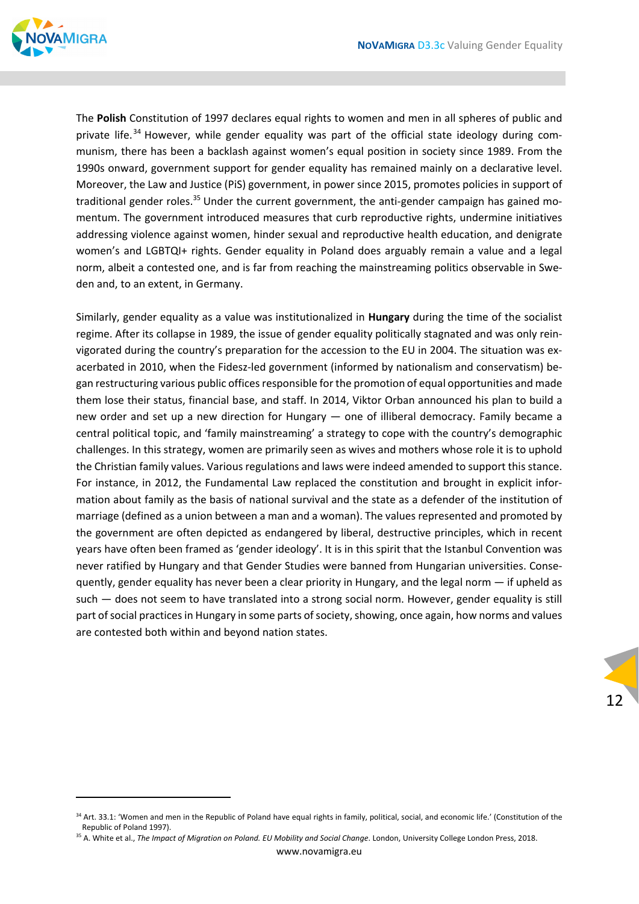The **Polish** Constitution of 1997 declares equal rights to women and men in all spheres of public and private life.[34] However, while gender equality was part of the official state ideology during communism, there has been a backlash against women's equal position in society since 1989. From the 1990s onward, government support for gender equality has remained mainly on a declarative level. Moreover, the Law and Justice (PiS) government, in power since 2015, promotes policies in support of traditional gender roles.[35] Under the current government, the anti-gender campaign has gained momentum. The government introduced measures that curb reproductive rights, undermine initiatives addressing violence against women, hinder sexual and reproductive health education, and denigrate women's and LGBTQI+ rights. Gender equality in Poland does arguably remain a value and a legal norm, albeit a contested one, and is far from reaching the mainstreaming politics observable in Sweden and, to an extent, in Germany.

Similarly, gender equality as a value was institutionalized in **Hungary** during the time of the socialist regime. After its collapse in 1989, the issue of gender equality politically stagnated and was only reinvigorated during the country's preparation for the accession to the EU in 2004. The situation was exacerbated in 2010, when the Fidesz-led government (informed by nationalism and conservatism) began restructuring various public offices responsible for the promotion of equal opportunities and made them lose their status, financial base, and staff. In 2014, Viktor Orban announced his plan to build a new order and set up a new direction for Hungary — one of illiberal democracy. Family became a central political topic, and 'family mainstreaming' a strategy to cope with the country's demographic challenges. In this strategy, women are primarily seen as wives and mothers whose role it is to uphold the Christian family values. Various regulations and laws were indeed amended to support this stance. For instance, in 2012, the Fundamental Law replaced the constitution and brought in explicit information about family as the basis of national survival and the state as a defender of the institution of marriage (defined as a union between a man and a woman). The values represented and promoted by the government are often depicted as endangered by liberal, destructive principles, which in recent years have often been framed as 'gender ideology'. It is in this spirit that the Istanbul Convention was never ratified by Hungary and that Gender Studies were banned from Hungarian universities. Consequently, gender equality has never been a clear priority in Hungary, and the legal norm — if upheld as such — does not seem to have translated into a strong social norm. However, gender equality is still part of social practices in Hungary in some parts of society, showing, once again, how norms and values are contested both within and beyond nation states.

---

[34] Art. 33.1: 'Women and men in the Republic of Poland have equal rights in family, political, social, and economic life.' (Constitution of the Republic of Poland 1997).

[35] A. White et al., *The Impact of Migration on Poland. EU Mobility and Social Change*. London, University College London Press, 2018.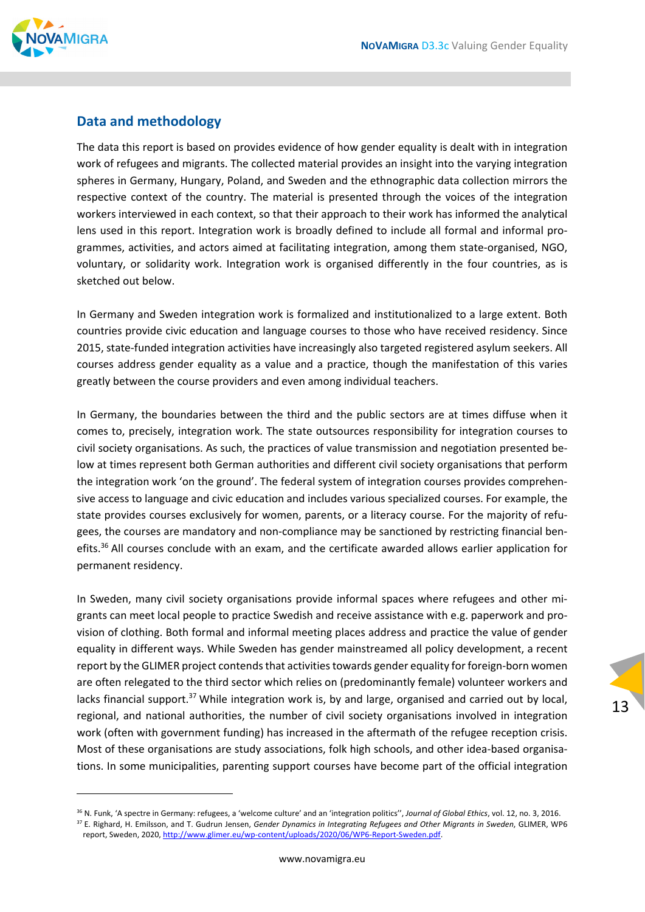## Data and methodology

The data this report is based on provides evidence of how gender equality is dealt with in integration work of refugees and migrants. The collected material provides an insight into the varying integration spheres in Germany, Hungary, Poland, and Sweden and the ethnographic data collection mirrors the respective context of the country. The material is presented through the voices of the integration workers interviewed in each context, so that their approach to their work has informed the analytical lens used in this report. Integration work is broadly defined to include all formal and informal programmes, activities, and actors aimed at facilitating integration, among them state-organised, NGO, voluntary, or solidarity work. Integration work is organised differently in the four countries, as is sketched out below.

In Germany and Sweden integration work is formalized and institutionalized to a large extent. Both countries provide civic education and language courses to those who have received residency. Since 2015, state-funded integration activities have increasingly also targeted registered asylum seekers. All courses address gender equality as a value and a practice, though the manifestation of this varies greatly between the course providers and even among individual teachers.

In Germany, the boundaries between the third and the public sectors are at times diffuse when it comes to, precisely, integration work. The state outsources responsibility for integration courses to civil society organisations. As such, the practices of value transmission and negotiation presented below at times represent both German authorities and different civil society organisations that perform the integration work 'on the ground'. The federal system of integration courses provides comprehensive access to language and civic education and includes various specialized courses. For example, the state provides courses exclusively for women, parents, or a literacy course. For the majority of refugees, the courses are mandatory and non-compliance may be sanctioned by restricting financial benefits.[36] All courses conclude with an exam, and the certificate awarded allows earlier application for permanent residency.

In Sweden, many civil society organisations provide informal spaces where refugees and other migrants can meet local people to practice Swedish and receive assistance with e.g. paperwork and provision of clothing. Both formal and informal meeting places address and practice the value of gender equality in different ways. While Sweden has gender mainstreamed all policy development, a recent report by the GLIMER project contends that activities towards gender equality for foreign-born women are often relegated to the third sector which relies on (predominantly female) volunteer workers and lacks financial support.[37] While integration work is, by and large, organised and carried out by local, regional, and national authorities, the number of civil society organisations involved in integration work (often with government funding) has increased in the aftermath of the refugee reception crisis. Most of these organisations are study associations, folk high schools, and other idea-based organisations. In some municipalities, parenting support courses have become part of the official integration

---

[36] N. Funk, 'A spectre in Germany: refugees, a 'welcome culture' and an 'integration politics'', *Journal of Global Ethics*, vol. 12, no. 3, 2016.

[37] E. Righard, H. Emilsson, and T. Gudrun Jensen, *Gender Dynamics in Integrating Refugees and Other Migrants in Sweden*, GLIMER, WP6 report, Sweden, 2020, http://www.glimer.eu/wp-content/uploads/2020/06/WP6-Report-Sweden.pdf.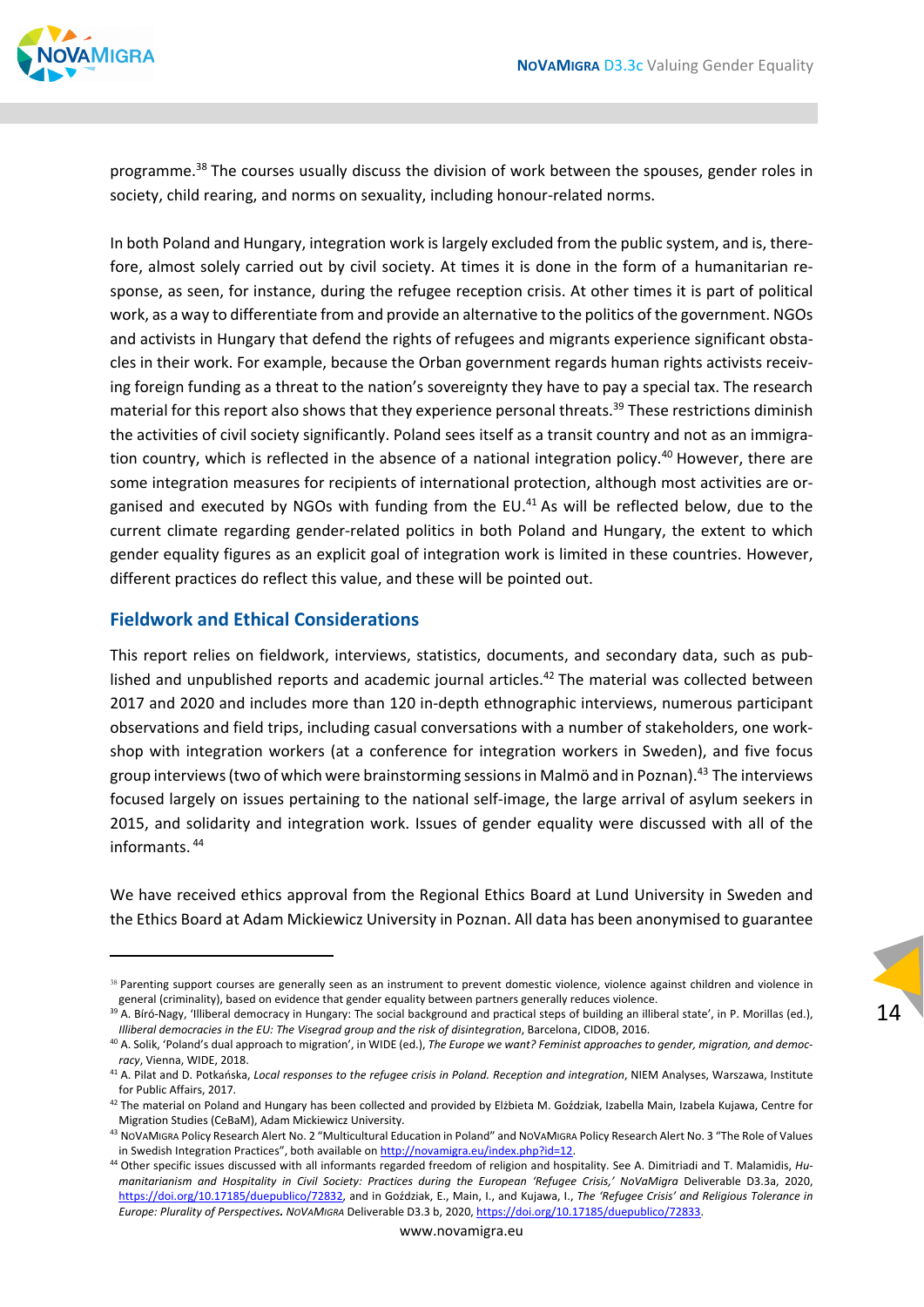programme.[38] The courses usually discuss the division of work between the spouses, gender roles in society, child rearing, and norms on sexuality, including honour-related norms.

In both Poland and Hungary, integration work is largely excluded from the public system, and is, therefore, almost solely carried out by civil society. At times it is done in the form of a humanitarian response, as seen, for instance, during the refugee reception crisis. At other times it is part of political work, as a way to differentiate from and provide an alternative to the politics of the government. NGOs and activists in Hungary that defend the rights of refugees and migrants experience significant obstacles in their work. For example, because the Orban government regards human rights activists receiving foreign funding as a threat to the nation's sovereignty they have to pay a special tax. The research material for this report also shows that they experience personal threats.[39] These restrictions diminish the activities of civil society significantly. Poland sees itself as a transit country and not as an immigration country, which is reflected in the absence of a national integration policy.[40] However, there are some integration measures for recipients of international protection, although most activities are organised and executed by NGOs with funding from the EU.[41] As will be reflected below, due to the current climate regarding gender-related politics in both Poland and Hungary, the extent to which gender equality figures as an explicit goal of integration work is limited in these countries. However, different practices do reflect this value, and these will be pointed out.

## Fieldwork and Ethical Considerations

This report relies on fieldwork, interviews, statistics, documents, and secondary data, such as published and unpublished reports and academic journal articles.[42] The material was collected between 2017 and 2020 and includes more than 120 in-depth ethnographic interviews, numerous participant observations and field trips, including casual conversations with a number of stakeholders, one workshop with integration workers (at a conference for integration workers in Sweden), and five focus group interviews (two of which were brainstorming sessions in Malmö and in Poznan).[43] The interviews focused largely on issues pertaining to the national self-image, the large arrival of asylum seekers in 2015, and solidarity and integration work. Issues of gender equality were discussed with all of the informants.[44]

We have received ethics approval from the Regional Ethics Board at Lund University in Sweden and the Ethics Board at Adam Mickiewicz University in Poznan. All data has been anonymised to guarantee

---

[38] Parenting support courses are generally seen as an instrument to prevent domestic violence, violence against children and violence in general (criminality), based on evidence that gender equality between partners generally reduces violence.

[39] A. Bíró-Nagy, 'Illiberal democracy in Hungary: The social background and practical steps of building an illiberal state', in P. Morillas (ed.), *Illiberal democracies in the EU: The Visegrad group and the risk of disintegration*, Barcelona, CIDOB, 2016.

[40] A. Solik, 'Poland's dual approach to migration', in WIDE (ed.), *The Europe we want? Feminist approaches to gender, migration, and democracy*, Vienna, WIDE, 2018.

[41] A. Pilat and D. Potkańska, *Local responses to the refugee crisis in Poland. Reception and integration*, NIEM Analyses, Warszawa, Institute for Public Affairs, 2017.

[42] The material on Poland and Hungary has been collected and provided by Elżbieta M. Goździak, Izabella Main, Izabela Kujawa, Centre for Migration Studies (CeBaM), Adam Mickiewicz University.

[43] NoVaMigra Policy Research Alert No. 2 "Multicultural Education in Poland" and NoVaMigra Policy Research Alert No. 3 "The Role of Values in Swedish Integration Practices", both available on http://novamigra.eu/index.php?id=12.

[44] Other specific issues discussed with all informants regarded freedom of religion and hospitality. See A. Dimitriadi and T. Malamidis, *Humanitarianism and Hospitality in Civil Society: Practices during the European 'Refugee Crisis,' NoVaMigra* Deliverable D3.3a, 2020, https://doi.org/10.17185/duepublico/72832, and in Goździak, E., Main, I., and Kujawa, I., *The 'Refugee Crisis' and Religious Tolerance in Europe: Plurality of Perspectives.* NoVaMigra Deliverable D3.3 b, 2020, https://doi.org/10.17185/duepublico/72833.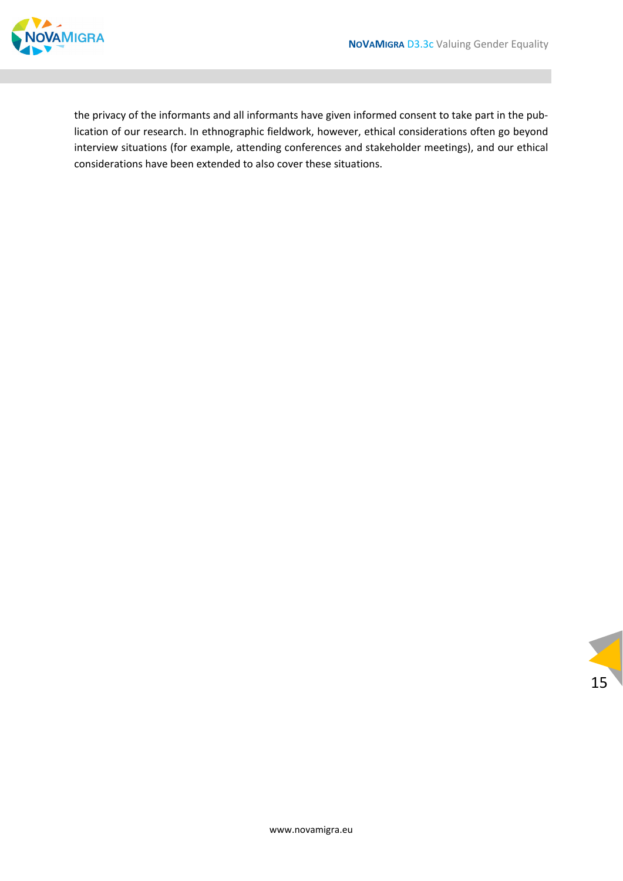the privacy of the informants and all informants have given informed consent to take part in the publication of our research. In ethnographic fieldwork, however, ethical considerations often go beyond interview situations (for example, attending conferences and stakeholder meetings), and our ethical considerations have been extended to also cover these situations.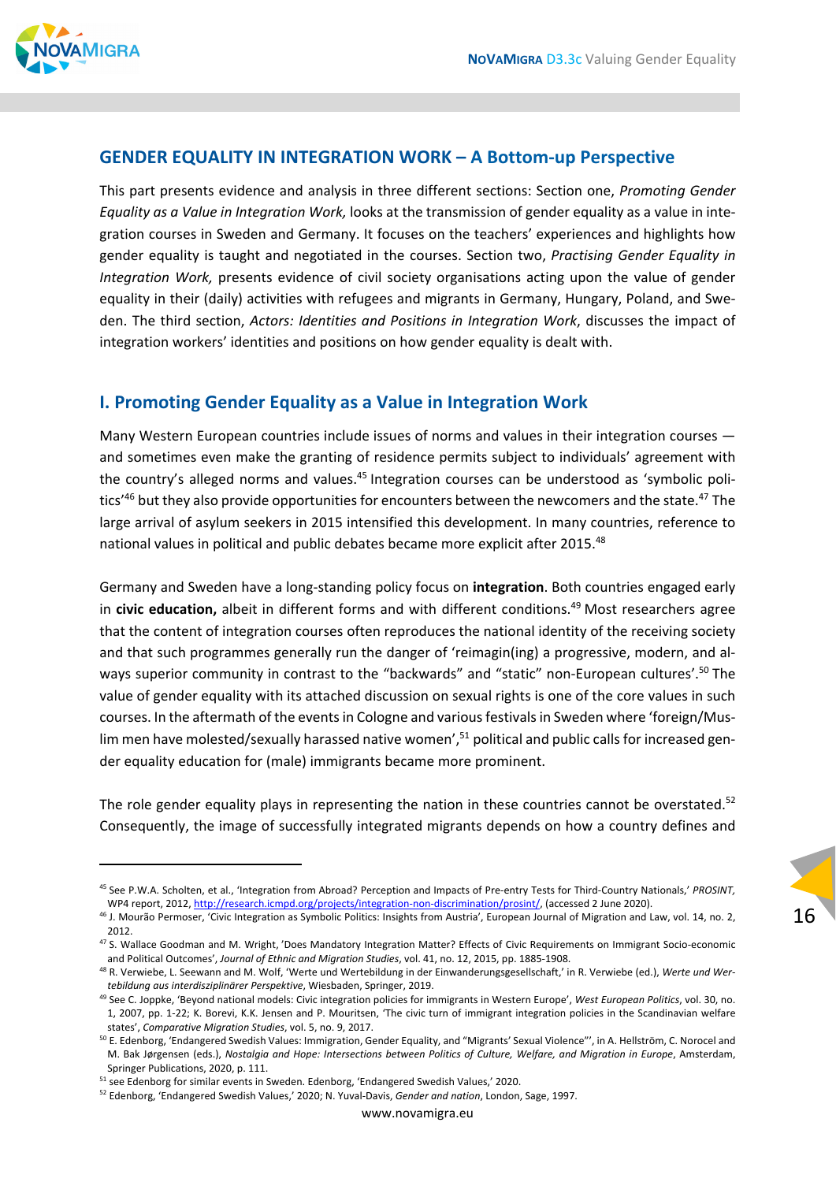## GENDER EQUALITY IN INTEGRATION WORK – A Bottom-up Perspective

This part presents evidence and analysis in three different sections: Section one, *Promoting Gender Equality as a Value in Integration Work,* looks at the transmission of gender equality as a value in integration courses in Sweden and Germany. It focuses on the teachers' experiences and highlights how gender equality is taught and negotiated in the courses. Section two, *Practising Gender Equality in Integration Work,* presents evidence of civil society organisations acting upon the value of gender equality in their (daily) activities with refugees and migrants in Germany, Hungary, Poland, and Sweden. The third section, *Actors: Identities and Positions in Integration Work*, discusses the impact of integration workers' identities and positions on how gender equality is dealt with.

## I. Promoting Gender Equality as a Value in Integration Work

Many Western European countries include issues of norms and values in their integration courses — and sometimes even make the granting of residence permits subject to individuals' agreement with the country's alleged norms and values.[45] Integration courses can be understood as 'symbolic politics'[46] but they also provide opportunities for encounters between the newcomers and the state.[47] The large arrival of asylum seekers in 2015 intensified this development. In many countries, reference to national values in political and public debates became more explicit after 2015.[48]

Germany and Sweden have a long-standing policy focus on **integration**. Both countries engaged early in **civic education,** albeit in different forms and with different conditions.[49] Most researchers agree that the content of integration courses often reproduces the national identity of the receiving society and that such programmes generally run the danger of 'reimagin(ing) a progressive, modern, and always superior community in contrast to the "backwards" and "static" non-European cultures'.[50] The value of gender equality with its attached discussion on sexual rights is one of the core values in such courses. In the aftermath of the events in Cologne and various festivals in Sweden where 'foreign/Muslim men have molested/sexually harassed native women',[51] political and public calls for increased gender equality education for (male) immigrants became more prominent.

The role gender equality plays in representing the nation in these countries cannot be overstated.[52] Consequently, the image of successfully integrated migrants depends on how a country defines and

---

[45] See P.W.A. Scholten, et al., 'Integration from Abroad? Perception and Impacts of Pre-entry Tests for Third-Country Nationals,' *PROSINT,* WP4 report, 2012, http://research.icmpd.org/projects/integration-non-discrimination/prosint/, (accessed 2 June 2020).

[46] J. Mourão Permoser, 'Civic Integration as Symbolic Politics: Insights from Austria', European Journal of Migration and Law, vol. 14, no. 2, 2012.

[47] S. Wallace Goodman and M. Wright, 'Does Mandatory Integration Matter? Effects of Civic Requirements on Immigrant Socio-economic and Political Outcomes', *Journal of Ethnic and Migration Studies*, vol. 41, no. 12, 2015, pp. 1885-1908.

[48] R. Verwiebe, L. Seewann and M. Wolf, 'Werte und Wertebildung in der Einwanderungsgesellschaft,' in R. Verwiebe (ed.), *Werte und Wertebildung aus interdisziplinärer Perspektive*, Wiesbaden, Springer, 2019.

[49] See C. Joppke, 'Beyond national models: Civic integration policies for immigrants in Western Europe', *West European Politics*, vol. 30, no. 1, 2007, pp. 1-22; K. Borevi, K.K. Jensen and P. Mouritsen, 'The civic turn of immigrant integration policies in the Scandinavian welfare states', *Comparative Migration Studies*, vol. 5, no. 9, 2017.

[50] E. Edenborg, 'Endangered Swedish Values: Immigration, Gender Equality, and "Migrants' Sexual Violence"', in A. Hellström, C. Norocel and M. Bak Jørgensen (eds.), *Nostalgia and Hope: Intersections between Politics of Culture, Welfare, and Migration in Europe*, Amsterdam, Springer Publications, 2020, p. 111.

[51] see Edenborg for similar events in Sweden. Edenborg, 'Endangered Swedish Values,' 2020.

[52] Edenborg, 'Endangered Swedish Values,' 2020; N. Yuval-Davis, *Gender and nation*, London, Sage, 1997.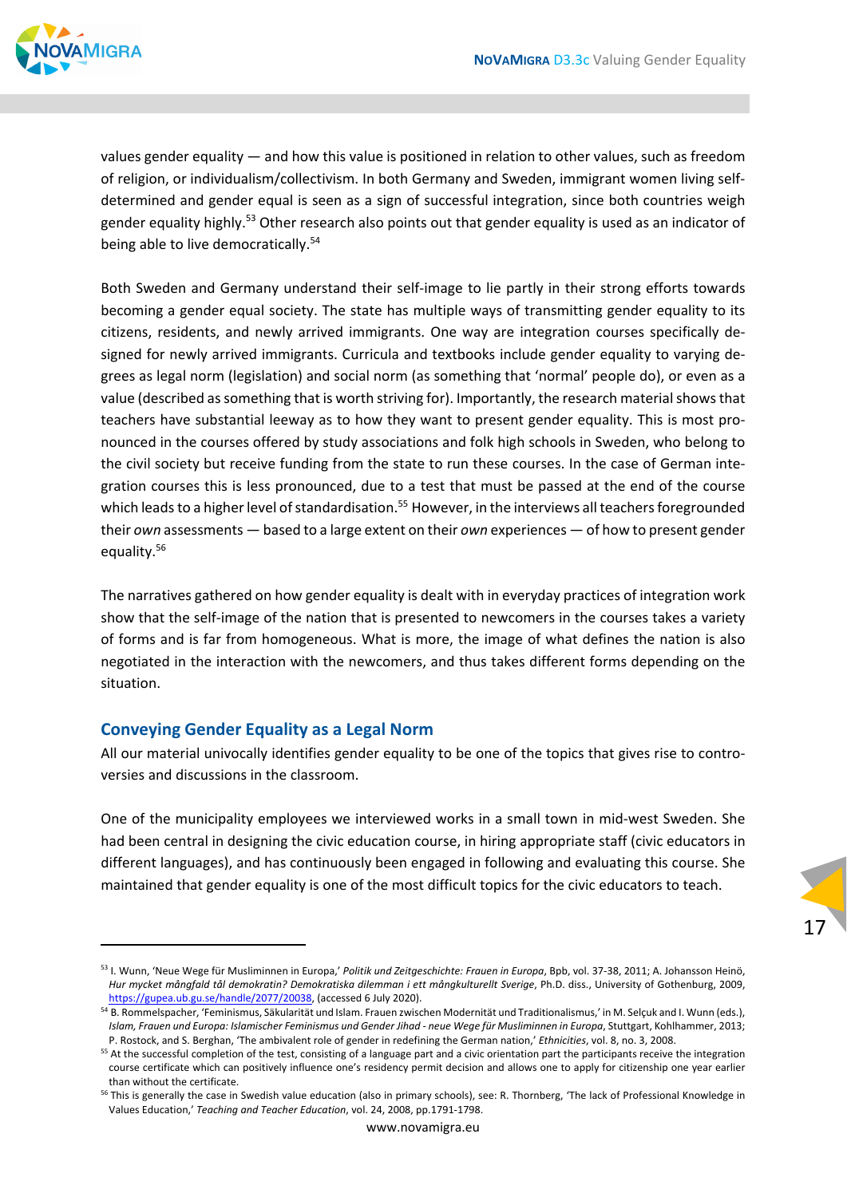values gender equality — and how this value is positioned in relation to other values, such as freedom of religion, or individualism/collectivism. In both Germany and Sweden, immigrant women living self-determined and gender equal is seen as a sign of successful integration, since both countries weigh gender equality highly.[53] Other research also points out that gender equality is used as an indicator of being able to live democratically.[54]

Both Sweden and Germany understand their self-image to lie partly in their strong efforts towards becoming a gender equal society. The state has multiple ways of transmitting gender equality to its citizens, residents, and newly arrived immigrants. One way are integration courses specifically designed for newly arrived immigrants. Curricula and textbooks include gender equality to varying degrees as legal norm (legislation) and social norm (as something that 'normal' people do), or even as a value (described as something that is worth striving for). Importantly, the research material shows that teachers have substantial leeway as to how they want to present gender equality. This is most pronounced in the courses offered by study associations and folk high schools in Sweden, who belong to the civil society but receive funding from the state to run these courses. In the case of German integration courses this is less pronounced, due to a test that must be passed at the end of the course which leads to a higher level of standardisation.[55] However, in the interviews all teachers foregrounded their *own* assessments — based to a large extent on their *own* experiences — of how to present gender equality.[56]

The narratives gathered on how gender equality is dealt with in everyday practices of integration work show that the self-image of the nation that is presented to newcomers in the courses takes a variety of forms and is far from homogeneous. What is more, the image of what defines the nation is also negotiated in the interaction with the newcomers, and thus takes different forms depending on the situation.

## Conveying Gender Equality as a Legal Norm

All our material univocally identifies gender equality to be one of the topics that gives rise to controversies and discussions in the classroom.

One of the municipality employees we interviewed works in a small town in mid-west Sweden. She had been central in designing the civic education course, in hiring appropriate staff (civic educators in different languages), and has continuously been engaged in following and evaluating this course. She maintained that gender equality is one of the most difficult topics for the civic educators to teach.

---

[53] I. Wunn, 'Neue Wege für Musliminnen in Europa,' *Politik und Zeitgeschichte: Frauen in Europa*, Bpb, vol. 37-38, 2011; A. Johansson Heinö, *Hur mycket mångfald tål demokratin? Demokratiska dilemman i ett mångkulturellt Sverige*, Ph.D. diss., University of Gothenburg, 2009, https://gupea.ub.gu.se/handle/2077/20038, (accessed 6 July 2020).

[54] B. Rommelspacher, 'Feminismus, Säkularität und Islam. Frauen zwischen Modernität und Traditionalismus,' in M. Selçuk and I. Wunn (eds.), *Islam, Frauen und Europa: Islamischer Feminismus und Gender Jihad - neue Wege für Musliminnen in Europa*, Stuttgart, Kohlhammer, 2013; P. Rostock, and S. Berghan, 'The ambivalent role of gender in redefining the German nation,' *Ethnicities*, vol. 8, no. 3, 2008.

[55] At the successful completion of the test, consisting of a language part and a civic orientation part the participants receive the integration course certificate which can positively influence one's residency permit decision and allows one to apply for citizenship one year earlier than without the certificate.

[56] This is generally the case in Swedish value education (also in primary schools), see: R. Thornberg, 'The lack of Professional Knowledge in Values Education,' *Teaching and Teacher Education*, vol. 24, 2008, pp.1791-1798.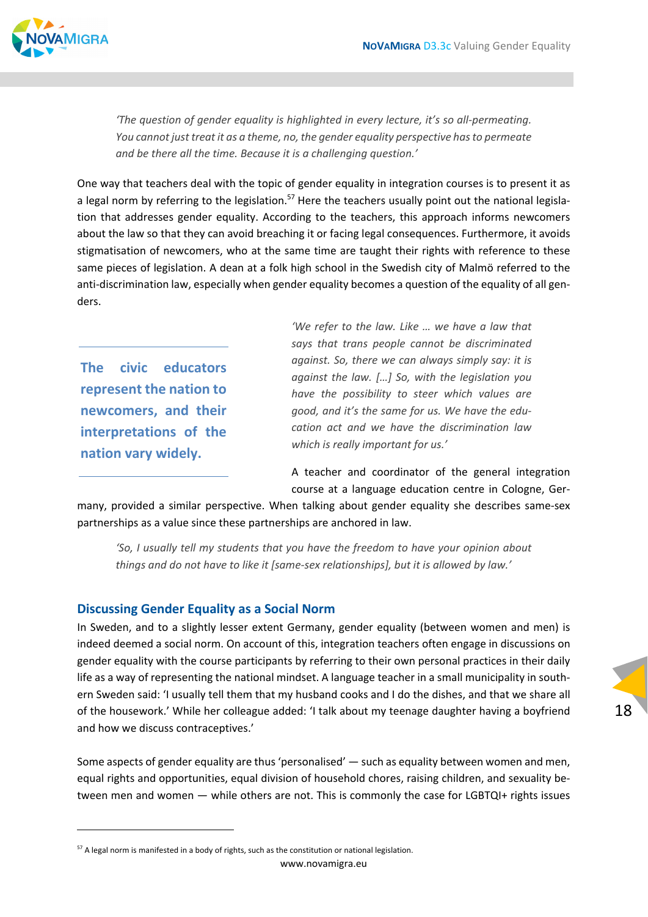*'The question of gender equality is highlighted in every lecture, it's so all-permeating. You cannot just treat it as a theme, no, the gender equality perspective has to permeate and be there all the time. Because it is a challenging question.'*

One way that teachers deal with the topic of gender equality in integration courses is to present it as a legal norm by referring to the legislation.[57] Here the teachers usually point out the national legislation that addresses gender equality. According to the teachers, this approach informs newcomers about the law so that they can avoid breaching it or facing legal consequences. Furthermore, it avoids stigmatisation of newcomers, who at the same time are taught their rights with reference to these same pieces of legislation. A dean at a folk high school in the Swedish city of Malmö referred to the anti-discrimination law, especially when gender equality becomes a question of the equality of all genders.

> **The civic educators represent the nation to newcomers, and their interpretations of the nation vary widely.**

*'We refer to the law. Like … we have a law that says that trans people cannot be discriminated against. So, there we can always simply say: it is against the law. […] So, with the legislation you have the possibility to steer which values are good, and it's the same for us. We have the education act and we have the discrimination law which is really important for us.'*

A teacher and coordinator of the general integration course at a language education centre in Cologne, Germany, provided a similar perspective. When talking about gender equality she describes same-sex partnerships as a value since these partnerships are anchored in law.

*'So, I usually tell my students that you have the freedom to have your opinion about things and do not have to like it [same-sex relationships], but it is allowed by law.'*

## Discussing Gender Equality as a Social Norm

In Sweden, and to a slightly lesser extent Germany, gender equality (between women and men) is indeed deemed a social norm. On account of this, integration teachers often engage in discussions on gender equality with the course participants by referring to their own personal practices in their daily life as a way of representing the national mindset. A language teacher in a small municipality in southern Sweden said: 'I usually tell them that my husband cooks and I do the dishes, and that we share all of the housework.' While her colleague added: 'I talk about my teenage daughter having a boyfriend and how we discuss contraceptives.'

Some aspects of gender equality are thus 'personalised' — such as equality between women and men, equal rights and opportunities, equal division of household chores, raising children, and sexuality between men and women — while others are not. This is commonly the case for LGBTQI+ rights issues

[57] A legal norm is manifested in a body of rights, such as the constitution or national legislation.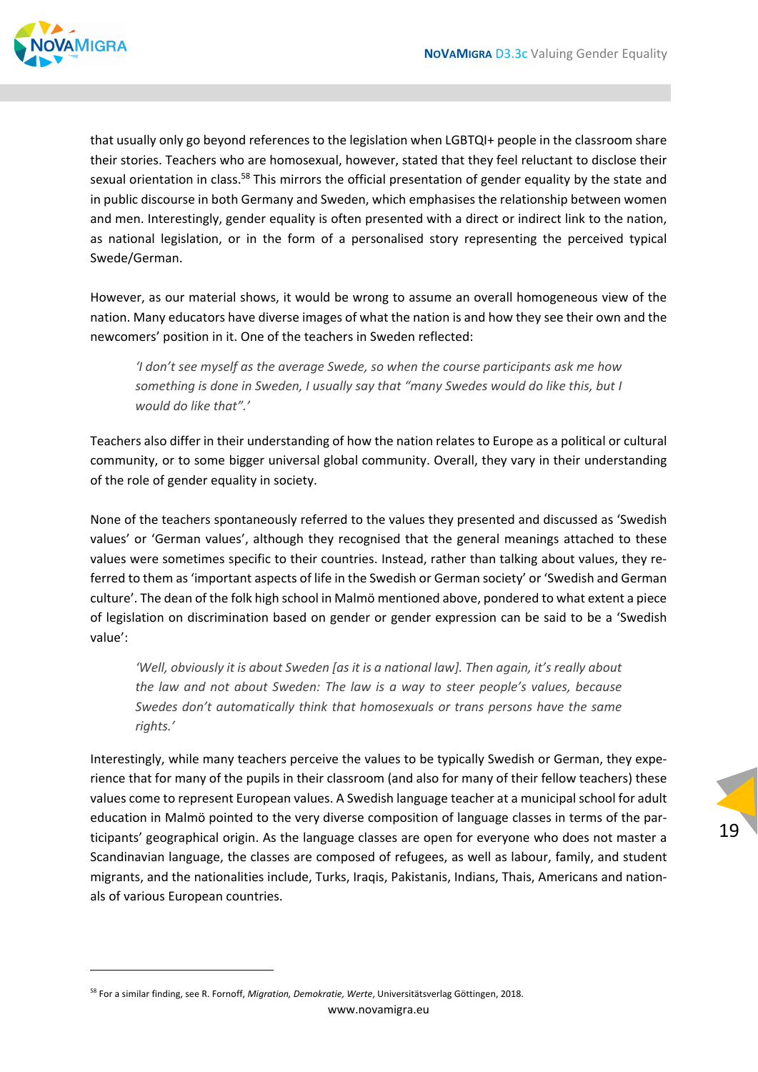that usually only go beyond references to the legislation when LGBTQI+ people in the classroom share their stories. Teachers who are homosexual, however, stated that they feel reluctant to disclose their sexual orientation in class.[58] This mirrors the official presentation of gender equality by the state and in public discourse in both Germany and Sweden, which emphasises the relationship between women and men. Interestingly, gender equality is often presented with a direct or indirect link to the nation, as national legislation, or in the form of a personalised story representing the perceived typical Swede/German.

However, as our material shows, it would be wrong to assume an overall homogeneous view of the nation. Many educators have diverse images of what the nation is and how they see their own and the newcomers' position in it. One of the teachers in Sweden reflected:

> *'I don't see myself as the average Swede, so when the course participants ask me how something is done in Sweden, I usually say that "many Swedes would do like this, but I would do like that".'*

Teachers also differ in their understanding of how the nation relates to Europe as a political or cultural community, or to some bigger universal global community. Overall, they vary in their understanding of the role of gender equality in society.

None of the teachers spontaneously referred to the values they presented and discussed as 'Swedish values' or 'German values', although they recognised that the general meanings attached to these values were sometimes specific to their countries. Instead, rather than talking about values, they referred to them as 'important aspects of life in the Swedish or German society' or 'Swedish and German culture'. The dean of the folk high school in Malmö mentioned above, pondered to what extent a piece of legislation on discrimination based on gender or gender expression can be said to be a 'Swedish value':

> *'Well, obviously it is about Sweden [as it is a national law]. Then again, it's really about the law and not about Sweden: The law is a way to steer people's values, because Swedes don't automatically think that homosexuals or trans persons have the same rights.'*

Interestingly, while many teachers perceive the values to be typically Swedish or German, they experience that for many of the pupils in their classroom (and also for many of their fellow teachers) these values come to represent European values. A Swedish language teacher at a municipal school for adult education in Malmö pointed to the very diverse composition of language classes in terms of the participants' geographical origin. As the language classes are open for everyone who does not master a Scandinavian language, the classes are composed of refugees, as well as labour, family, and student migrants, and the nationalities include, Turks, Iraqis, Pakistanis, Indians, Thais, Americans and nationals of various European countries.

[58] For a similar finding, see R. Fornoff, *Migration, Demokratie, Werte*, Universitätsverlag Göttingen, 2018.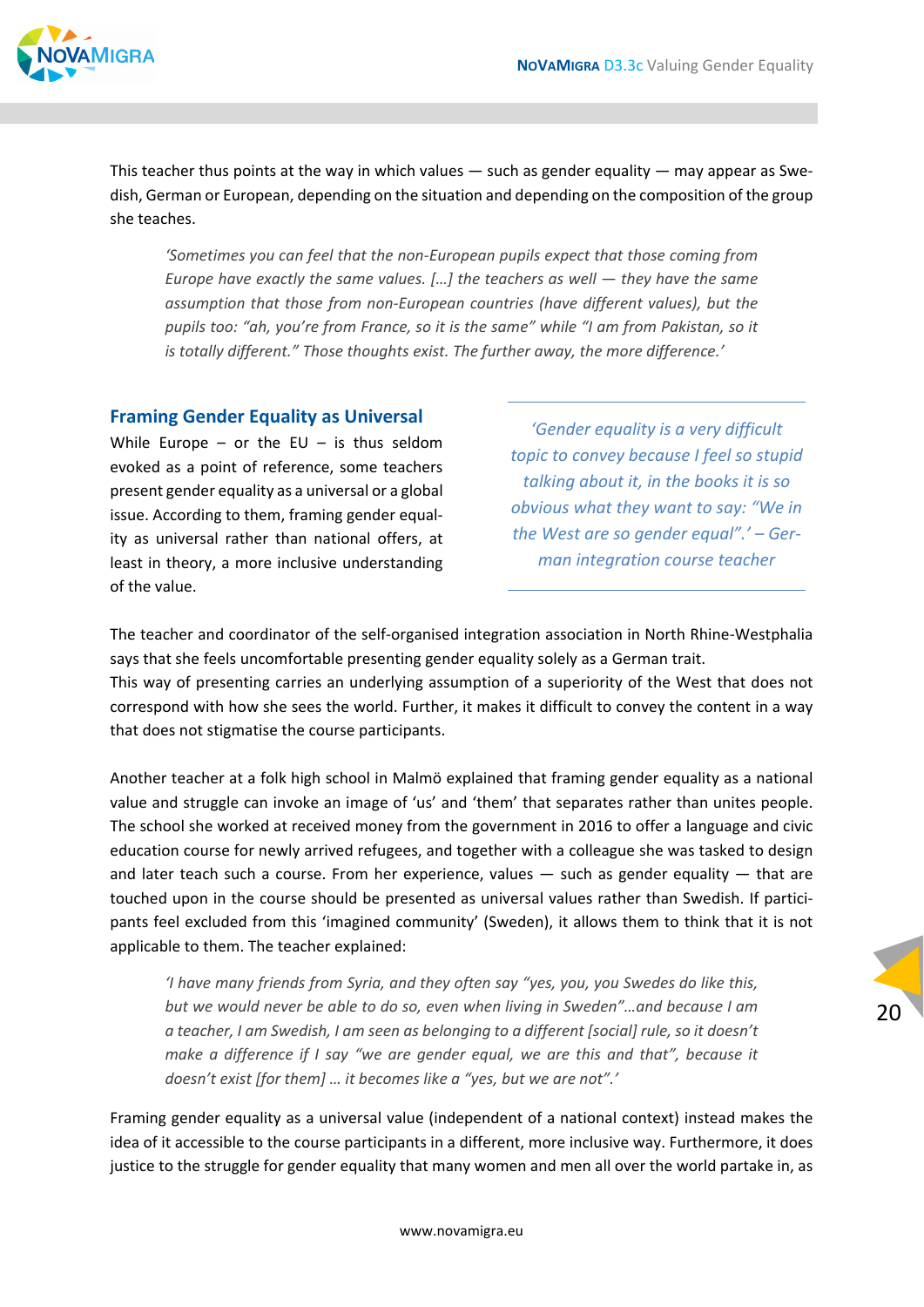This teacher thus points at the way in which values — such as gender equality — may appear as Swedish, German or European, depending on the situation and depending on the composition of the group she teaches.

> *'Sometimes you can feel that the non-European pupils expect that those coming from Europe have exactly the same values. […] the teachers as well — they have the same assumption that those from non-European countries (have different values), but the pupils too: "ah, you're from France, so it is the same" while "I am from Pakistan, so it is totally different." Those thoughts exist. The further away, the more difference.'*

### Framing Gender Equality as Universal

While Europe – or the EU – is thus seldom evoked as a point of reference, some teachers present gender equality as a universal or a global issue. According to them, framing gender equality as universal rather than national offers, at least in theory, a more inclusive understanding of the value.

> *'Gender equality is a very difficult topic to convey because I feel so stupid talking about it, in the books it is so obvious what they want to say: "We in the West are so gender equal".' – German integration course teacher*

The teacher and coordinator of the self-organised integration association in North Rhine-Westphalia says that she feels uncomfortable presenting gender equality solely as a German trait.
This way of presenting carries an underlying assumption of a superiority of the West that does not correspond with how she sees the world. Further, it makes it difficult to convey the content in a way that does not stigmatise the course participants.

Another teacher at a folk high school in Malmö explained that framing gender equality as a national value and struggle can invoke an image of 'us' and 'them' that separates rather than unites people. The school she worked at received money from the government in 2016 to offer a language and civic education course for newly arrived refugees, and together with a colleague she was tasked to design and later teach such a course. From her experience, values — such as gender equality — that are touched upon in the course should be presented as universal values rather than Swedish. If participants feel excluded from this 'imagined community' (Sweden), it allows them to think that it is not applicable to them. The teacher explained:

> *'I have many friends from Syria, and they often say "yes, you, you Swedes do like this, but we would never be able to do so, even when living in Sweden"…and because I am a teacher, I am Swedish, I am seen as belonging to a different [social] rule, so it doesn't make a difference if I say "we are gender equal, we are this and that", because it doesn't exist [for them] … it becomes like a "yes, but we are not".'*

Framing gender equality as a universal value (independent of a national context) instead makes the idea of it accessible to the course participants in a different, more inclusive way. Furthermore, it does justice to the struggle for gender equality that many women and men all over the world partake in, as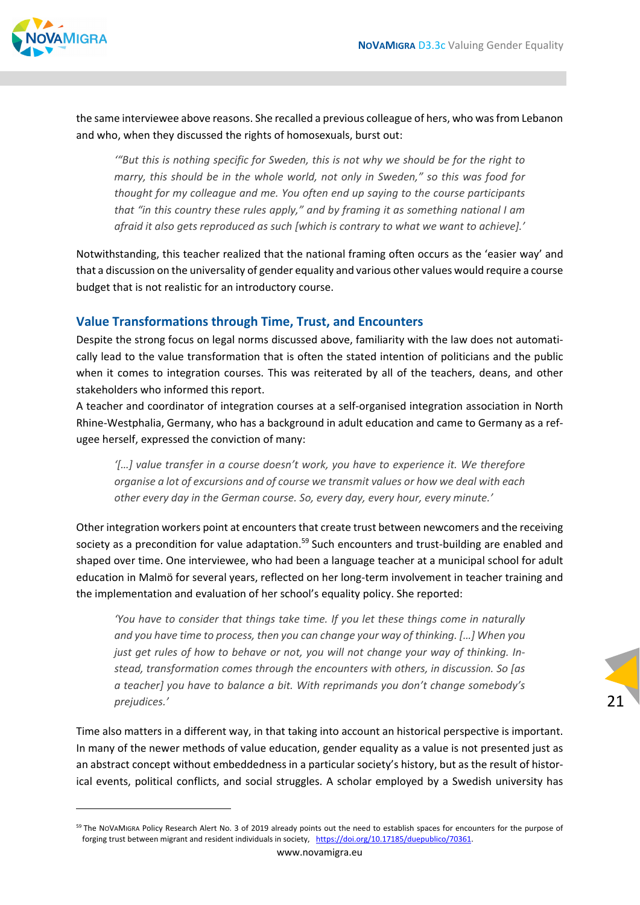the same interviewee above reasons. She recalled a previous colleague of hers, who was from Lebanon and who, when they discussed the rights of homosexuals, burst out:

> *'"But this is nothing specific for Sweden, this is not why we should be for the right to marry, this should be in the whole world, not only in Sweden," so this was food for thought for my colleague and me. You often end up saying to the course participants that "in this country these rules apply," and by framing it as something national I am afraid it also gets reproduced as such [which is contrary to what we want to achieve].'*

Notwithstanding, this teacher realized that the national framing often occurs as the 'easier way' and that a discussion on the universality of gender equality and various other values would require a course budget that is not realistic for an introductory course.

## Value Transformations through Time, Trust, and Encounters

Despite the strong focus on legal norms discussed above, familiarity with the law does not automatically lead to the value transformation that is often the stated intention of politicians and the public when it comes to integration courses. This was reiterated by all of the teachers, deans, and other stakeholders who informed this report.

A teacher and coordinator of integration courses at a self-organised integration association in North Rhine-Westphalia, Germany, who has a background in adult education and came to Germany as a refugee herself, expressed the conviction of many:

> *'[…] value transfer in a course doesn't work, you have to experience it. We therefore organise a lot of excursions and of course we transmit values or how we deal with each other every day in the German course. So, every day, every hour, every minute.'*

Other integration workers point at encounters that create trust between newcomers and the receiving society as a precondition for value adaptation.[59] Such encounters and trust-building are enabled and shaped over time. One interviewee, who had been a language teacher at a municipal school for adult education in Malmö for several years, reflected on her long-term involvement in teacher training and the implementation and evaluation of her school's equality policy. She reported:

> *'You have to consider that things take time. If you let these things come in naturally and you have time to process, then you can change your way of thinking. […] When you just get rules of how to behave or not, you will not change your way of thinking. Instead, transformation comes through the encounters with others, in discussion. So [as a teacher] you have to balance a bit. With reprimands you don't change somebody's prejudices.'*

Time also matters in a different way, in that taking into account an historical perspective is important. In many of the newer methods of value education, gender equality as a value is not presented just as an abstract concept without embeddedness in a particular society's history, but as the result of historical events, political conflicts, and social struggles. A scholar employed by a Swedish university has

[59] The NOVAMIGRA Policy Research Alert No. 3 of 2019 already points out the need to establish spaces for encounters for the purpose of forging trust between migrant and resident individuals in society, https://doi.org/10.17185/duepublico/70361.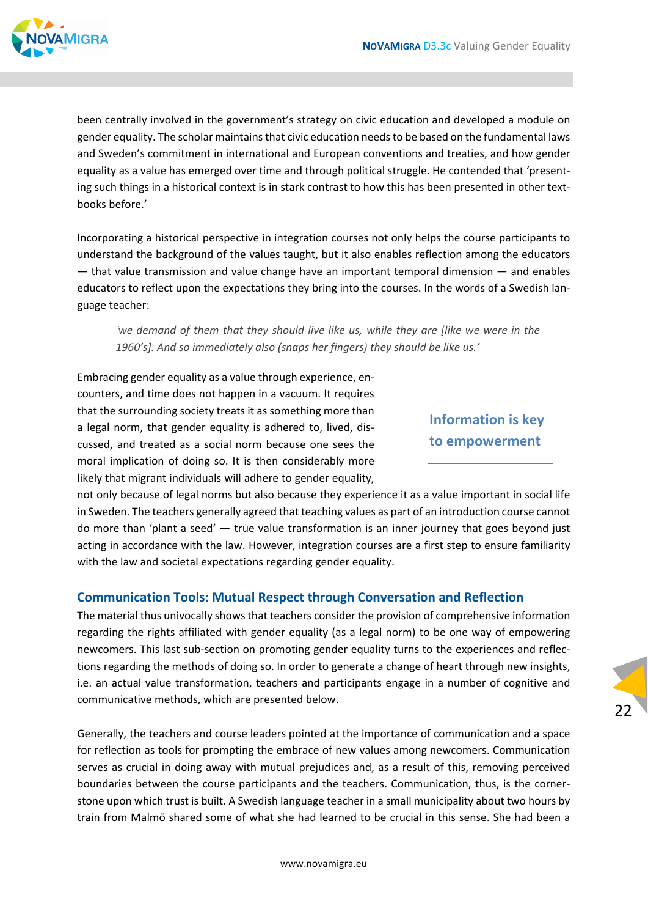been centrally involved in the government's strategy on civic education and developed a module on gender equality. The scholar maintains that civic education needs to be based on the fundamental laws and Sweden's commitment in international and European conventions and treaties, and how gender equality as a value has emerged over time and through political struggle. He contended that 'presenting such things in a historical context is in stark contrast to how this has been presented in other textbooks before.'

Incorporating a historical perspective in integration courses not only helps the course participants to understand the background of the values taught, but it also enables reflection among the educators — that value transmission and value change have an important temporal dimension — and enables educators to reflect upon the expectations they bring into the courses. In the words of a Swedish language teacher:

> *'we demand of them that they should live like us, while they are [like we were in the 1960's]. And so immediately also (snaps her fingers) they should be like us.'*

**Information is key to empowerment**

Embracing gender equality as a value through experience, encounters, and time does not happen in a vacuum. It requires that the surrounding society treats it as something more than a legal norm, that gender equality is adhered to, lived, discussed, and treated as a social norm because one sees the moral implication of doing so. It is then considerably more likely that migrant individuals will adhere to gender equality, not only because of legal norms but also because they experience it as a value important in social life in Sweden. The teachers generally agreed that teaching values as part of an introduction course cannot do more than 'plant a seed' — true value transformation is an inner journey that goes beyond just acting in accordance with the law. However, integration courses are a first step to ensure familiarity with the law and societal expectations regarding gender equality.

### Communication Tools: Mutual Respect through Conversation and Reflection

The material thus univocally shows that teachers consider the provision of comprehensive information regarding the rights affiliated with gender equality (as a legal norm) to be one way of empowering newcomers. This last sub-section on promoting gender equality turns to the experiences and reflections regarding the methods of doing so. In order to generate a change of heart through new insights, i.e. an actual value transformation, teachers and participants engage in a number of cognitive and communicative methods, which are presented below.

Generally, the teachers and course leaders pointed at the importance of communication and a space for reflection as tools for prompting the embrace of new values among newcomers. Communication serves as crucial in doing away with mutual prejudices and, as a result of this, removing perceived boundaries between the course participants and the teachers. Communication, thus, is the cornerstone upon which trust is built. A Swedish language teacher in a small municipality about two hours by train from Malmö shared some of what she had learned to be crucial in this sense. She had been a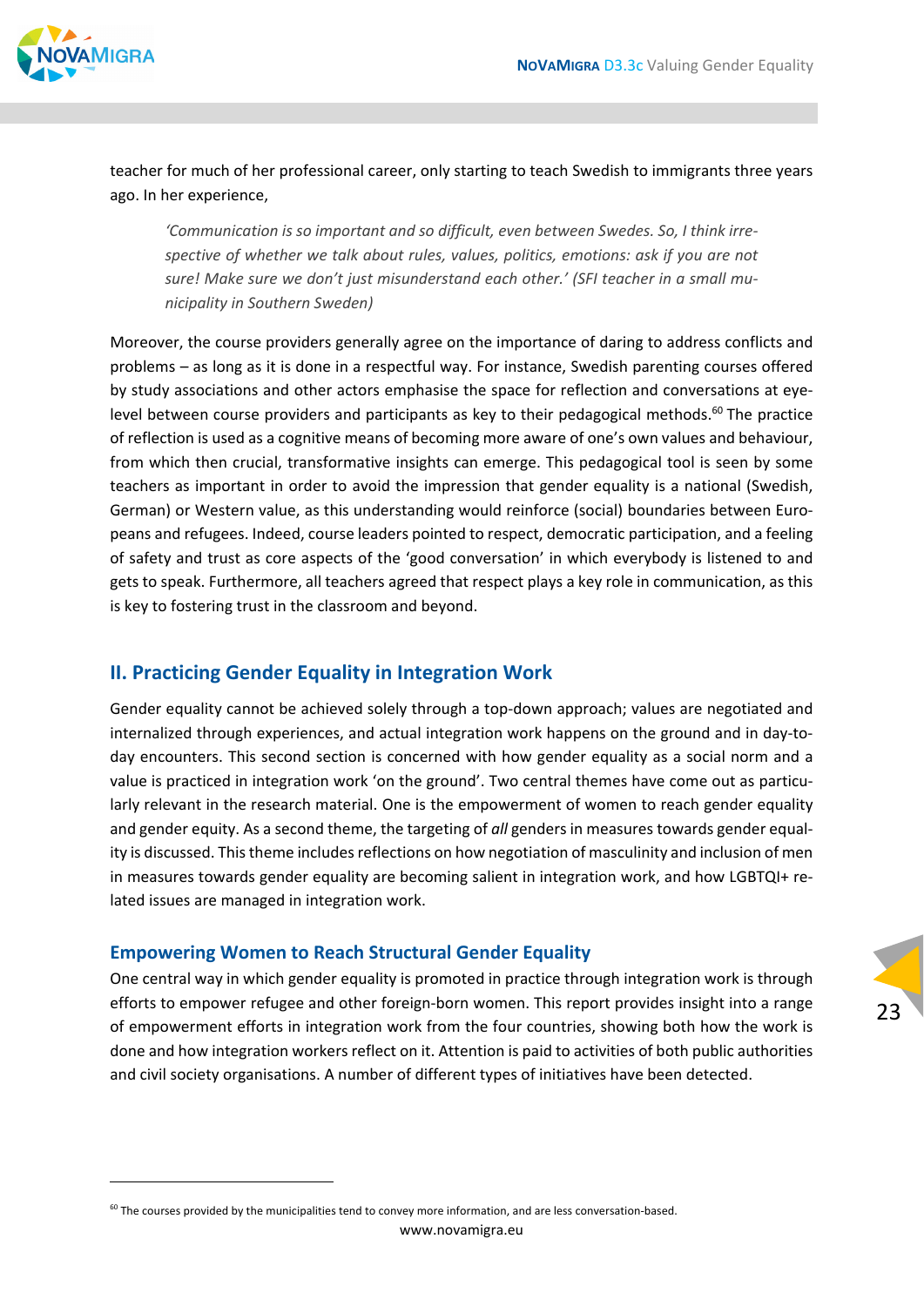teacher for much of her professional career, only starting to teach Swedish to immigrants three years ago. In her experience,

> *'Communication is so important and so difficult, even between Swedes. So, I think irrespective of whether we talk about rules, values, politics, emotions: ask if you are not sure! Make sure we don't just misunderstand each other.' (SFI teacher in a small municipality in Southern Sweden)*

Moreover, the course providers generally agree on the importance of daring to address conflicts and problems – as long as it is done in a respectful way. For instance, Swedish parenting courses offered by study associations and other actors emphasise the space for reflection and conversations at eye-level between course providers and participants as key to their pedagogical methods.[60] The practice of reflection is used as a cognitive means of becoming more aware of one's own values and behaviour, from which then crucial, transformative insights can emerge. This pedagogical tool is seen by some teachers as important in order to avoid the impression that gender equality is a national (Swedish, German) or Western value, as this understanding would reinforce (social) boundaries between Europeans and refugees. Indeed, course leaders pointed to respect, democratic participation, and a feeling of safety and trust as core aspects of the 'good conversation' in which everybody is listened to and gets to speak. Furthermore, all teachers agreed that respect plays a key role in communication, as this is key to fostering trust in the classroom and beyond.

## II. Practicing Gender Equality in Integration Work

Gender equality cannot be achieved solely through a top-down approach; values are negotiated and internalized through experiences, and actual integration work happens on the ground and in day-to-day encounters. This second section is concerned with how gender equality as a social norm and a value is practiced in integration work 'on the ground'. Two central themes have come out as particularly relevant in the research material. One is the empowerment of women to reach gender equality and gender equity. As a second theme, the targeting of *all* genders in measures towards gender equality is discussed. This theme includes reflections on how negotiation of masculinity and inclusion of men in measures towards gender equality are becoming salient in integration work, and how LGBTQI+ related issues are managed in integration work.

### Empowering Women to Reach Structural Gender Equality

One central way in which gender equality is promoted in practice through integration work is through efforts to empower refugee and other foreign-born women. This report provides insight into a range of empowerment efforts in integration work from the four countries, showing both how the work is done and how integration workers reflect on it. Attention is paid to activities of both public authorities and civil society organisations. A number of different types of initiatives have been detected.

---

[60] The courses provided by the municipalities tend to convey more information, and are less conversation-based.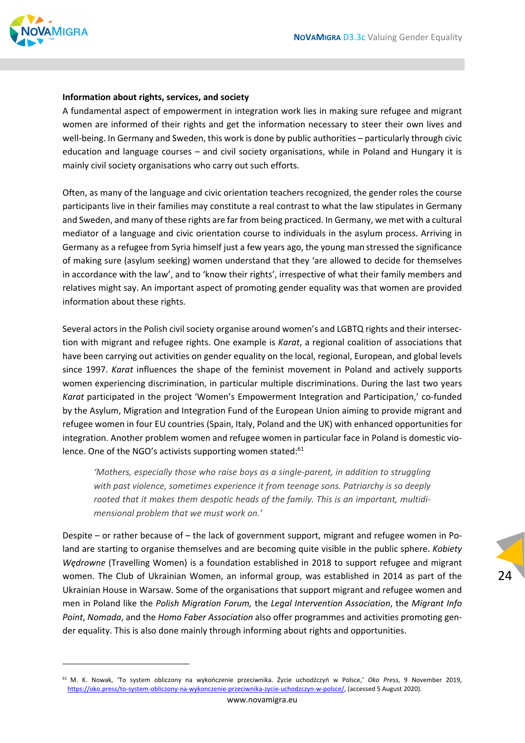**Information about rights, services, and society**

A fundamental aspect of empowerment in integration work lies in making sure refugee and migrant women are informed of their rights and get the information necessary to steer their own lives and well-being. In Germany and Sweden, this work is done by public authorities – particularly through civic education and language courses – and civil society organisations, while in Poland and Hungary it is mainly civil society organisations who carry out such efforts.

Often, as many of the language and civic orientation teachers recognized, the gender roles the course participants live in their families may constitute a real contrast to what the law stipulates in Germany and Sweden, and many of these rights are far from being practiced. In Germany, we met with a cultural mediator of a language and civic orientation course to individuals in the asylum process. Arriving in Germany as a refugee from Syria himself just a few years ago, the young man stressed the significance of making sure (asylum seeking) women understand that they 'are allowed to decide for themselves in accordance with the law', and to 'know their rights', irrespective of what their family members and relatives might say. An important aspect of promoting gender equality was that women are provided information about these rights.

Several actors in the Polish civil society organise around women's and LGBTQ rights and their intersection with migrant and refugee rights. One example is *Karat*, a regional coalition of associations that have been carrying out activities on gender equality on the local, regional, European, and global levels since 1997. *Karat* influences the shape of the feminist movement in Poland and actively supports women experiencing discrimination, in particular multiple discriminations. During the last two years *Karat* participated in the project 'Women's Empowerment Integration and Participation,' co-funded by the Asylum, Migration and Integration Fund of the European Union aiming to provide migrant and refugee women in four EU countries (Spain, Italy, Poland and the UK) with enhanced opportunities for integration. Another problem women and refugee women in particular face in Poland is domestic violence. One of the NGO's activists supporting women stated:[61]

> *'Mothers, especially those who raise boys as a single-parent, in addition to struggling with past violence, sometimes experience it from teenage sons. Patriarchy is so deeply rooted that it makes them despotic heads of the family. This is an important, multidimensional problem that we must work on.'*

Despite – or rather because of – the lack of government support, migrant and refugee women in Poland are starting to organise themselves and are becoming quite visible in the public sphere. *Kobiety Wędrowne* (Travelling Women) is a foundation established in 2018 to support refugee and migrant women. The Club of Ukrainian Women, an informal group, was established in 2014 as part of the Ukrainian House in Warsaw. Some of the organisations that support migrant and refugee women and men in Poland like the *Polish Migration Forum,* the *Legal Intervention Association*, the *Migrant Info Point*, *Nomada*, and the *Homo Faber Association* also offer programmes and activities promoting gender equality. This is also done mainly through informing about rights and opportunities.

---

[61] M. K. Nowak, 'To system obliczony na wykończenie przeciwnika. Życie uchodźczyń w Polsce,' *Oko Press*, 9 November 2019, https://oko.press/to-system-obliczony-na-wykonczenie-przeciwnika-zycie-uchodzczyn-w-polsce/, (accessed 5 August 2020).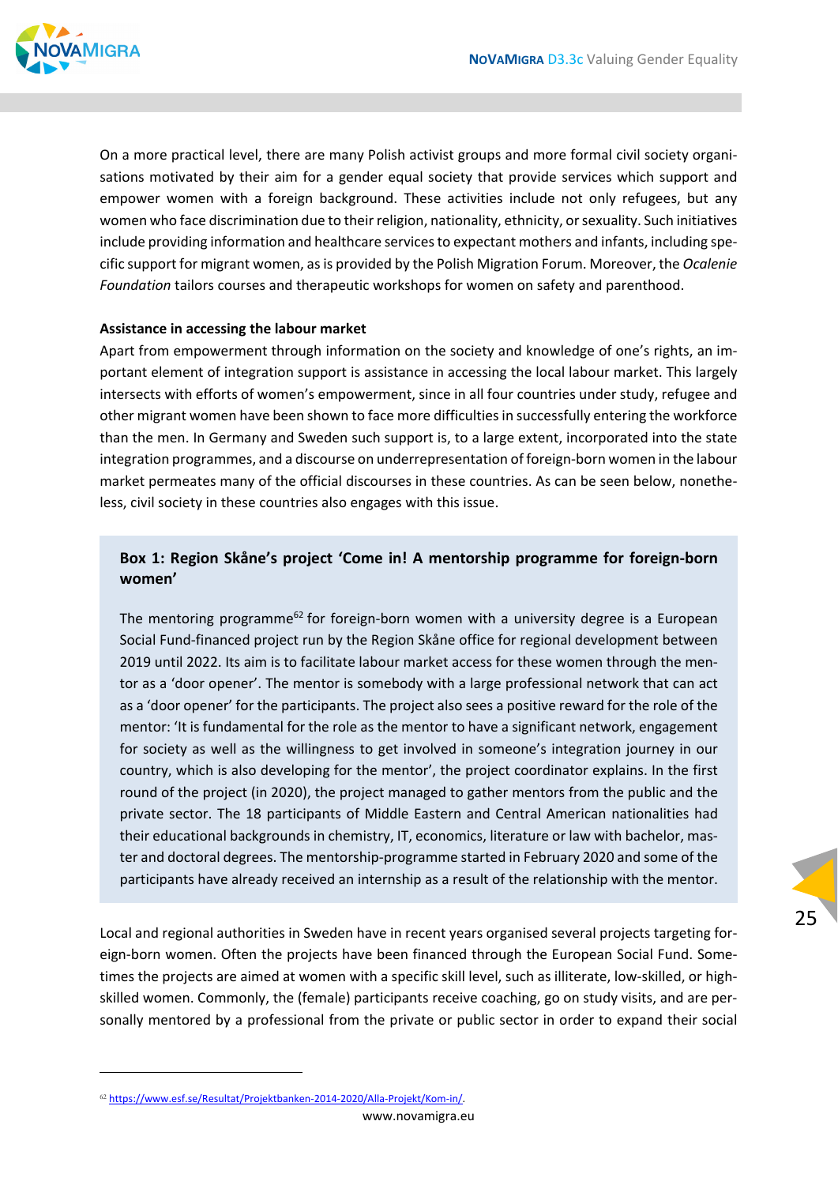On a more practical level, there are many Polish activist groups and more formal civil society organisations motivated by their aim for a gender equal society that provide services which support and empower women with a foreign background. These activities include not only refugees, but any women who face discrimination due to their religion, nationality, ethnicity, or sexuality. Such initiatives include providing information and healthcare services to expectant mothers and infants, including specific support for migrant women, as is provided by the Polish Migration Forum. Moreover, the *Ocalenie Foundation* tailors courses and therapeutic workshops for women on safety and parenthood.

**Assistance in accessing the labour market**

Apart from empowerment through information on the society and knowledge of one's rights, an important element of integration support is assistance in accessing the local labour market. This largely intersects with efforts of women's empowerment, since in all four countries under study, refugee and other migrant women have been shown to face more difficulties in successfully entering the workforce than the men. In Germany and Sweden such support is, to a large extent, incorporated into the state integration programmes, and a discourse on underrepresentation of foreign-born women in the labour market permeates many of the official discourses in these countries. As can be seen below, nonetheless, civil society in these countries also engages with this issue.

> **Box 1: Region Skåne's project 'Come in! A mentorship programme for foreign-born women'**
>
> The mentoring programme[62] for foreign-born women with a university degree is a European Social Fund-financed project run by the Region Skåne office for regional development between 2019 until 2022. Its aim is to facilitate labour market access for these women through the mentor as a 'door opener'. The mentor is somebody with a large professional network that can act as a 'door opener' for the participants. The project also sees a positive reward for the role of the mentor: 'It is fundamental for the role as the mentor to have a significant network, engagement for society as well as the willingness to get involved in someone's integration journey in our country, which is also developing for the mentor', the project coordinator explains. In the first round of the project (in 2020), the project managed to gather mentors from the public and the private sector. The 18 participants of Middle Eastern and Central American nationalities had their educational backgrounds in chemistry, IT, economics, literature or law with bachelor, master and doctoral degrees. The mentorship-programme started in February 2020 and some of the participants have already received an internship as a result of the relationship with the mentor.

Local and regional authorities in Sweden have in recent years organised several projects targeting foreign-born women. Often the projects have been financed through the European Social Fund. Sometimes the projects are aimed at women with a specific skill level, such as illiterate, low-skilled, or high-skilled women. Commonly, the (female) participants receive coaching, go on study visits, and are personally mentored by a professional from the private or public sector in order to expand their social

[62] https://www.esf.se/Resultat/Projektbanken-2014-2020/Alla-Projekt/Kom-in/.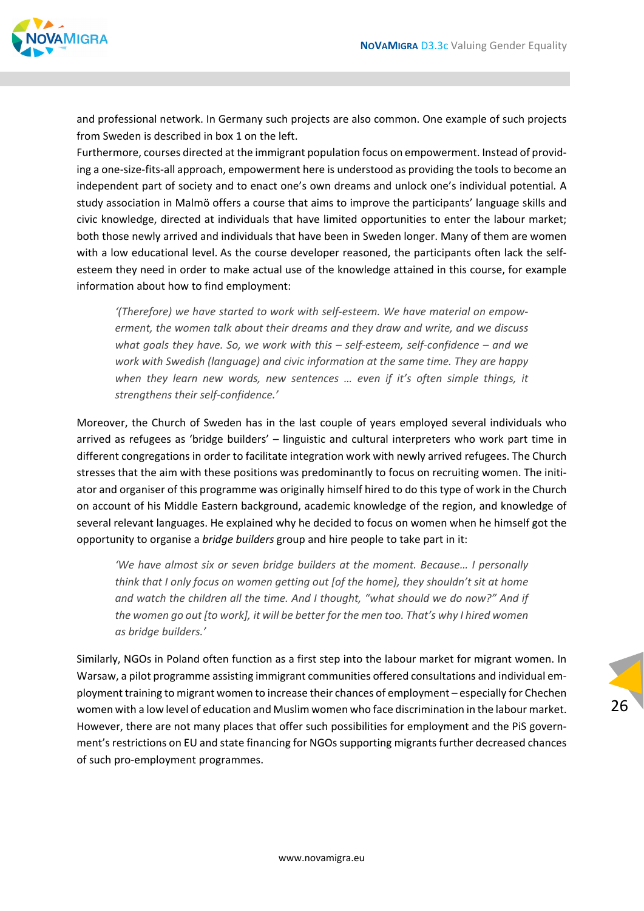and professional network. In Germany such projects are also common. One example of such projects from Sweden is described in box 1 on the left.

Furthermore, courses directed at the immigrant population focus on empowerment. Instead of providing a one-size-fits-all approach, empowerment here is understood as providing the tools to become an independent part of society and to enact one's own dreams and unlock one's individual potential. A study association in Malmö offers a course that aims to improve the participants' language skills and civic knowledge, directed at individuals that have limited opportunities to enter the labour market; both those newly arrived and individuals that have been in Sweden longer. Many of them are women with a low educational level. As the course developer reasoned, the participants often lack the self-esteem they need in order to make actual use of the knowledge attained in this course, for example information about how to find employment:

> *'(Therefore) we have started to work with self-esteem. We have material on empowerment, the women talk about their dreams and they draw and write, and we discuss what goals they have. So, we work with this – self-esteem, self-confidence – and we work with Swedish (language) and civic information at the same time. They are happy when they learn new words, new sentences … even if it's often simple things, it strengthens their self-confidence.'*

Moreover, the Church of Sweden has in the last couple of years employed several individuals who arrived as refugees as 'bridge builders' – linguistic and cultural interpreters who work part time in different congregations in order to facilitate integration work with newly arrived refugees. The Church stresses that the aim with these positions was predominantly to focus on recruiting women. The initiator and organiser of this programme was originally himself hired to do this type of work in the Church on account of his Middle Eastern background, academic knowledge of the region, and knowledge of several relevant languages. He explained why he decided to focus on women when he himself got the opportunity to organise a *bridge builders* group and hire people to take part in it:

> *'We have almost six or seven bridge builders at the moment. Because… I personally think that I only focus on women getting out [of the home], they shouldn't sit at home and watch the children all the time. And I thought, "what should we do now?" And if the women go out [to work], it will be better for the men too. That's why I hired women as bridge builders.'*

Similarly, NGOs in Poland often function as a first step into the labour market for migrant women. In Warsaw, a pilot programme assisting immigrant communities offered consultations and individual employment training to migrant women to increase their chances of employment – especially for Chechen women with a low level of education and Muslim women who face discrimination in the labour market. However, there are not many places that offer such possibilities for employment and the PiS government's restrictions on EU and state financing for NGOs supporting migrants further decreased chances of such pro-employment programmes.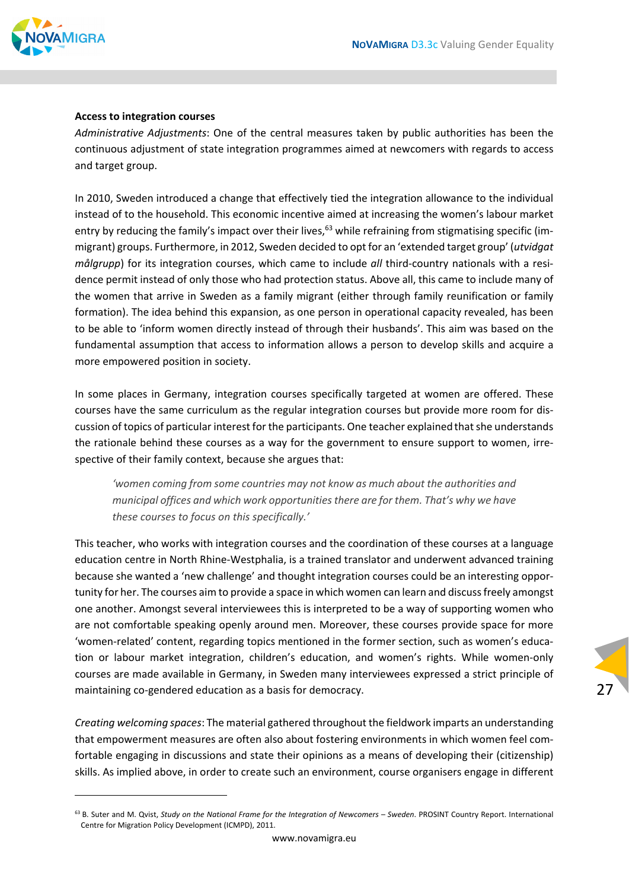**Access to integration courses**

*Administrative Adjustments*: One of the central measures taken by public authorities has been the continuous adjustment of state integration programmes aimed at newcomers with regards to access and target group.

In 2010, Sweden introduced a change that effectively tied the integration allowance to the individual instead of to the household. This economic incentive aimed at increasing the women's labour market entry by reducing the family's impact over their lives,[63] while refraining from stigmatising specific (immigrant) groups. Furthermore, in 2012, Sweden decided to opt for an 'extended target group' (*utvidgat målgrupp*) for its integration courses, which came to include *all* third-country nationals with a residence permit instead of only those who had protection status. Above all, this came to include many of the women that arrive in Sweden as a family migrant (either through family reunification or family formation). The idea behind this expansion, as one person in operational capacity revealed, has been to be able to 'inform women directly instead of through their husbands'. This aim was based on the fundamental assumption that access to information allows a person to develop skills and acquire a more empowered position in society.

In some places in Germany, integration courses specifically targeted at women are offered. These courses have the same curriculum as the regular integration courses but provide more room for discussion of topics of particular interest for the participants. One teacher explained that she understands the rationale behind these courses as a way for the government to ensure support to women, irrespective of their family context, because she argues that:

> *'women coming from some countries may not know as much about the authorities and municipal offices and which work opportunities there are for them. That's why we have these courses to focus on this specifically.'*

This teacher, who works with integration courses and the coordination of these courses at a language education centre in North Rhine-Westphalia, is a trained translator and underwent advanced training because she wanted a 'new challenge' and thought integration courses could be an interesting opportunity for her. The courses aim to provide a space in which women can learn and discuss freely amongst one another. Amongst several interviewees this is interpreted to be a way of supporting women who are not comfortable speaking openly around men. Moreover, these courses provide space for more 'women-related' content, regarding topics mentioned in the former section, such as women's education or labour market integration, children's education, and women's rights. While women-only courses are made available in Germany, in Sweden many interviewees expressed a strict principle of maintaining co-gendered education as a basis for democracy.

*Creating welcoming spaces*: The material gathered throughout the fieldwork imparts an understanding that empowerment measures are often also about fostering environments in which women feel comfortable engaging in discussions and state their opinions as a means of developing their (citizenship) skills. As implied above, in order to create such an environment, course organisers engage in different

---

[63] B. Suter and M. Qvist, *Study on the National Frame for the Integration of Newcomers – Sweden*. PROSINT Country Report. International Centre for Migration Policy Development (ICMPD), 2011.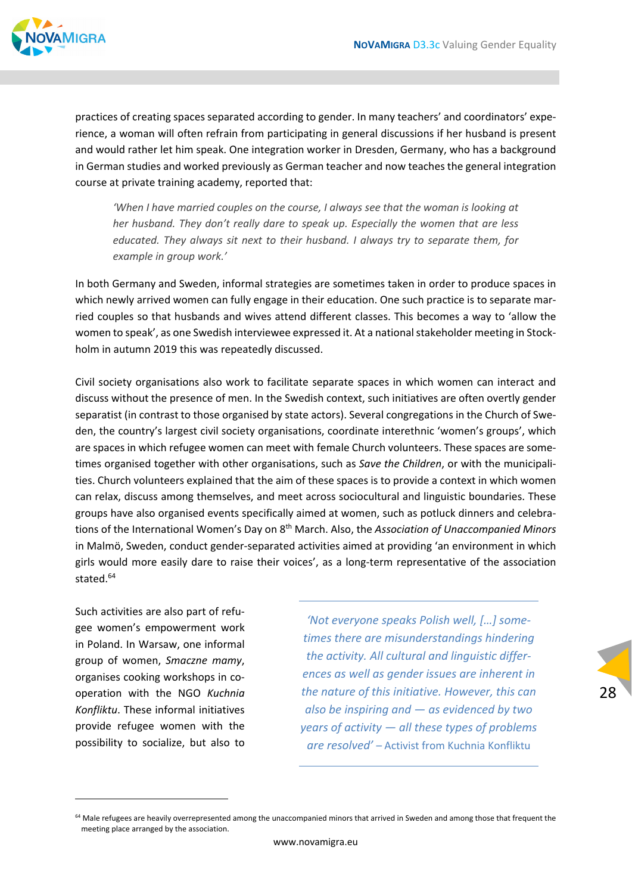practices of creating spaces separated according to gender. In many teachers' and coordinators' experience, a woman will often refrain from participating in general discussions if her husband is present and would rather let him speak. One integration worker in Dresden, Germany, who has a background in German studies and worked previously as German teacher and now teaches the general integration course at private training academy, reported that:

> *'When I have married couples on the course, I always see that the woman is looking at her husband. They don't really dare to speak up. Especially the women that are less educated. They always sit next to their husband. I always try to separate them, for example in group work.'*

In both Germany and Sweden, informal strategies are sometimes taken in order to produce spaces in which newly arrived women can fully engage in their education. One such practice is to separate married couples so that husbands and wives attend different classes. This becomes a way to 'allow the women to speak', as one Swedish interviewee expressed it. At a national stakeholder meeting in Stockholm in autumn 2019 this was repeatedly discussed.

Civil society organisations also work to facilitate separate spaces in which women can interact and discuss without the presence of men. In the Swedish context, such initiatives are often overtly gender separatist (in contrast to those organised by state actors). Several congregations in the Church of Sweden, the country's largest civil society organisations, coordinate interethnic 'women's groups', which are spaces in which refugee women can meet with female Church volunteers. These spaces are sometimes organised together with other organisations, such as *Save the Children*, or with the municipalities. Church volunteers explained that the aim of these spaces is to provide a context in which women can relax, discuss among themselves, and meet across sociocultural and linguistic boundaries. These groups have also organised events specifically aimed at women, such as potluck dinners and celebrations of the International Women's Day on 8th March. Also, the *Association of Unaccompanied Minors* in Malmö, Sweden, conduct gender-separated activities aimed at providing 'an environment in which girls would more easily dare to raise their voices', as a long-term representative of the association stated.[64]

Such activities are also part of refugee women's empowerment work in Poland. In Warsaw, one informal group of women, *Smaczne mamy*, organises cooking workshops in cooperation with the NGO *Kuchnia Konfliktu*. These informal initiatives provide refugee women with the possibility to socialize, but also to

> *'Not everyone speaks Polish well, […] sometimes there are misunderstandings hindering the activity. All cultural and linguistic differences as well as gender issues are inherent in the nature of this initiative. However, this can also be inspiring and — as evidenced by two years of activity — all these types of problems are resolved'* – Activist from Kuchnia Konfliktu

---

[64] Male refugees are heavily overrepresented among the unaccompanied minors that arrived in Sweden and among those that frequent the meeting place arranged by the association.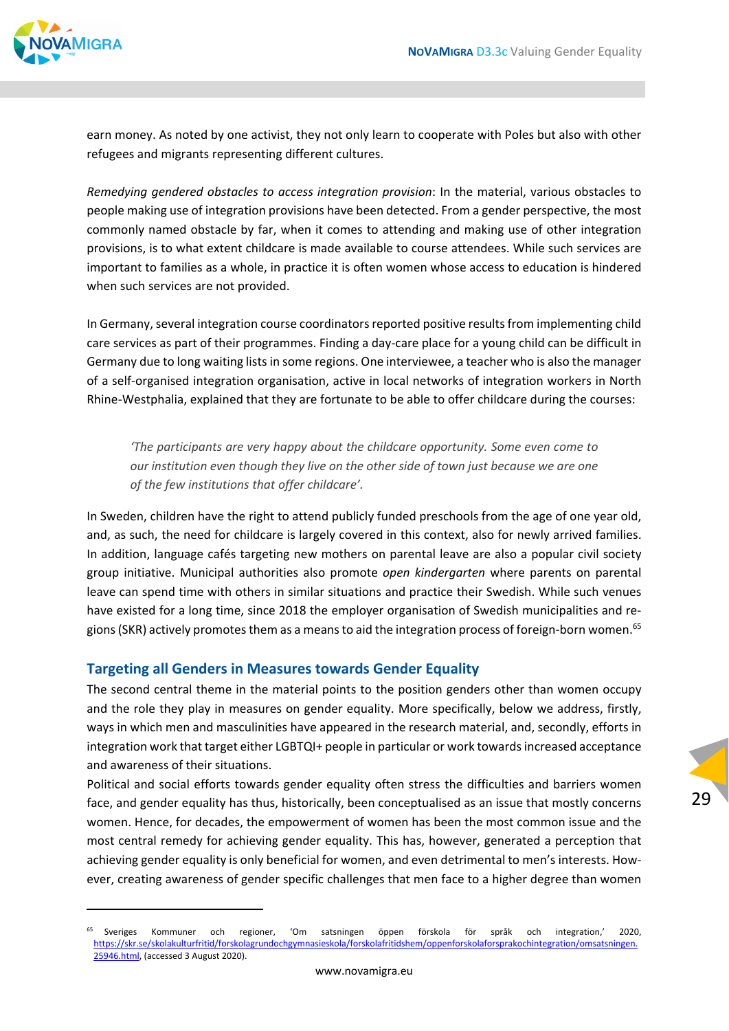earn money. As noted by one activist, they not only learn to cooperate with Poles but also with other refugees and migrants representing different cultures.

*Remedying gendered obstacles to access integration provision*: In the material, various obstacles to people making use of integration provisions have been detected. From a gender perspective, the most commonly named obstacle by far, when it comes to attending and making use of other integration provisions, is to what extent childcare is made available to course attendees. While such services are important to families as a whole, in practice it is often women whose access to education is hindered when such services are not provided.

In Germany, several integration course coordinators reported positive results from implementing child care services as part of their programmes. Finding a day-care place for a young child can be difficult in Germany due to long waiting lists in some regions. One interviewee, a teacher who is also the manager of a self-organised integration organisation, active in local networks of integration workers in North Rhine-Westphalia, explained that they are fortunate to be able to offer childcare during the courses:

> *'The participants are very happy about the childcare opportunity. Some even come to our institution even though they live on the other side of town just because we are one of the few institutions that offer childcare'.*

In Sweden, children have the right to attend publicly funded preschools from the age of one year old, and, as such, the need for childcare is largely covered in this context, also for newly arrived families. In addition, language cafés targeting new mothers on parental leave are also a popular civil society group initiative. Municipal authorities also promote *open kindergarten* where parents on parental leave can spend time with others in similar situations and practice their Swedish. While such venues have existed for a long time, since 2018 the employer organisation of Swedish municipalities and regions (SKR) actively promotes them as a means to aid the integration process of foreign-born women.[65]

### Targeting all Genders in Measures towards Gender Equality

The second central theme in the material points to the position genders other than women occupy and the role they play in measures on gender equality. More specifically, below we address, firstly, ways in which men and masculinities have appeared in the research material, and, secondly, efforts in integration work that target either LGBTQI+ people in particular or work towards increased acceptance and awareness of their situations.

Political and social efforts towards gender equality often stress the difficulties and barriers women face, and gender equality has thus, historically, been conceptualised as an issue that mostly concerns women. Hence, for decades, the empowerment of women has been the most common issue and the most central remedy for achieving gender equality. This has, however, generated a perception that achieving gender equality is only beneficial for women, and even detrimental to men's interests. However, creating awareness of gender specific challenges that men face to a higher degree than women

---

[65] Sveriges Kommuner och regioner, 'Om satsningen öppen förskola för språk och integration,' 2020, https://skr.se/skolakulturfritid/forskolagrundochgymnasieskola/forskolafritidshem/oppenforskolaforsprakochintegration/omsatsningen.25946.html, (accessed 3 August 2020).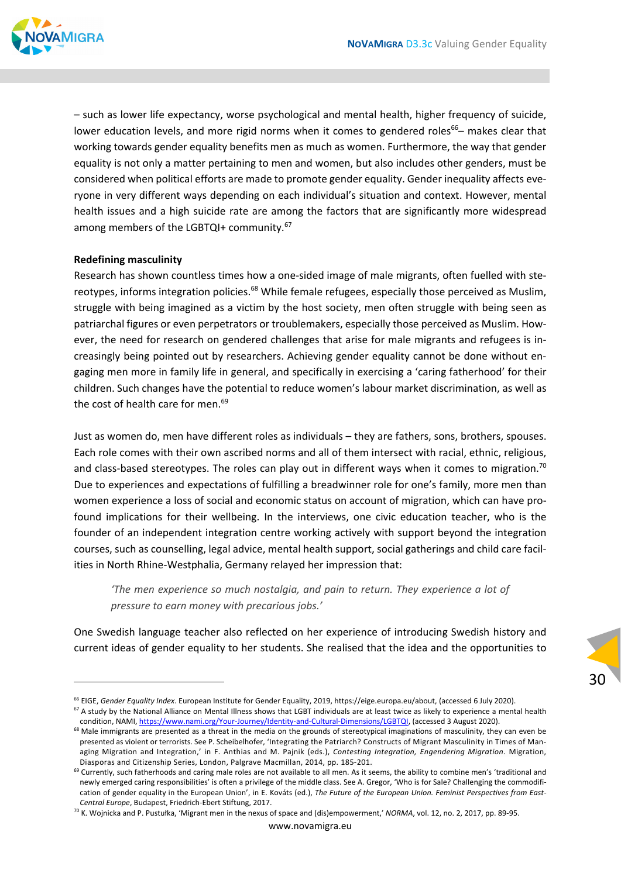– such as lower life expectancy, worse psychological and mental health, higher frequency of suicide, lower education levels, and more rigid norms when it comes to gendered roles[66]– makes clear that working towards gender equality benefits men as much as women. Furthermore, the way that gender equality is not only a matter pertaining to men and women, but also includes other genders, must be considered when political efforts are made to promote gender equality. Gender inequality affects everyone in very different ways depending on each individual's situation and context. However, mental health issues and a high suicide rate are among the factors that are significantly more widespread among members of the LGBTQI+ community.[67]

**Redefining masculinity**

Research has shown countless times how a one-sided image of male migrants, often fuelled with stereotypes, informs integration policies.[68] While female refugees, especially those perceived as Muslim, struggle with being imagined as a victim by the host society, men often struggle with being seen as patriarchal figures or even perpetrators or troublemakers, especially those perceived as Muslim. However, the need for research on gendered challenges that arise for male migrants and refugees is increasingly being pointed out by researchers. Achieving gender equality cannot be done without engaging men more in family life in general, and specifically in exercising a 'caring fatherhood' for their children. Such changes have the potential to reduce women's labour market discrimination, as well as the cost of health care for men.[69]

Just as women do, men have different roles as individuals – they are fathers, sons, brothers, spouses. Each role comes with their own ascribed norms and all of them intersect with racial, ethnic, religious, and class-based stereotypes. The roles can play out in different ways when it comes to migration.[70] Due to experiences and expectations of fulfilling a breadwinner role for one's family, more men than women experience a loss of social and economic status on account of migration, which can have profound implications for their wellbeing. In the interviews, one civic education teacher, who is the founder of an independent integration centre working actively with support beyond the integration courses, such as counselling, legal advice, mental health support, social gatherings and child care facilities in North Rhine-Westphalia, Germany relayed her impression that:

> *'The men experience so much nostalgia, and pain to return. They experience a lot of pressure to earn money with precarious jobs.'*

One Swedish language teacher also reflected on her experience of introducing Swedish history and current ideas of gender equality to her students. She realised that the idea and the opportunities to

---

[66] EIGE, *Gender Equality Index*. European Institute for Gender Equality, 2019, https://eige.europa.eu/about, (accessed 6 July 2020).

[67] A study by the National Alliance on Mental Illness shows that LGBT individuals are at least twice as likely to experience a mental health condition, NAMI, https://www.nami.org/Your-Journey/Identity-and-Cultural-Dimensions/LGBTQI, (accessed 3 August 2020).

[68] Male immigrants are presented as a threat in the media on the grounds of stereotypical imaginations of masculinity, they can even be presented as violent or terrorists. See P. Scheibelhofer, 'Integrating the Patriarch? Constructs of Migrant Masculinity in Times of Managing Migration and Integration,' in F. Anthias and M. Pajnik (eds.), *Contesting Integration, Engendering Migration*. Migration, Diasporas and Citizenship Series, London, Palgrave Macmillan, 2014, pp. 185-201.

[69] Currently, such fatherhoods and caring male roles are not available to all men. As it seems, the ability to combine men's 'traditional and newly emerged caring responsibilities' is often a privilege of the middle class. See A. Gregor, 'Who is for Sale? Challenging the commodification of gender equality in the European Union', in E. Kováts (ed.), *The Future of the European Union. Feminist Perspectives from East-Central Europe*, Budapest, Friedrich-Ebert Stiftung, 2017.

[70] K. Wojnicka and P. Pustułka, 'Migrant men in the nexus of space and (dis)empowerment,' *NORMA*, vol. 12, no. 2, 2017, pp. 89-95.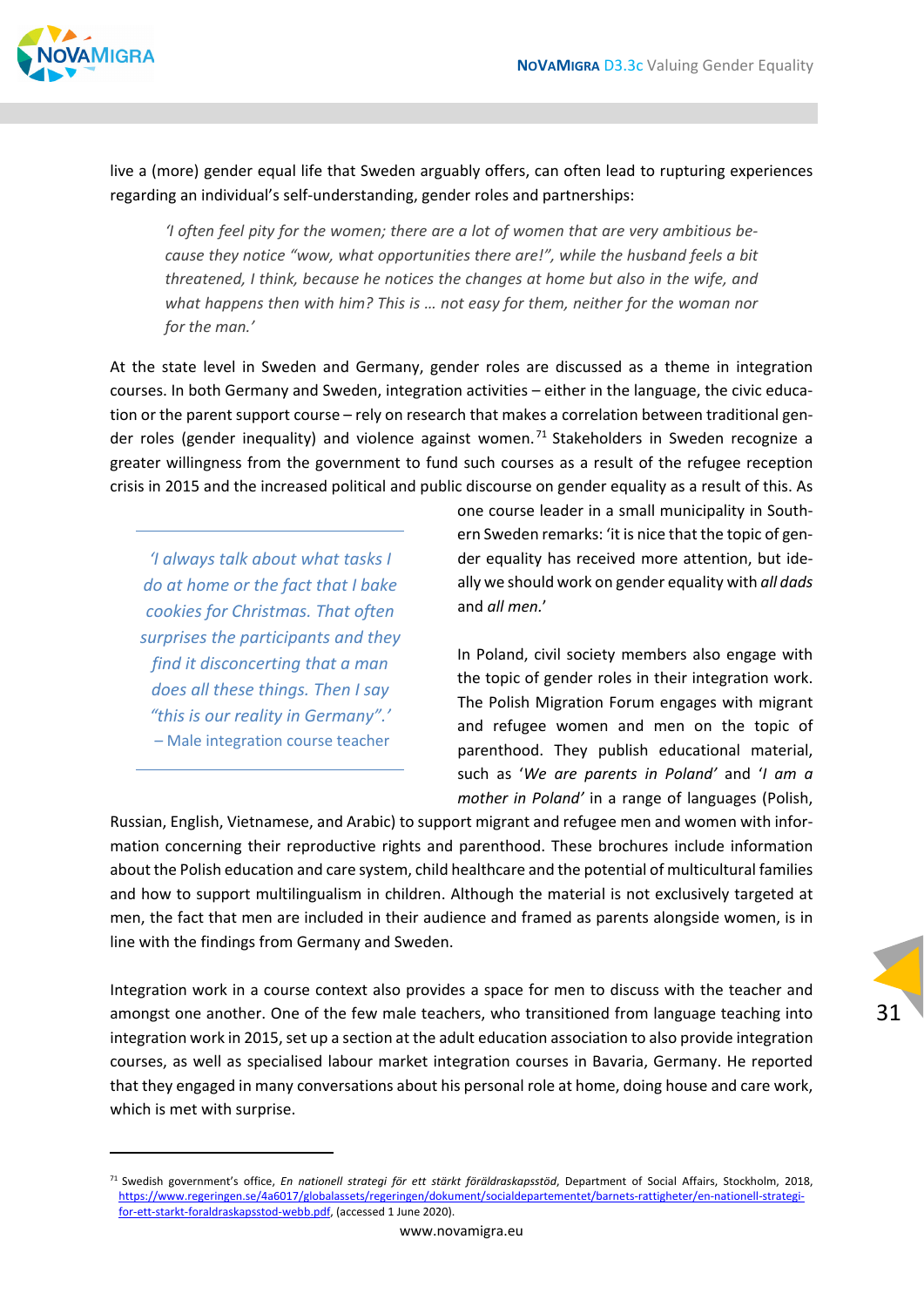live a (more) gender equal life that Sweden arguably offers, can often lead to rupturing experiences regarding an individual's self-understanding, gender roles and partnerships:

> *'I often feel pity for the women; there are a lot of women that are very ambitious because they notice "wow, what opportunities there are!", while the husband feels a bit threatened, I think, because he notices the changes at home but also in the wife, and what happens then with him? This is … not easy for them, neither for the woman nor for the man.'*

At the state level in Sweden and Germany, gender roles are discussed as a theme in integration courses. In both Germany and Sweden, integration activities – either in the language, the civic education or the parent support course – rely on research that makes a correlation between traditional gender roles (gender inequality) and violence against women.[71] Stakeholders in Sweden recognize a greater willingness from the government to fund such courses as a result of the refugee reception crisis in 2015 and the increased political and public discourse on gender equality as a result of this. As one course leader in a small municipality in Southern Sweden remarks: 'it is nice that the topic of gender equality has received more attention, but ideally we should work on gender equality with *all dads* and *all men*.'

> *'I always talk about what tasks I do at home or the fact that I bake cookies for Christmas. That often surprises the participants and they find it disconcerting that a man does all these things. Then I say "this is our reality in Germany".'*
>
> – Male integration course teacher

In Poland, civil society members also engage with the topic of gender roles in their integration work. The Polish Migration Forum engages with migrant and refugee women and men on the topic of parenthood. They publish educational material, such as '*We are parents in Poland*' and '*I am a mother in Poland*' in a range of languages (Polish, Russian, English, Vietnamese, and Arabic) to support migrant and refugee men and women with information concerning their reproductive rights and parenthood. These brochures include information about the Polish education and care system, child healthcare and the potential of multicultural families and how to support multilingualism in children. Although the material is not exclusively targeted at men, the fact that men are included in their audience and framed as parents alongside women, is in line with the findings from Germany and Sweden.

Integration work in a course context also provides a space for men to discuss with the teacher and amongst one another. One of the few male teachers, who transitioned from language teaching into integration work in 2015, set up a section at the adult education association to also provide integration courses, as well as specialised labour market integration courses in Bavaria, Germany. He reported that they engaged in many conversations about his personal role at home, doing house and care work, which is met with surprise.

---

[71] Swedish government's office, *En nationell strategi för ett stärkt föräldraskapsstöd*, Department of Social Affairs, Stockholm, 2018, https://www.regeringen.se/4a6017/globalassets/regeringen/dokument/socialdepartementet/barnets-rattigheter/en-nationell-strategi-for-ett-starkt-foraldraskapsstod-webb.pdf, (accessed 1 June 2020).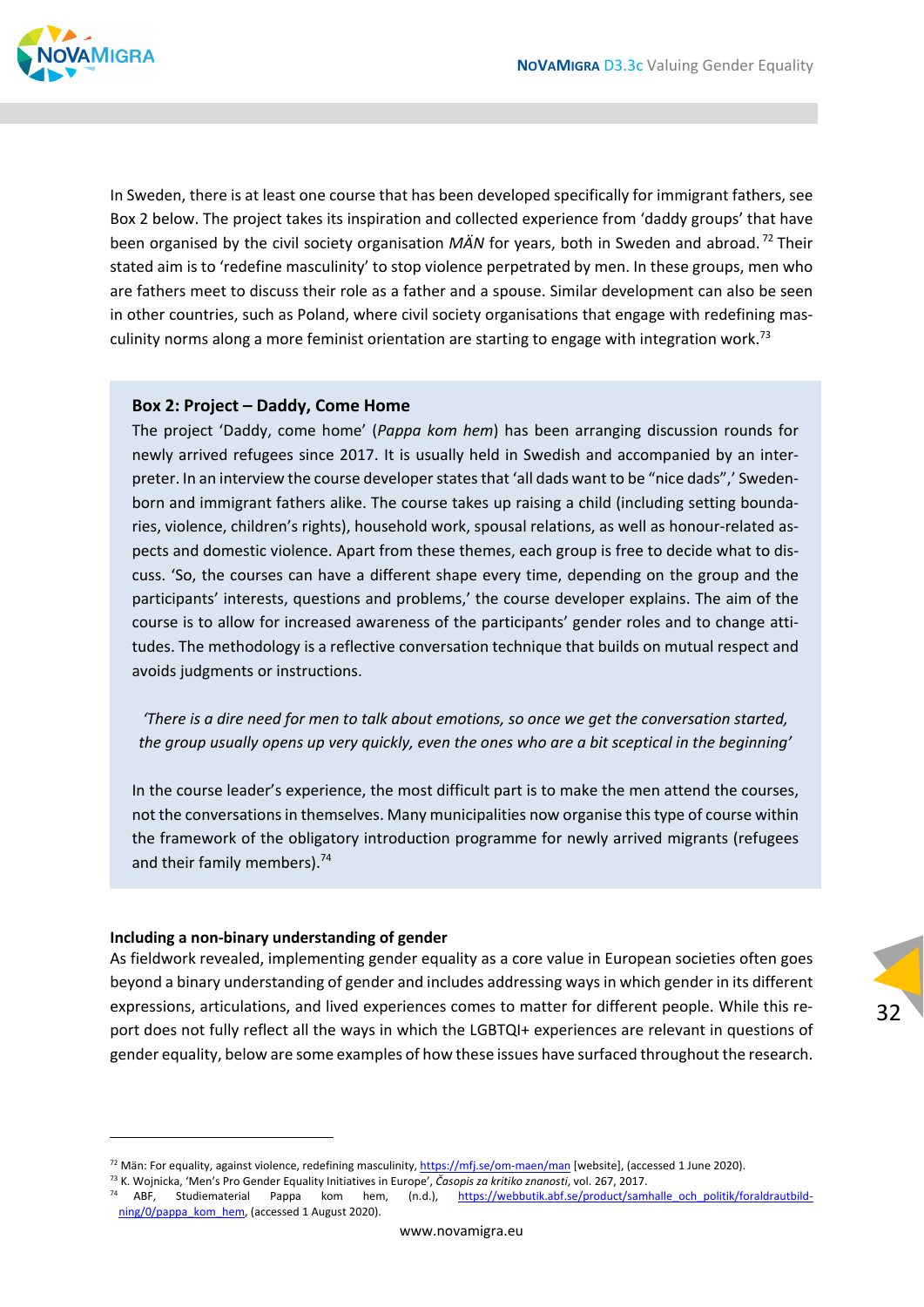In Sweden, there is at least one course that has been developed specifically for immigrant fathers, see Box 2 below. The project takes its inspiration and collected experience from 'daddy groups' that have been organised by the civil society organisation *MÄN* for years, both in Sweden and abroad.[72] Their stated aim is to 'redefine masculinity' to stop violence perpetrated by men. In these groups, men who are fathers meet to discuss their role as a father and a spouse. Similar development can also be seen in other countries, such as Poland, where civil society organisations that engage with redefining masculinity norms along a more feminist orientation are starting to engage with integration work.[73]

> **Box 2: Project – Daddy, Come Home**
>
> The project 'Daddy, come home' (*Pappa kom hem*) has been arranging discussion rounds for newly arrived refugees since 2017. It is usually held in Swedish and accompanied by an interpreter. In an interview the course developer states that 'all dads want to be "nice dads",' Sweden-born and immigrant fathers alike. The course takes up raising a child (including setting boundaries, violence, children's rights), household work, spousal relations, as well as honour-related aspects and domestic violence. Apart from these themes, each group is free to decide what to discuss. 'So, the courses can have a different shape every time, depending on the group and the participants' interests, questions and problems,' the course developer explains. The aim of the course is to allow for increased awareness of the participants' gender roles and to change attitudes. The methodology is a reflective conversation technique that builds on mutual respect and avoids judgments or instructions.
>
> *'There is a dire need for men to talk about emotions, so once we get the conversation started, the group usually opens up very quickly, even the ones who are a bit sceptical in the beginning'*
>
> In the course leader's experience, the most difficult part is to make the men attend the courses, not the conversations in themselves. Many municipalities now organise this type of course within the framework of the obligatory introduction programme for newly arrived migrants (refugees and their family members).[74]

**Including a non-binary understanding of gender**

As fieldwork revealed, implementing gender equality as a core value in European societies often goes beyond a binary understanding of gender and includes addressing ways in which gender in its different expressions, articulations, and lived experiences comes to matter for different people. While this report does not fully reflect all the ways in which the LGBTQI+ experiences are relevant in questions of gender equality, below are some examples of how these issues have surfaced throughout the research.

---

[72] Män: For equality, against violence, redefining masculinity, https://mfj.se/om-maen/man [website], (accessed 1 June 2020).

[73] K. Wojnicka, 'Men's Pro Gender Equality Initiatives in Europe', *Časopis za kritiko znanosti*, vol. 267, 2017.

[74] ABF, Studiematerial Pappa kom hem, (n.d.), https://webbutik.abf.se/product/samhalle_och_politik/foraldrautbildning/0/pappa_kom_hem, (accessed 1 August 2020).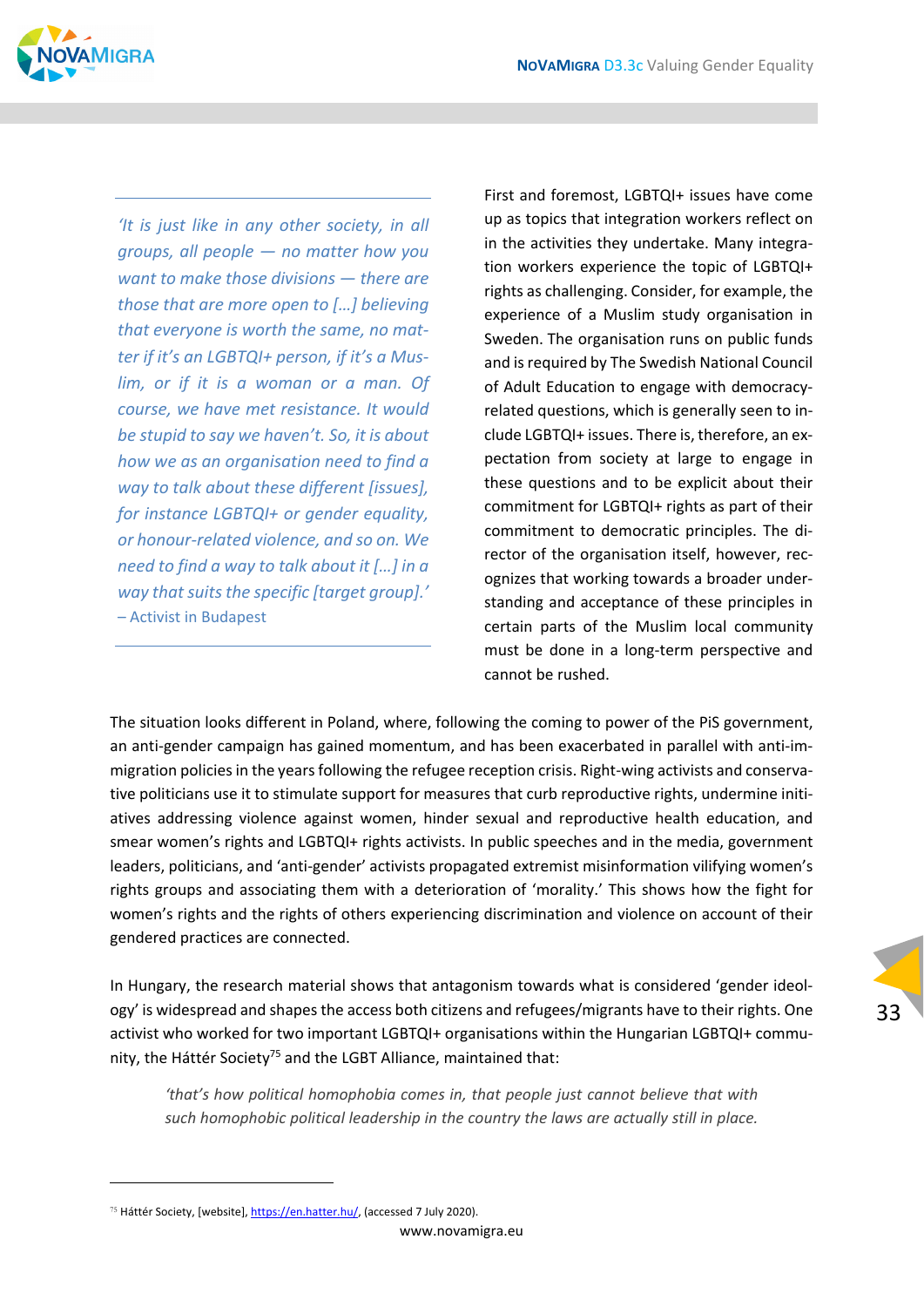*'It is just like in any other society, in all groups, all people — no matter how you want to make those divisions — there are those that are more open to [...] believing that everyone is worth the same, no matter if it's an LGBTQI+ person, if it's a Muslim, or if it is a woman or a man. Of course, we have met resistance. It would be stupid to say we haven't. So, it is about how we as an organisation need to find a way to talk about these different [issues], for instance LGBTQI+ or gender equality, or honour-related violence, and so on. We need to find a way to talk about it [...] in a way that suits the specific [target group].'*
– Activist in Budapest

First and foremost, LGBTQI+ issues have come up as topics that integration workers reflect on in the activities they undertake. Many integration workers experience the topic of LGBTQI+ rights as challenging. Consider, for example, the experience of a Muslim study organisation in Sweden. The organisation runs on public funds and is required by The Swedish National Council of Adult Education to engage with democracy-related questions, which is generally seen to include LGBTQI+ issues. There is, therefore, an expectation from society at large to engage in these questions and to be explicit about their commitment for LGBTQI+ rights as part of their commitment to democratic principles. The director of the organisation itself, however, recognizes that working towards a broader understanding and acceptance of these principles in certain parts of the Muslim local community must be done in a long-term perspective and cannot be rushed.

The situation looks different in Poland, where, following the coming to power of the PiS government, an anti-gender campaign has gained momentum, and has been exacerbated in parallel with anti-immigration policies in the years following the refugee reception crisis. Right-wing activists and conservative politicians use it to stimulate support for measures that curb reproductive rights, undermine initiatives addressing violence against women, hinder sexual and reproductive health education, and smear women's rights and LGBTQI+ rights activists. In public speeches and in the media, government leaders, politicians, and 'anti-gender' activists propagated extremist misinformation vilifying women's rights groups and associating them with a deterioration of 'morality.' This shows how the fight for women's rights and the rights of others experiencing discrimination and violence on account of their gendered practices are connected.

In Hungary, the research material shows that antagonism towards what is considered 'gender ideology' is widespread and shapes the access both citizens and refugees/migrants have to their rights. One activist who worked for two important LGBTQI+ organisations within the Hungarian LGBTQI+ community, the Háttér Society[75] and the LGBT Alliance, maintained that:

> *'that's how political homophobia comes in, that people just cannot believe that with such homophobic political leadership in the country the laws are actually still in place.*

[75] Háttér Society, [website], https://en.hatter.hu/, (accessed 7 July 2020).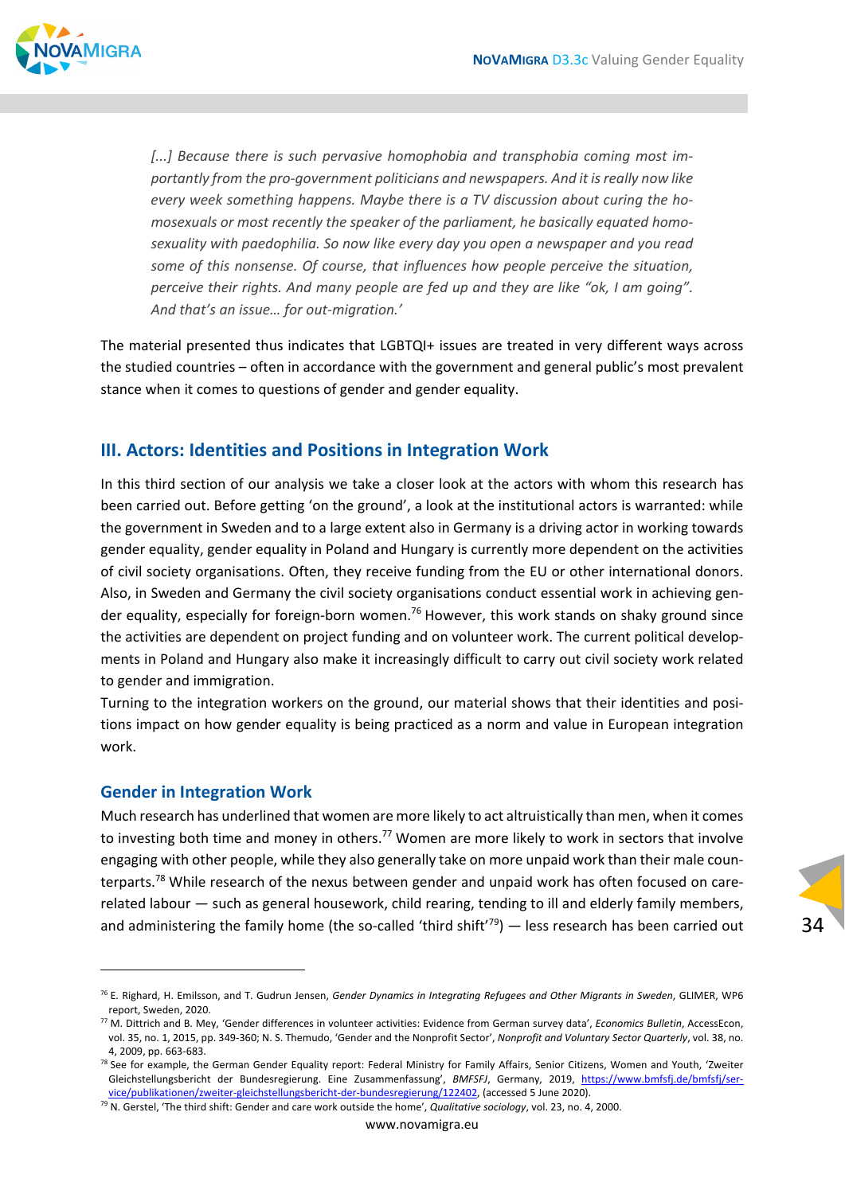*[...] Because there is such pervasive homophobia and transphobia coming most importantly from the pro-government politicians and newspapers. And it is really now like every week something happens. Maybe there is a TV discussion about curing the homosexuals or most recently the speaker of the parliament, he basically equated homosexuality with paedophilia. So now like every day you open a newspaper and you read some of this nonsense. Of course, that influences how people perceive the situation, perceive their rights. And many people are fed up and they are like "ok, I am going". And that's an issue… for out-migration.'*

The material presented thus indicates that LGBTQI+ issues are treated in very different ways across the studied countries – often in accordance with the government and general public's most prevalent stance when it comes to questions of gender and gender equality.

## III. Actors: Identities and Positions in Integration Work

In this third section of our analysis we take a closer look at the actors with whom this research has been carried out. Before getting 'on the ground', a look at the institutional actors is warranted: while the government in Sweden and to a large extent also in Germany is a driving actor in working towards gender equality, gender equality in Poland and Hungary is currently more dependent on the activities of civil society organisations. Often, they receive funding from the EU or other international donors. Also, in Sweden and Germany the civil society organisations conduct essential work in achieving gender equality, especially for foreign-born women.[76] However, this work stands on shaky ground since the activities are dependent on project funding and on volunteer work. The current political developments in Poland and Hungary also make it increasingly difficult to carry out civil society work related to gender and immigration.

Turning to the integration workers on the ground, our material shows that their identities and positions impact on how gender equality is being practiced as a norm and value in European integration work.

### Gender in Integration Work

Much research has underlined that women are more likely to act altruistically than men, when it comes to investing both time and money in others.[77] Women are more likely to work in sectors that involve engaging with other people, while they also generally take on more unpaid work than their male counterparts.[78] While research of the nexus between gender and unpaid work has often focused on care-related labour — such as general housework, child rearing, tending to ill and elderly family members, and administering the family home (the so-called 'third shift'[79]) — less research has been carried out

---

[76] E. Righard, H. Emilsson, and T. Gudrun Jensen, *Gender Dynamics in Integrating Refugees and Other Migrants in Sweden*, GLIMER, WP6 report, Sweden, 2020.

[77] M. Dittrich and B. Mey, 'Gender differences in volunteer activities: Evidence from German survey data', *Economics Bulletin*, AccessEcon, vol. 35, no. 1, 2015, pp. 349-360; N. S. Themudo, 'Gender and the Nonprofit Sector', *Nonprofit and Voluntary Sector Quarterly*, vol. 38, no. 4, 2009, pp. 663-683.

[78] See for example, the German Gender Equality report: Federal Ministry for Family Affairs, Senior Citizens, Women and Youth, 'Zweiter Gleichstellungsbericht der Bundesregierung. Eine Zusammenfassung', *BMFSFJ*, Germany, 2019, https://www.bmfsfj.de/bmfsfj/service/publikationen/zweiter-gleichstellungsbericht-der-bundesregierung/122402, (accessed 5 June 2020).

[79] N. Gerstel, 'The third shift: Gender and care work outside the home', *Qualitative sociology*, vol. 23, no. 4, 2000.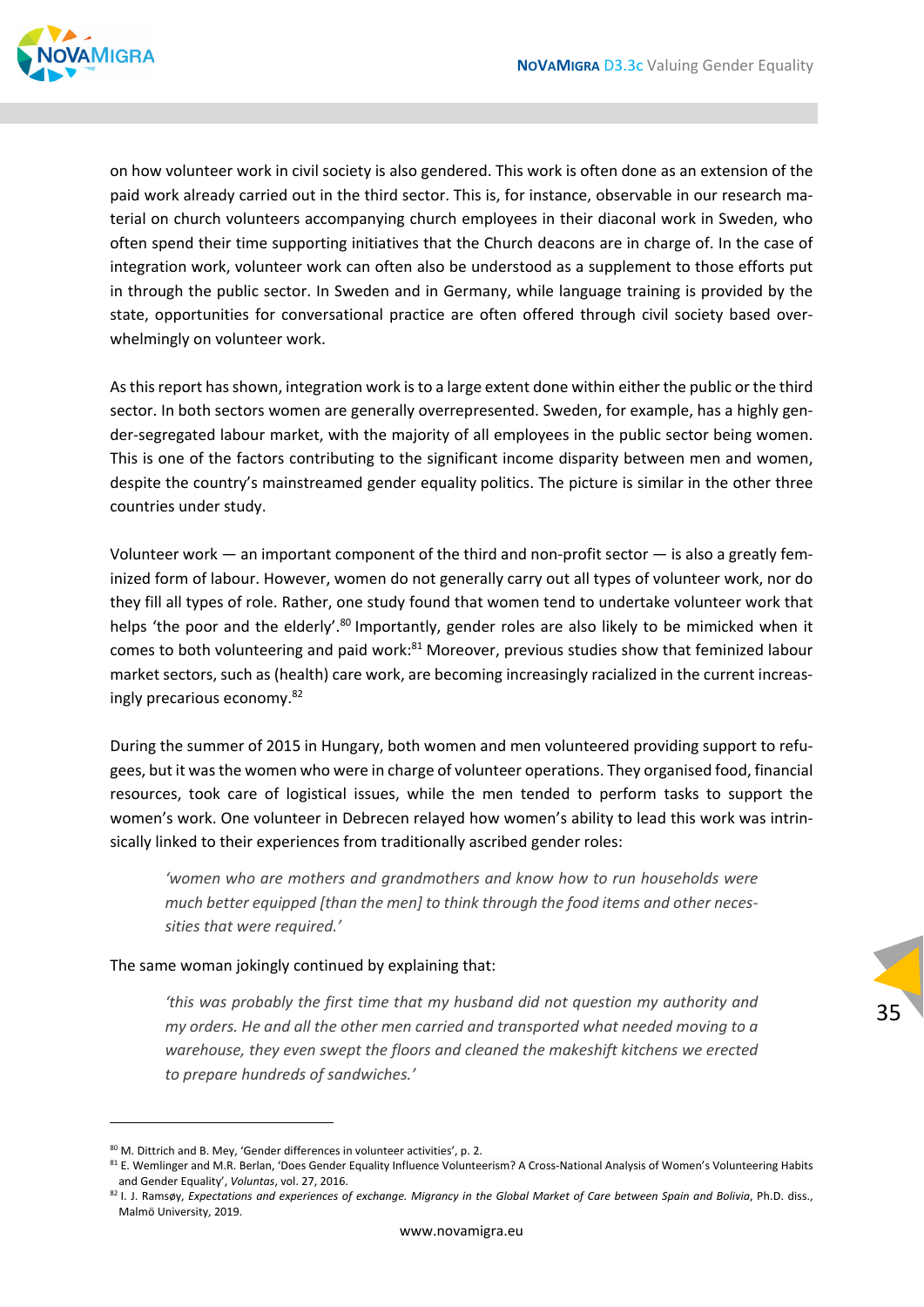on how volunteer work in civil society is also gendered. This work is often done as an extension of the paid work already carried out in the third sector. This is, for instance, observable in our research material on church volunteers accompanying church employees in their diaconal work in Sweden, who often spend their time supporting initiatives that the Church deacons are in charge of. In the case of integration work, volunteer work can often also be understood as a supplement to those efforts put in through the public sector. In Sweden and in Germany, while language training is provided by the state, opportunities for conversational practice are often offered through civil society based overwhelmingly on volunteer work.

As this report has shown, integration work is to a large extent done within either the public or the third sector. In both sectors women are generally overrepresented. Sweden, for example, has a highly gender-segregated labour market, with the majority of all employees in the public sector being women. This is one of the factors contributing to the significant income disparity between men and women, despite the country's mainstreamed gender equality politics. The picture is similar in the other three countries under study.

Volunteer work — an important component of the third and non-profit sector — is also a greatly feminized form of labour. However, women do not generally carry out all types of volunteer work, nor do they fill all types of role. Rather, one study found that women tend to undertake volunteer work that helps 'the poor and the elderly'.[80] Importantly, gender roles are also likely to be mimicked when it comes to both volunteering and paid work:[81] Moreover, previous studies show that feminized labour market sectors, such as (health) care work, are becoming increasingly racialized in the current increasingly precarious economy.[82]

During the summer of 2015 in Hungary, both women and men volunteered providing support to refugees, but it was the women who were in charge of volunteer operations. They organised food, financial resources, took care of logistical issues, while the men tended to perform tasks to support the women's work. One volunteer in Debrecen relayed how women's ability to lead this work was intrinsically linked to their experiences from traditionally ascribed gender roles:

> *'women who are mothers and grandmothers and know how to run households were much better equipped [than the men] to think through the food items and other necessities that were required.'*

The same woman jokingly continued by explaining that:

> *'this was probably the first time that my husband did not question my authority and my orders. He and all the other men carried and transported what needed moving to a warehouse, they even swept the floors and cleaned the makeshift kitchens we erected to prepare hundreds of sandwiches.'*

---

[80] M. Dittrich and B. Mey, 'Gender differences in volunteer activities', p. 2.

[81] E. Wemlinger and M.R. Berlan, 'Does Gender Equality Influence Volunteerism? A Cross-National Analysis of Women's Volunteering Habits and Gender Equality', *Voluntas*, vol. 27, 2016.

[82] I. J. Ramsøy, *Expectations and experiences of exchange. Migrancy in the Global Market of Care between Spain and Bolivia*, Ph.D. diss., Malmö University, 2019.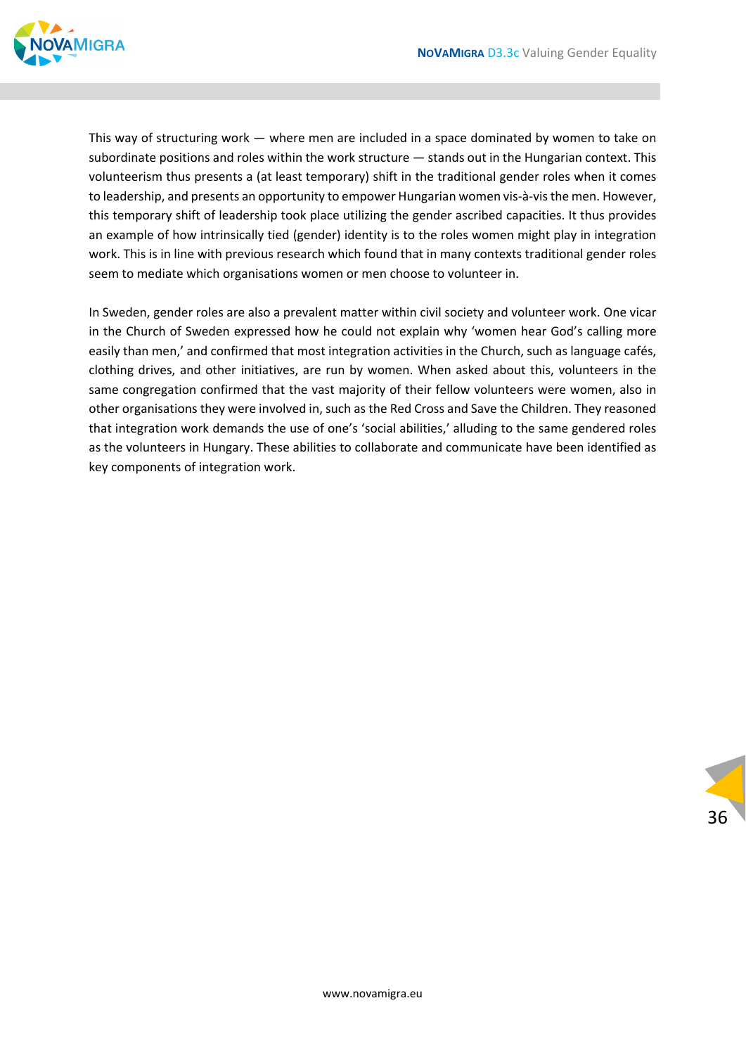This way of structuring work — where men are included in a space dominated by women to take on subordinate positions and roles within the work structure — stands out in the Hungarian context. This volunteerism thus presents a (at least temporary) shift in the traditional gender roles when it comes to leadership, and presents an opportunity to empower Hungarian women vis-à-vis the men. However, this temporary shift of leadership took place utilizing the gender ascribed capacities. It thus provides an example of how intrinsically tied (gender) identity is to the roles women might play in integration work. This is in line with previous research which found that in many contexts traditional gender roles seem to mediate which organisations women or men choose to volunteer in.

In Sweden, gender roles are also a prevalent matter within civil society and volunteer work. One vicar in the Church of Sweden expressed how he could not explain why 'women hear God's calling more easily than men,' and confirmed that most integration activities in the Church, such as language cafés, clothing drives, and other initiatives, are run by women. When asked about this, volunteers in the same congregation confirmed that the vast majority of their fellow volunteers were women, also in other organisations they were involved in, such as the Red Cross and Save the Children. They reasoned that integration work demands the use of one's 'social abilities,' alluding to the same gendered roles as the volunteers in Hungary. These abilities to collaborate and communicate have been identified as key components of integration work.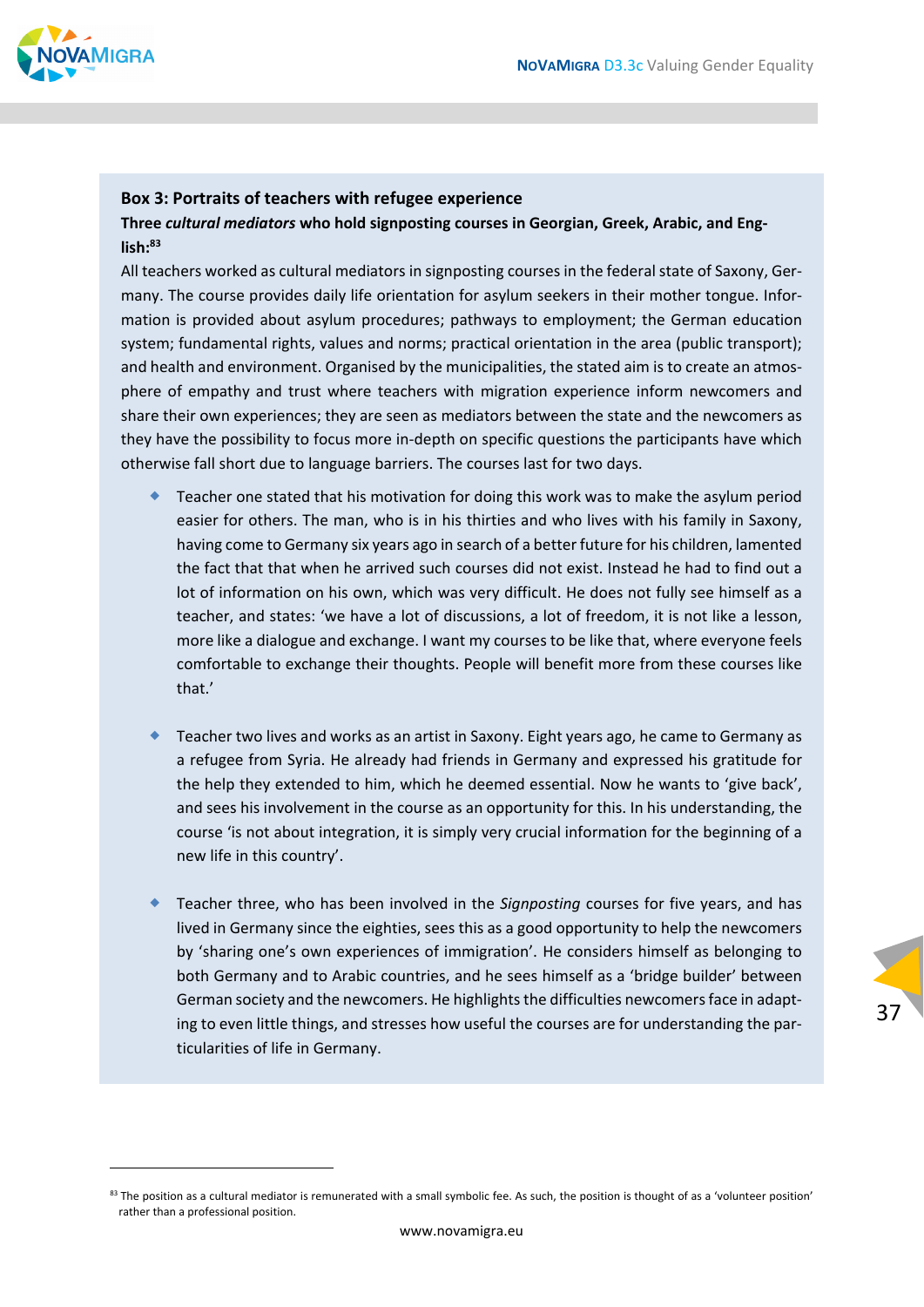**Box 3: Portraits of teachers with refugee experience**

**Three *cultural mediators* who hold signposting courses in Georgian, Greek, Arabic, and English:**[83]

All teachers worked as cultural mediators in signposting courses in the federal state of Saxony, Germany. The course provides daily life orientation for asylum seekers in their mother tongue. Information is provided about asylum procedures; pathways to employment; the German education system; fundamental rights, values and norms; practical orientation in the area (public transport); and health and environment. Organised by the municipalities, the stated aim is to create an atmosphere of empathy and trust where teachers with migration experience inform newcomers and share their own experiences; they are seen as mediators between the state and the newcomers as they have the possibility to focus more in-depth on specific questions the participants have which otherwise fall short due to language barriers. The courses last for two days.

- Teacher one stated that his motivation for doing this work was to make the asylum period easier for others. The man, who is in his thirties and who lives with his family in Saxony, having come to Germany six years ago in search of a better future for his children, lamented the fact that that when he arrived such courses did not exist. Instead he had to find out a lot of information on his own, which was very difficult. He does not fully see himself as a teacher, and states: 'we have a lot of discussions, a lot of freedom, it is not like a lesson, more like a dialogue and exchange. I want my courses to be like that, where everyone feels comfortable to exchange their thoughts. People will benefit more from these courses like that.'

- Teacher two lives and works as an artist in Saxony. Eight years ago, he came to Germany as a refugee from Syria. He already had friends in Germany and expressed his gratitude for the help they extended to him, which he deemed essential. Now he wants to 'give back', and sees his involvement in the course as an opportunity for this. In his understanding, the course 'is not about integration, it is simply very crucial information for the beginning of a new life in this country'.

- Teacher three, who has been involved in the *Signposting* courses for five years, and has lived in Germany since the eighties, sees this as a good opportunity to help the newcomers by 'sharing one's own experiences of immigration'. He considers himself as belonging to both Germany and to Arabic countries, and he sees himself as a 'bridge builder' between German society and the newcomers. He highlights the difficulties newcomers face in adapting to even little things, and stresses how useful the courses are for understanding the particularities of life in Germany.

[83] The position as a cultural mediator is remunerated with a small symbolic fee. As such, the position is thought of as a 'volunteer position' rather than a professional position.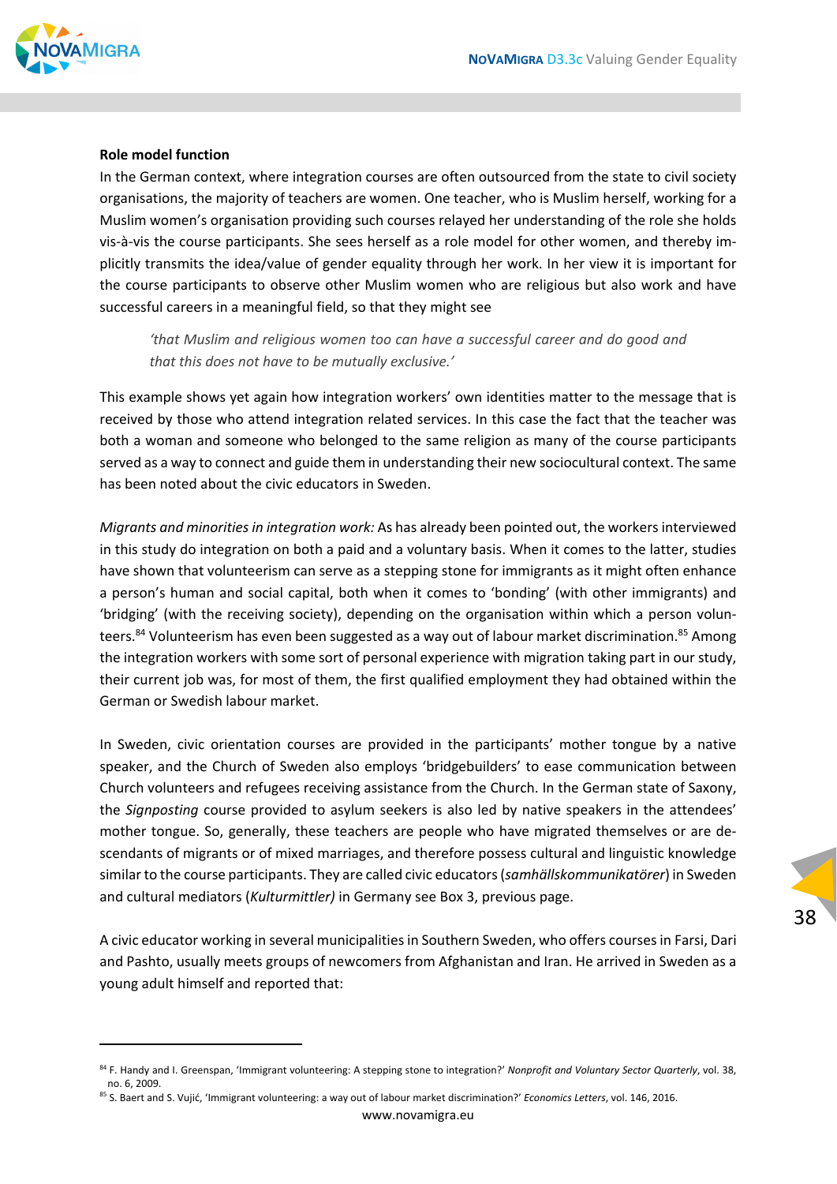**Role model function**

In the German context, where integration courses are often outsourced from the state to civil society organisations, the majority of teachers are women. One teacher, who is Muslim herself, working for a Muslim women's organisation providing such courses relayed her understanding of the role she holds vis-à-vis the course participants. She sees herself as a role model for other women, and thereby implicitly transmits the idea/value of gender equality through her work. In her view it is important for the course participants to observe other Muslim women who are religious but also work and have successful careers in a meaningful field, so that they might see

> *'that Muslim and religious women too can have a successful career and do good and that this does not have to be mutually exclusive.'*

This example shows yet again how integration workers' own identities matter to the message that is received by those who attend integration related services. In this case the fact that the teacher was both a woman and someone who belonged to the same religion as many of the course participants served as a way to connect and guide them in understanding their new sociocultural context. The same has been noted about the civic educators in Sweden.

*Migrants and minorities in integration work:* As has already been pointed out, the workers interviewed in this study do integration on both a paid and a voluntary basis. When it comes to the latter, studies have shown that volunteerism can serve as a stepping stone for immigrants as it might often enhance a person's human and social capital, both when it comes to 'bonding' (with other immigrants) and 'bridging' (with the receiving society), depending on the organisation within which a person volunteers.[84] Volunteerism has even been suggested as a way out of labour market discrimination.[85] Among the integration workers with some sort of personal experience with migration taking part in our study, their current job was, for most of them, the first qualified employment they had obtained within the German or Swedish labour market.

In Sweden, civic orientation courses are provided in the participants' mother tongue by a native speaker, and the Church of Sweden also employs 'bridgebuilders' to ease communication between Church volunteers and refugees receiving assistance from the Church. In the German state of Saxony, the *Signposting* course provided to asylum seekers is also led by native speakers in the attendees' mother tongue. So, generally, these teachers are people who have migrated themselves or are descendants of migrants or of mixed marriages, and therefore possess cultural and linguistic knowledge similar to the course participants. They are called civic educators (*samhällskommunikatörer*) in Sweden and cultural mediators (*Kulturmittler)* in Germany see Box 3, previous page.

A civic educator working in several municipalities in Southern Sweden, who offers courses in Farsi, Dari and Pashto, usually meets groups of newcomers from Afghanistan and Iran. He arrived in Sweden as a young adult himself and reported that:

---

[84] F. Handy and I. Greenspan, 'Immigrant volunteering: A stepping stone to integration?' *Nonprofit and Voluntary Sector Quarterly*, vol. 38, no. 6, 2009.

[85] S. Baert and S. Vujić, 'Immigrant volunteering: a way out of labour market discrimination?' *Economics Letters*, vol. 146, 2016.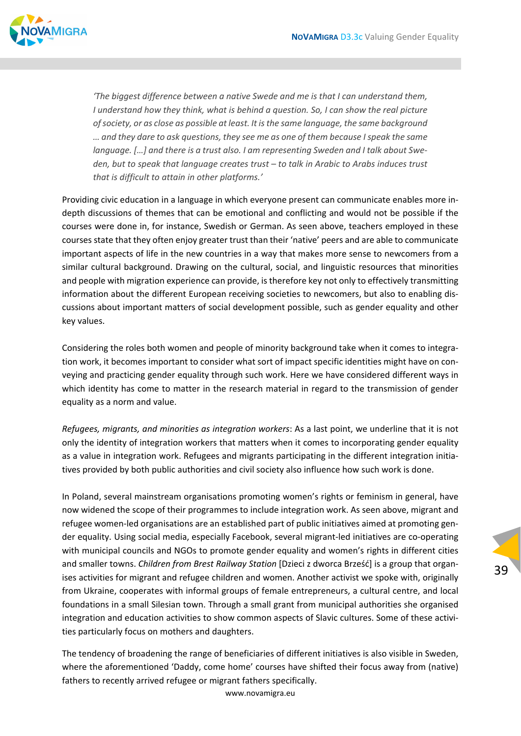*'The biggest difference between a native Swede and me is that I can understand them, I understand how they think, what is behind a question. So, I can show the real picture of society, or as close as possible at least. It is the same language, the same background … and they dare to ask questions, they see me as one of them because I speak the same language. […] and there is a trust also. I am representing Sweden and I talk about Sweden, but to speak that language creates trust – to talk in Arabic to Arabs induces trust that is difficult to attain in other platforms.'*

Providing civic education in a language in which everyone present can communicate enables more in-depth discussions of themes that can be emotional and conflicting and would not be possible if the courses were done in, for instance, Swedish or German. As seen above, teachers employed in these courses state that they often enjoy greater trust than their 'native' peers and are able to communicate important aspects of life in the new countries in a way that makes more sense to newcomers from a similar cultural background. Drawing on the cultural, social, and linguistic resources that minorities and people with migration experience can provide, is therefore key not only to effectively transmitting information about the different European receiving societies to newcomers, but also to enabling discussions about important matters of social development possible, such as gender equality and other key values.

Considering the roles both women and people of minority background take when it comes to integration work, it becomes important to consider what sort of impact specific identities might have on conveying and practicing gender equality through such work. Here we have considered different ways in which identity has come to matter in the research material in regard to the transmission of gender equality as a norm and value.

*Refugees, migrants, and minorities as integration workers*: As a last point, we underline that it is not only the identity of integration workers that matters when it comes to incorporating gender equality as a value in integration work. Refugees and migrants participating in the different integration initiatives provided by both public authorities and civil society also influence how such work is done.

In Poland, several mainstream organisations promoting women's rights or feminism in general, have now widened the scope of their programmes to include integration work. As seen above, migrant and refugee women-led organisations are an established part of public initiatives aimed at promoting gender equality. Using social media, especially Facebook, several migrant-led initiatives are co-operating with municipal councils and NGOs to promote gender equality and women's rights in different cities and smaller towns. *Children from Brest Railway Station* [Dzieci z dworca Brześć] is a group that organises activities for migrant and refugee children and women. Another activist we spoke with, originally from Ukraine, cooperates with informal groups of female entrepreneurs, a cultural centre, and local foundations in a small Silesian town. Through a small grant from municipal authorities she organised integration and education activities to show common aspects of Slavic cultures. Some of these activities particularly focus on mothers and daughters.

The tendency of broadening the range of beneficiaries of different initiatives is also visible in Sweden, where the aforementioned 'Daddy, come home' courses have shifted their focus away from (native) fathers to recently arrived refugee or migrant fathers specifically.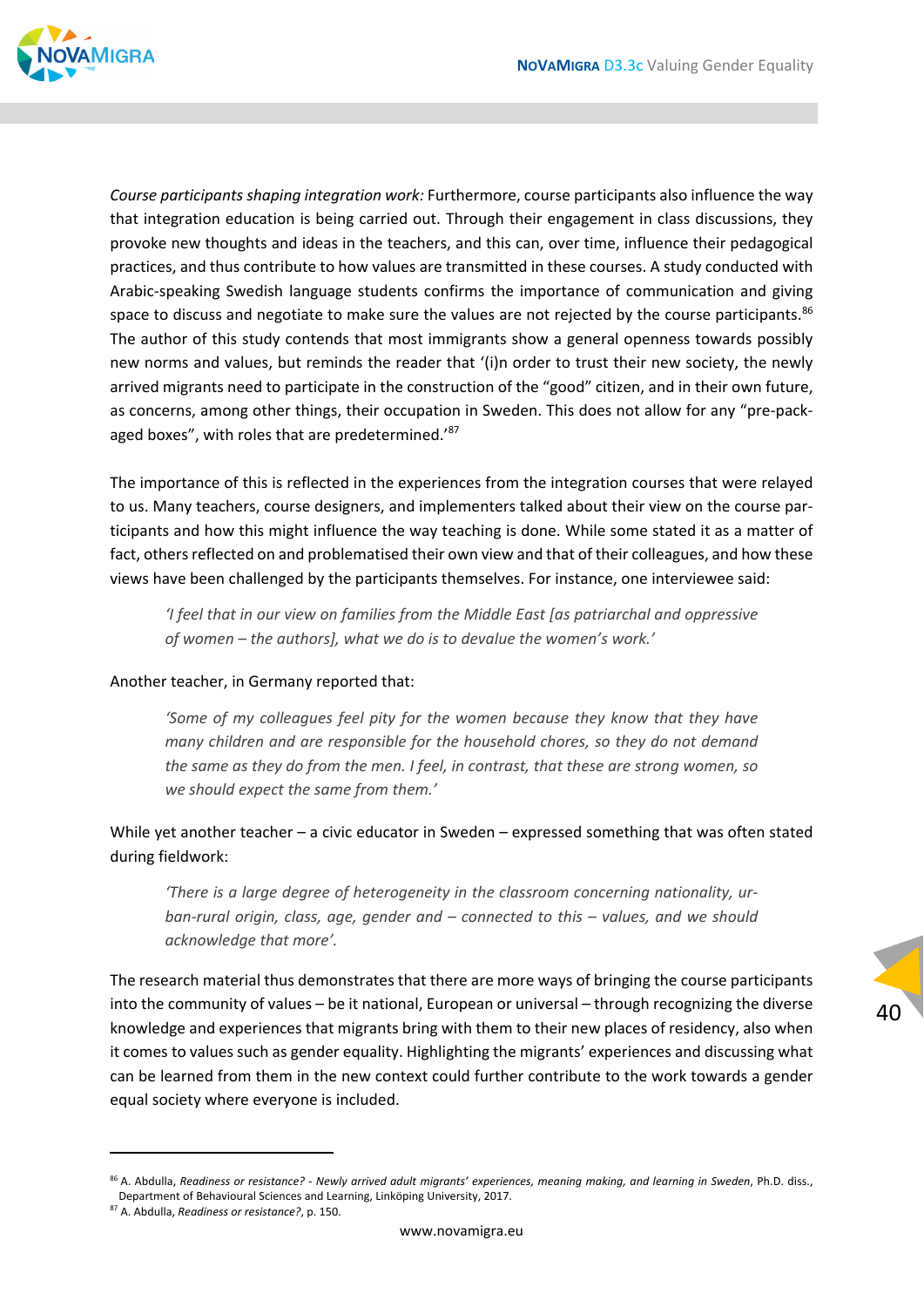*Course participants shaping integration work:* Furthermore, course participants also influence the way that integration education is being carried out. Through their engagement in class discussions, they provoke new thoughts and ideas in the teachers, and this can, over time, influence their pedagogical practices, and thus contribute to how values are transmitted in these courses. A study conducted with Arabic-speaking Swedish language students confirms the importance of communication and giving space to discuss and negotiate to make sure the values are not rejected by the course participants.[86] The author of this study contends that most immigrants show a general openness towards possibly new norms and values, but reminds the reader that '(i)n order to trust their new society, the newly arrived migrants need to participate in the construction of the "good" citizen, and in their own future, as concerns, among other things, their occupation in Sweden. This does not allow for any "pre-packaged boxes", with roles that are predetermined.'[87]

The importance of this is reflected in the experiences from the integration courses that were relayed to us. Many teachers, course designers, and implementers talked about their view on the course participants and how this might influence the way teaching is done. While some stated it as a matter of fact, others reflected on and problematised their own view and that of their colleagues, and how these views have been challenged by the participants themselves. For instance, one interviewee said:

> *'I feel that in our view on families from the Middle East [as patriarchal and oppressive of women – the authors], what we do is to devalue the women's work.'*

Another teacher, in Germany reported that:

> *'Some of my colleagues feel pity for the women because they know that they have many children and are responsible for the household chores, so they do not demand the same as they do from the men. I feel, in contrast, that these are strong women, so we should expect the same from them.'*

While yet another teacher – a civic educator in Sweden – expressed something that was often stated during fieldwork:

> *'There is a large degree of heterogeneity in the classroom concerning nationality, urban-rural origin, class, age, gender and – connected to this – values, and we should acknowledge that more'.*

The research material thus demonstrates that there are more ways of bringing the course participants into the community of values – be it national, European or universal – through recognizing the diverse knowledge and experiences that migrants bring with them to their new places of residency, also when it comes to values such as gender equality. Highlighting the migrants' experiences and discussing what can be learned from them in the new context could further contribute to the work towards a gender equal society where everyone is included.

---

[86] A. Abdulla, *Readiness or resistance? - Newly arrived adult migrants' experiences, meaning making, and learning in Sweden*, Ph.D. diss., Department of Behavioural Sciences and Learning, Linköping University, 2017.

[87] A. Abdulla, *Readiness or resistance?*, p. 150.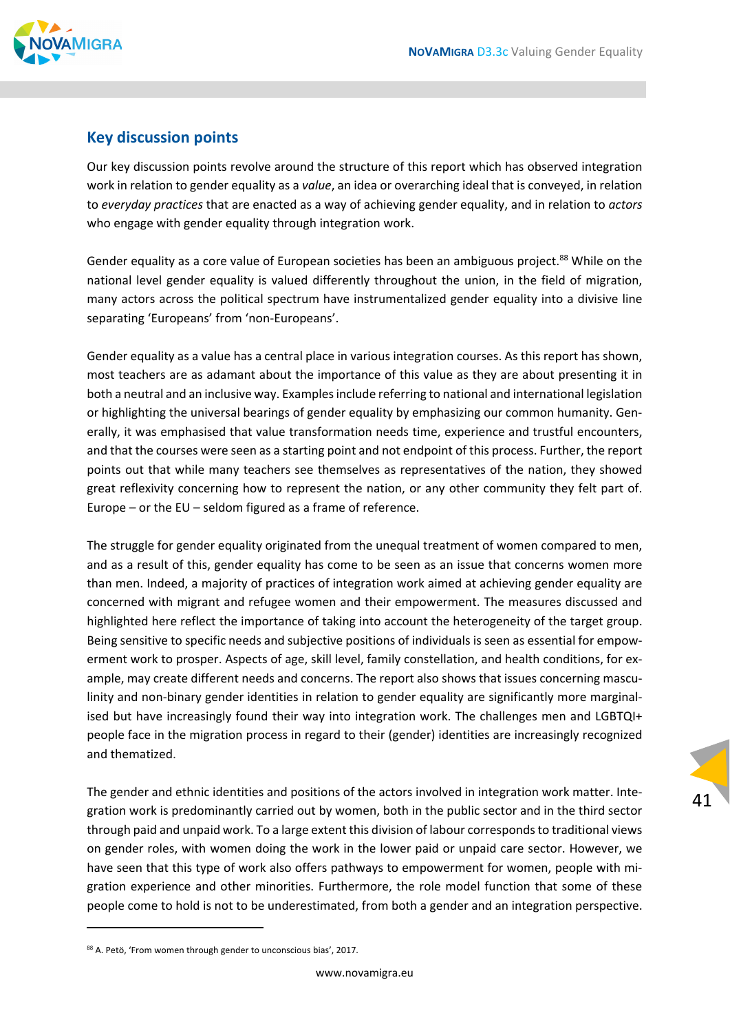## Key discussion points

Our key discussion points revolve around the structure of this report which has observed integration work in relation to gender equality as a *value*, an idea or overarching ideal that is conveyed, in relation to *everyday practices* that are enacted as a way of achieving gender equality, and in relation to *actors* who engage with gender equality through integration work.

Gender equality as a core value of European societies has been an ambiguous project.[88] While on the national level gender equality is valued differently throughout the union, in the field of migration, many actors across the political spectrum have instrumentalized gender equality into a divisive line separating 'Europeans' from 'non-Europeans'.

Gender equality as a value has a central place in various integration courses. As this report has shown, most teachers are as adamant about the importance of this value as they are about presenting it in both a neutral and an inclusive way. Examples include referring to national and international legislation or highlighting the universal bearings of gender equality by emphasizing our common humanity. Generally, it was emphasised that value transformation needs time, experience and trustful encounters, and that the courses were seen as a starting point and not endpoint of this process. Further, the report points out that while many teachers see themselves as representatives of the nation, they showed great reflexivity concerning how to represent the nation, or any other community they felt part of. Europe – or the EU – seldom figured as a frame of reference.

The struggle for gender equality originated from the unequal treatment of women compared to men, and as a result of this, gender equality has come to be seen as an issue that concerns women more than men. Indeed, a majority of practices of integration work aimed at achieving gender equality are concerned with migrant and refugee women and their empowerment. The measures discussed and highlighted here reflect the importance of taking into account the heterogeneity of the target group. Being sensitive to specific needs and subjective positions of individuals is seen as essential for empowerment work to prosper. Aspects of age, skill level, family constellation, and health conditions, for example, may create different needs and concerns. The report also shows that issues concerning masculinity and non-binary gender identities in relation to gender equality are significantly more marginalised but have increasingly found their way into integration work. The challenges men and LGBTQI+ people face in the migration process in regard to their (gender) identities are increasingly recognized and thematized.

The gender and ethnic identities and positions of the actors involved in integration work matter. Integration work is predominantly carried out by women, both in the public sector and in the third sector through paid and unpaid work. To a large extent this division of labour corresponds to traditional views on gender roles, with women doing the work in the lower paid or unpaid care sector. However, we have seen that this type of work also offers pathways to empowerment for women, people with migration experience and other minorities. Furthermore, the role model function that some of these people come to hold is not to be underestimated, from both a gender and an integration perspective.

---

[88] A. Petö, 'From women through gender to unconscious bias', 2017.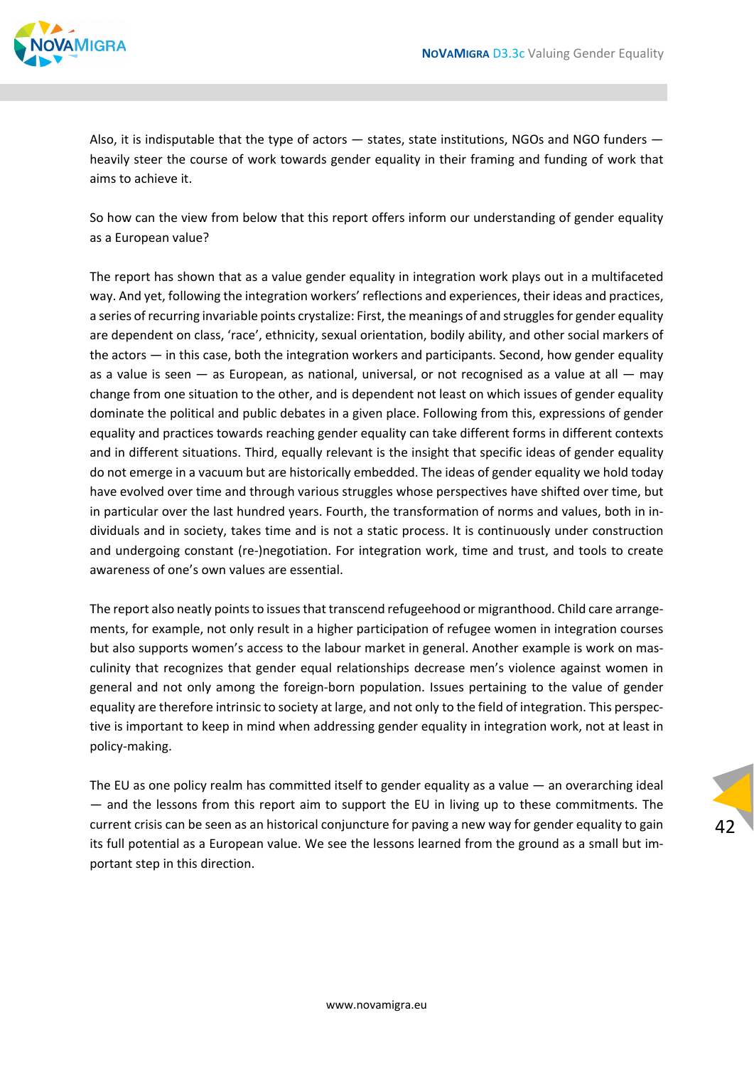Also, it is indisputable that the type of actors — states, state institutions, NGOs and NGO funders — heavily steer the course of work towards gender equality in their framing and funding of work that aims to achieve it.

So how can the view from below that this report offers inform our understanding of gender equality as a European value?

The report has shown that as a value gender equality in integration work plays out in a multifaceted way. And yet, following the integration workers' reflections and experiences, their ideas and practices, a series of recurring invariable points crystalize: First, the meanings of and struggles for gender equality are dependent on class, 'race', ethnicity, sexual orientation, bodily ability, and other social markers of the actors — in this case, both the integration workers and participants. Second, how gender equality as a value is seen — as European, as national, universal, or not recognised as a value at all — may change from one situation to the other, and is dependent not least on which issues of gender equality dominate the political and public debates in a given place. Following from this, expressions of gender equality and practices towards reaching gender equality can take different forms in different contexts and in different situations. Third, equally relevant is the insight that specific ideas of gender equality do not emerge in a vacuum but are historically embedded. The ideas of gender equality we hold today have evolved over time and through various struggles whose perspectives have shifted over time, but in particular over the last hundred years. Fourth, the transformation of norms and values, both in individuals and in society, takes time and is not a static process. It is continuously under construction and undergoing constant (re-)negotiation. For integration work, time and trust, and tools to create awareness of one's own values are essential.

The report also neatly points to issues that transcend refugeehood or migranthood. Child care arrangements, for example, not only result in a higher participation of refugee women in integration courses but also supports women's access to the labour market in general. Another example is work on masculinity that recognizes that gender equal relationships decrease men's violence against women in general and not only among the foreign-born population. Issues pertaining to the value of gender equality are therefore intrinsic to society at large, and not only to the field of integration. This perspective is important to keep in mind when addressing gender equality in integration work, not at least in policy-making.

The EU as one policy realm has committed itself to gender equality as a value — an overarching ideal — and the lessons from this report aim to support the EU in living up to these commitments. The current crisis can be seen as an historical conjuncture for paving a new way for gender equality to gain its full potential as a European value. We see the lessons learned from the ground as a small but important step in this direction.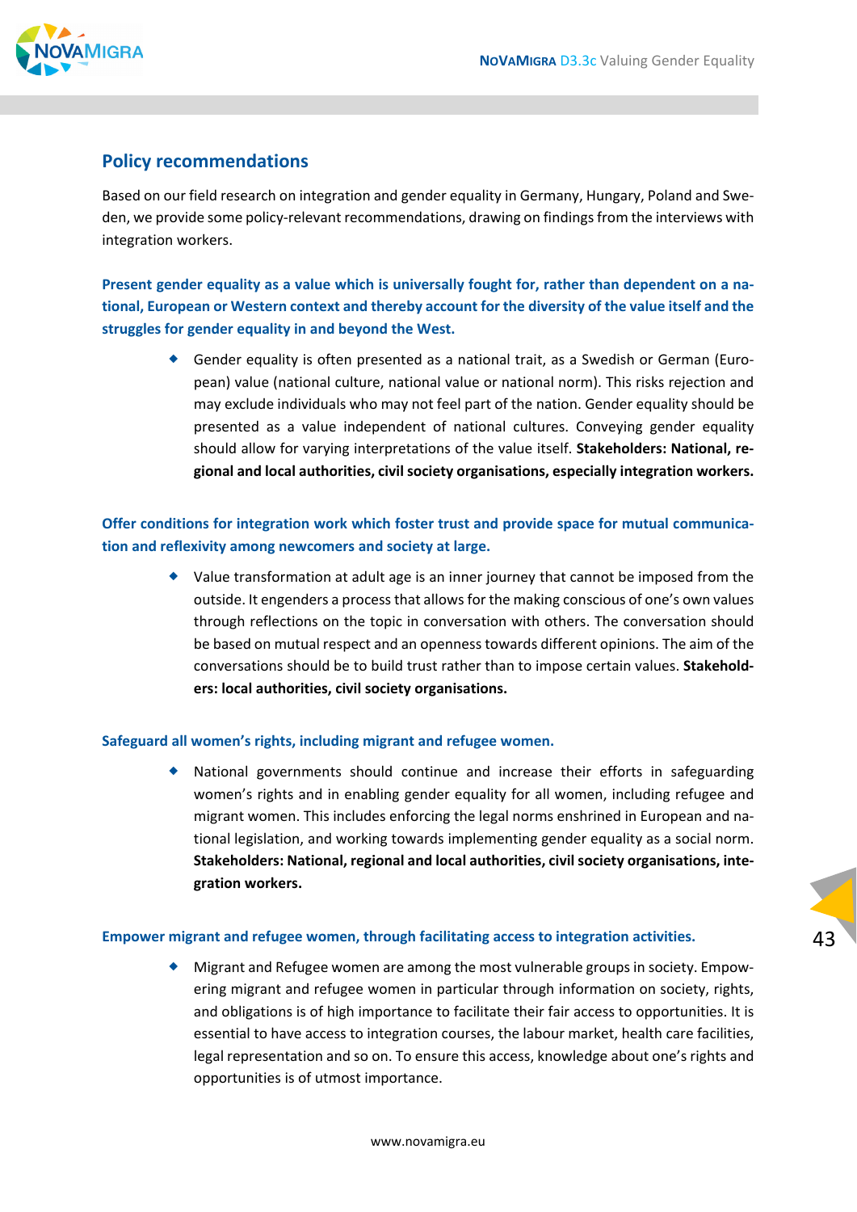## Policy recommendations

Based on our field research on integration and gender equality in Germany, Hungary, Poland and Sweden, we provide some policy-relevant recommendations, drawing on findings from the interviews with integration workers.

### Present gender equality as a value which is universally fought for, rather than dependent on a national, European or Western context and thereby account for the diversity of the value itself and the struggles for gender equality in and beyond the West.

- Gender equality is often presented as a national trait, as a Swedish or German (European) value (national culture, national value or national norm). This risks rejection and may exclude individuals who may not feel part of the nation. Gender equality should be presented as a value independent of national cultures. Conveying gender equality should allow for varying interpretations of the value itself. **Stakeholders: National, regional and local authorities, civil society organisations, especially integration workers.**

### Offer conditions for integration work which foster trust and provide space for mutual communication and reflexivity among newcomers and society at large.

- Value transformation at adult age is an inner journey that cannot be imposed from the outside. It engenders a process that allows for the making conscious of one's own values through reflections on the topic in conversation with others. The conversation should be based on mutual respect and an openness towards different opinions. The aim of the conversations should be to build trust rather than to impose certain values. **Stakeholders: local authorities, civil society organisations.**

### Safeguard all women's rights, including migrant and refugee women.

- National governments should continue and increase their efforts in safeguarding women's rights and in enabling gender equality for all women, including refugee and migrant women. This includes enforcing the legal norms enshrined in European and national legislation, and working towards implementing gender equality as a social norm. **Stakeholders: National, regional and local authorities, civil society organisations, integration workers.**

### Empower migrant and refugee women, through facilitating access to integration activities.

- Migrant and Refugee women are among the most vulnerable groups in society. Empowering migrant and refugee women in particular through information on society, rights, and obligations is of high importance to facilitate their fair access to opportunities. It is essential to have access to integration courses, the labour market, health care facilities, legal representation and so on. To ensure this access, knowledge about one's rights and opportunities is of utmost importance.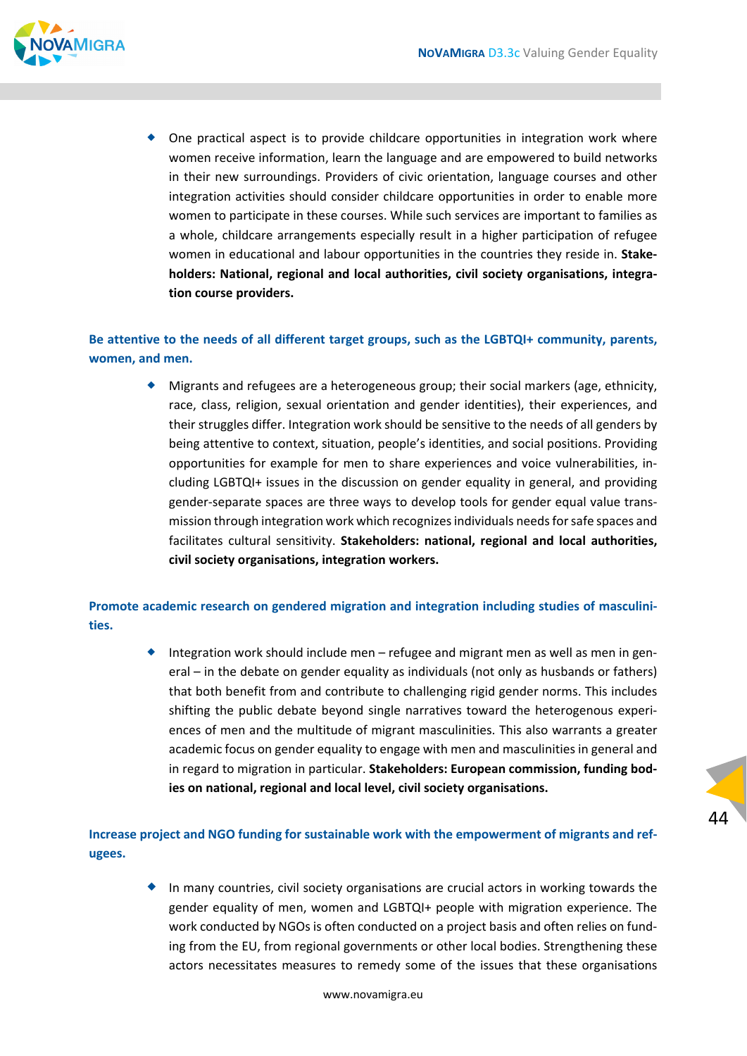- One practical aspect is to provide childcare opportunities in integration work where women receive information, learn the language and are empowered to build networks in their new surroundings. Providers of civic orientation, language courses and other integration activities should consider childcare opportunities in order to enable more women to participate in these courses. While such services are important to families as a whole, childcare arrangements especially result in a higher participation of refugee women in educational and labour opportunities in the countries they reside in. **Stakeholders: National, regional and local authorities, civil society organisations, integration course providers.**

**Be attentive to the needs of all different target groups, such as the LGBTQI+ community, parents, women, and men.**

- Migrants and refugees are a heterogeneous group; their social markers (age, ethnicity, race, class, religion, sexual orientation and gender identities), their experiences, and their struggles differ. Integration work should be sensitive to the needs of all genders by being attentive to context, situation, people's identities, and social positions. Providing opportunities for example for men to share experiences and voice vulnerabilities, including LGBTQI+ issues in the discussion on gender equality in general, and providing gender-separate spaces are three ways to develop tools for gender equal value transmission through integration work which recognizes individuals needs for safe spaces and facilitates cultural sensitivity. **Stakeholders: national, regional and local authorities, civil society organisations, integration workers.**

**Promote academic research on gendered migration and integration including studies of masculinities.**

- Integration work should include men – refugee and migrant men as well as men in general – in the debate on gender equality as individuals (not only as husbands or fathers) that both benefit from and contribute to challenging rigid gender norms. This includes shifting the public debate beyond single narratives toward the heterogenous experiences of men and the multitude of migrant masculinities. This also warrants a greater academic focus on gender equality to engage with men and masculinities in general and in regard to migration in particular. **Stakeholders: European commission, funding bodies on national, regional and local level, civil society organisations.**

**Increase project and NGO funding for sustainable work with the empowerment of migrants and refugees.**

- In many countries, civil society organisations are crucial actors in working towards the gender equality of men, women and LGBTQI+ people with migration experience. The work conducted by NGOs is often conducted on a project basis and often relies on funding from the EU, from regional governments or other local bodies. Strengthening these actors necessitates measures to remedy some of the issues that these organisations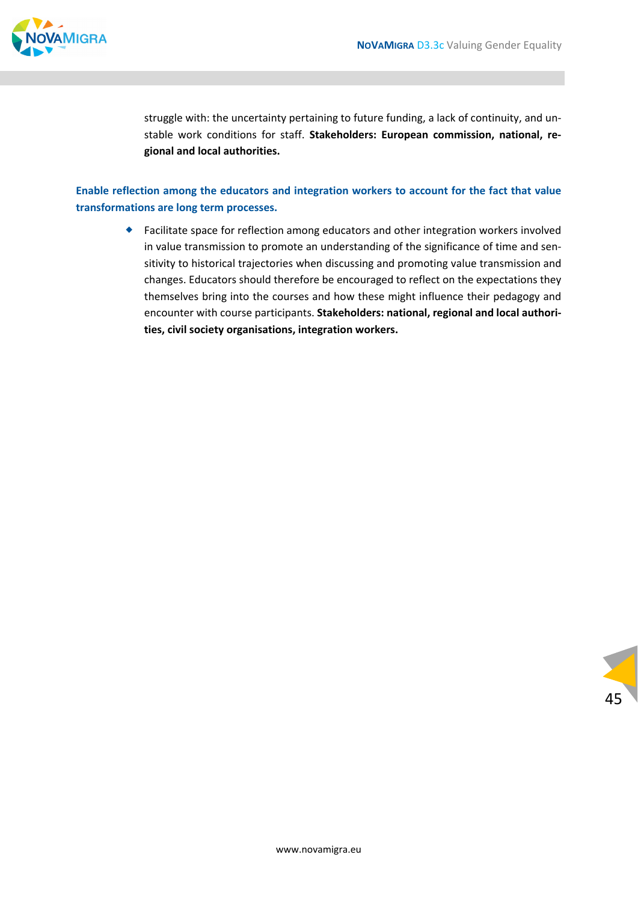struggle with: the uncertainty pertaining to future funding, a lack of continuity, and unstable work conditions for staff. **Stakeholders: European commission, national, regional and local authorities.**

**Enable reflection among the educators and integration workers to account for the fact that value transformations are long term processes.**

- Facilitate space for reflection among educators and other integration workers involved in value transmission to promote an understanding of the significance of time and sensitivity to historical trajectories when discussing and promoting value transmission and changes. Educators should therefore be encouraged to reflect on the expectations they themselves bring into the courses and how these might influence their pedagogy and encounter with course participants. **Stakeholders: national, regional and local authorities, civil society organisations, integration workers.**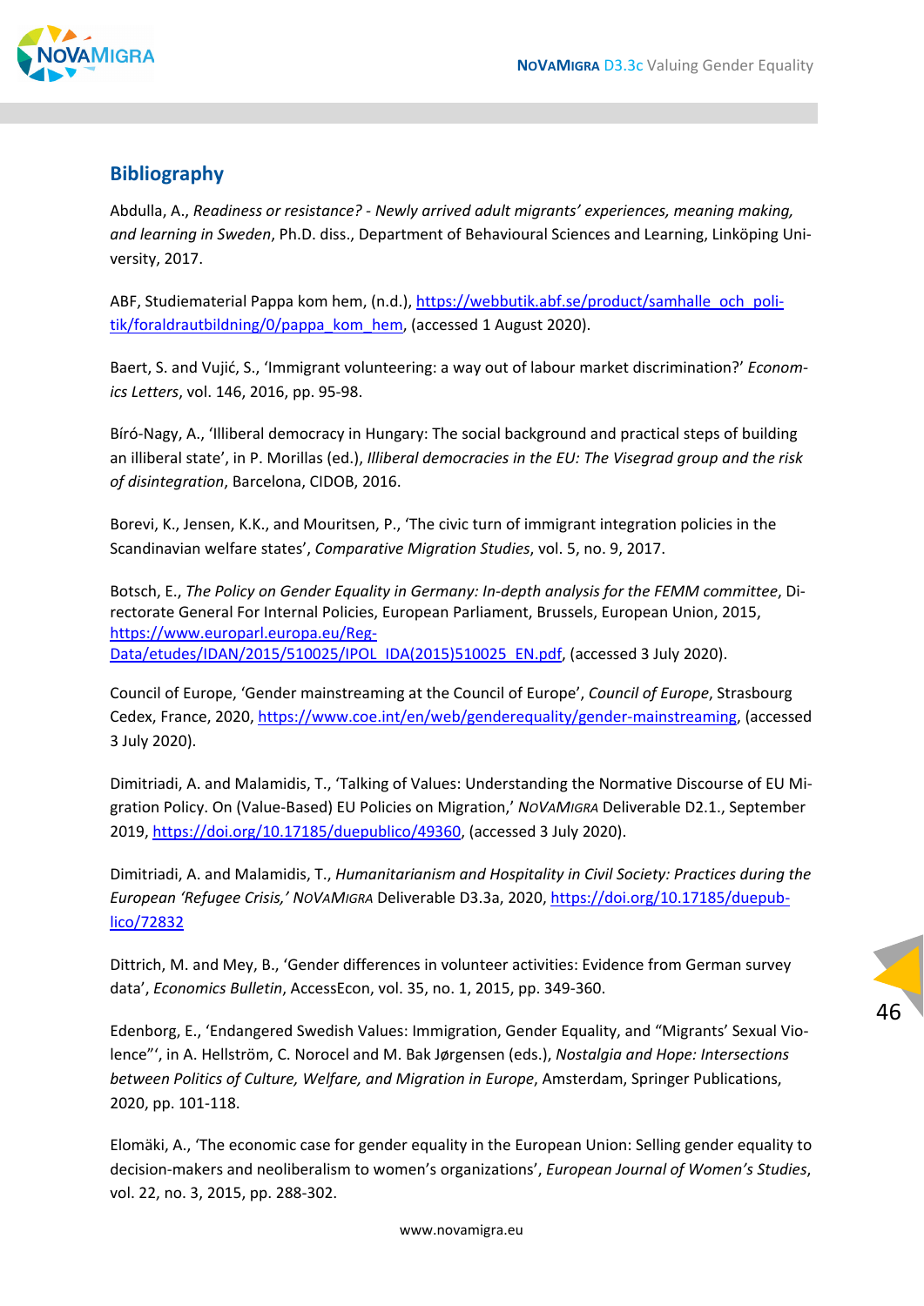## Bibliography

Abdulla, A., *Readiness or resistance? - Newly arrived adult migrants' experiences, meaning making, and learning in Sweden*, Ph.D. diss., Department of Behavioural Sciences and Learning, Linköping University, 2017.

ABF, Studiematerial Pappa kom hem, (n.d.), https://webbutik.abf.se/product/samhalle_och_politik/foraldrautbildning/0/pappa_kom_hem, (accessed 1 August 2020).

Baert, S. and Vujić, S., 'Immigrant volunteering: a way out of labour market discrimination?' *Economics Letters*, vol. 146, 2016, pp. 95-98.

Bíró-Nagy, A., 'Illiberal democracy in Hungary: The social background and practical steps of building an illiberal state', in P. Morillas (ed.), *Illiberal democracies in the EU: The Visegrad group and the risk of disintegration*, Barcelona, CIDOB, 2016.

Borevi, K., Jensen, K.K., and Mouritsen, P., 'The civic turn of immigrant integration policies in the Scandinavian welfare states', *Comparative Migration Studies*, vol. 5, no. 9, 2017.

Botsch, E., *The Policy on Gender Equality in Germany: In-depth analysis for the FEMM committee*, Directorate General For Internal Policies, European Parliament, Brussels, European Union, 2015, https://www.europarl.europa.eu/RegData/etudes/IDAN/2015/510025/IPOL_IDA(2015)510025_EN.pdf, (accessed 3 July 2020).

Council of Europe, 'Gender mainstreaming at the Council of Europe', *Council of Europe*, Strasbourg Cedex, France, 2020, https://www.coe.int/en/web/genderequality/gender-mainstreaming, (accessed 3 July 2020).

Dimitriadi, A. and Malamidis, T., 'Talking of Values: Understanding the Normative Discourse of EU Migration Policy. On (Value-Based) EU Policies on Migration,' *NoVaMigra* Deliverable D2.1., September 2019, https://doi.org/10.17185/duepublico/49360, (accessed 3 July 2020).

Dimitriadi, A. and Malamidis, T., *Humanitarianism and Hospitality in Civil Society: Practices during the European 'Refugee Crisis,'* NoVaMigra Deliverable D3.3a, 2020, https://doi.org/10.17185/duepublico/72832

Dittrich, M. and Mey, B., 'Gender differences in volunteer activities: Evidence from German survey data', *Economics Bulletin*, AccessEcon, vol. 35, no. 1, 2015, pp. 349-360.

Edenborg, E., 'Endangered Swedish Values: Immigration, Gender Equality, and "Migrants' Sexual Violence"', in A. Hellström, C. Norocel and M. Bak Jørgensen (eds.), *Nostalgia and Hope: Intersections between Politics of Culture, Welfare, and Migration in Europe*, Amsterdam, Springer Publications, 2020, pp. 101-118.

Elomäki, A., 'The economic case for gender equality in the European Union: Selling gender equality to decision-makers and neoliberalism to women's organizations', *European Journal of Women's Studies*, vol. 22, no. 3, 2015, pp. 288-302.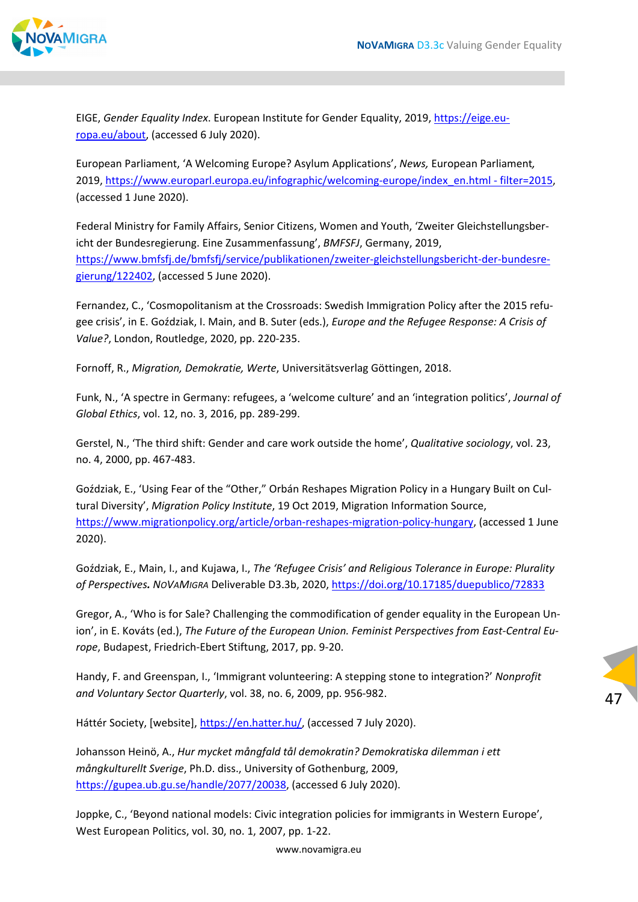EIGE, *Gender Equality Index*. European Institute for Gender Equality, 2019, https://eige.europa.eu/about, (accessed 6 July 2020).

European Parliament, 'A Welcoming Europe? Asylum Applications', *News,* European Parliament*,* 2019, https://www.europarl.europa.eu/infographic/welcoming-europe/index_en.html - filter=2015, (accessed 1 June 2020).

Federal Ministry for Family Affairs, Senior Citizens, Women and Youth, 'Zweiter Gleichstellungsbericht der Bundesregierung. Eine Zusammenfassung', *BMFSFJ*, Germany, 2019, https://www.bmfsfj.de/bmfsfj/service/publikationen/zweiter-gleichstellungsbericht-der-bundesregierung/122402, (accessed 5 June 2020).

Fernandez, C., 'Cosmopolitanism at the Crossroads: Swedish Immigration Policy after the 2015 refugee crisis', in E. Goździak, I. Main, and B. Suter (eds.), *Europe and the Refugee Response: A Crisis of Value?*, London, Routledge, 2020, pp. 220-235.

Fornoff, R., *Migration, Demokratie, Werte*, Universitätsverlag Göttingen, 2018.

Funk, N., 'A spectre in Germany: refugees, a 'welcome culture' and an 'integration politics', *Journal of Global Ethics*, vol. 12, no. 3, 2016, pp. 289-299.

Gerstel, N., 'The third shift: Gender and care work outside the home', *Qualitative sociology*, vol. 23, no. 4, 2000, pp. 467-483.

Goździak, E., 'Using Fear of the "Other," Orbán Reshapes Migration Policy in a Hungary Built on Cultural Diversity', *Migration Policy Institute*, 19 Oct 2019, Migration Information Source, https://www.migrationpolicy.org/article/orban-reshapes-migration-policy-hungary, (accessed 1 June 2020).

Goździak, E., Main, I., and Kujawa, I., *The 'Refugee Crisis' and Religious Tolerance in Europe: Plurality of Perspectives.* NOVAMIGRA Deliverable D3.3b, 2020, https://doi.org/10.17185/duepublico/72833

Gregor, A., 'Who is for Sale? Challenging the commodification of gender equality in the European Union', in E. Kováts (ed.), *The Future of the European Union. Feminist Perspectives from East-Central Europe*, Budapest, Friedrich-Ebert Stiftung, 2017, pp. 9-20.

Handy, F. and Greenspan, I., 'Immigrant volunteering: A stepping stone to integration?' *Nonprofit and Voluntary Sector Quarterly*, vol. 38, no. 6, 2009, pp. 956-982.

Háttér Society, [website], https://en.hatter.hu/, (accessed 7 July 2020).

Johansson Heinö, A., *Hur mycket mångfald tål demokratin? Demokratiska dilemman i ett mångkulturellt Sverige*, Ph.D. diss., University of Gothenburg, 2009, https://gupea.ub.gu.se/handle/2077/20038, (accessed 6 July 2020).

Joppke, C., 'Beyond national models: Civic integration policies for immigrants in Western Europe', West European Politics, vol. 30, no. 1, 2007, pp. 1-22.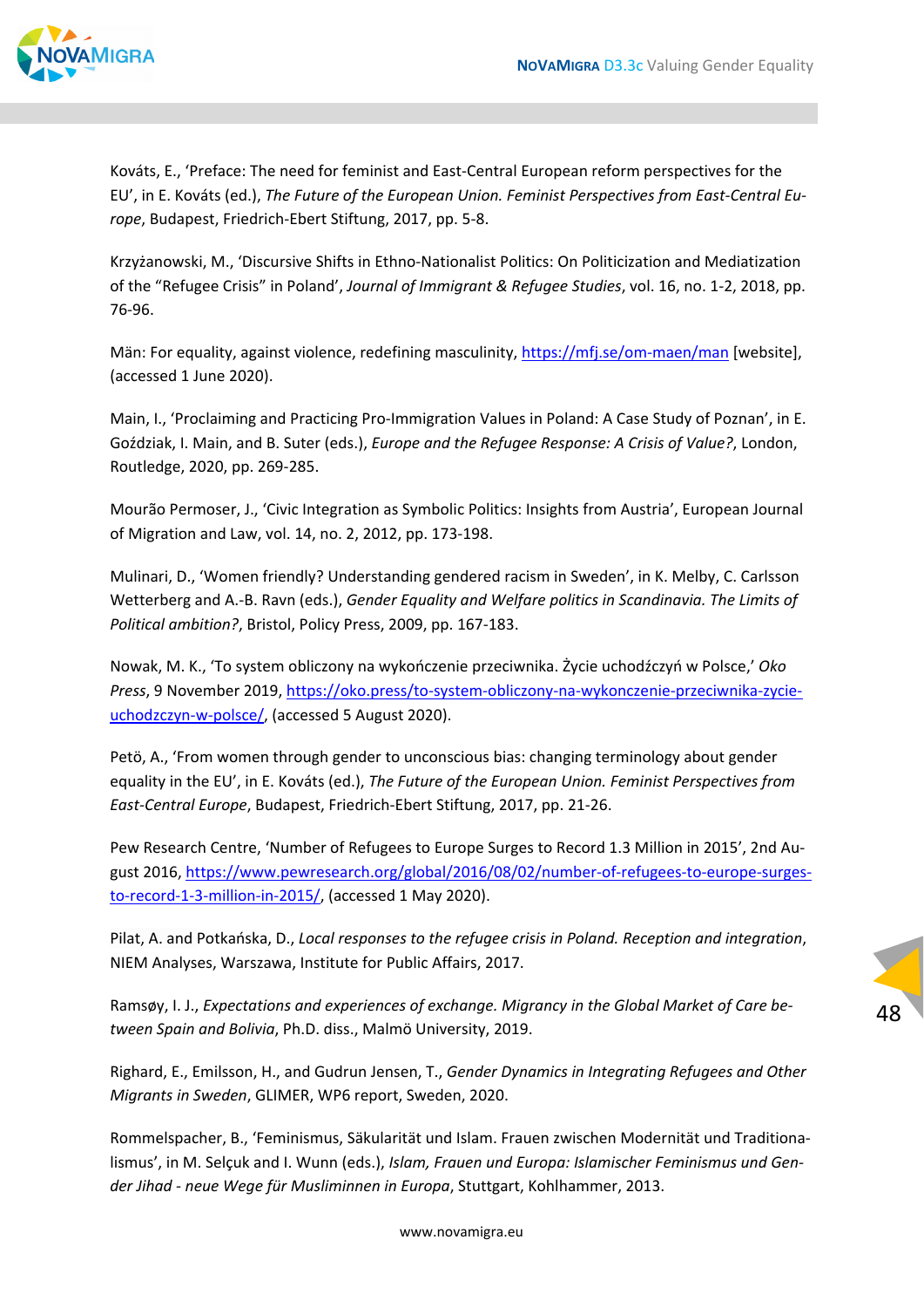Kováts, E., ‘Preface: The need for feminist and East-Central European reform perspectives for the EU’, in E. Kováts (ed.), *The Future of the European Union. Feminist Perspectives from East-Central Europe*, Budapest, Friedrich-Ebert Stiftung, 2017, pp. 5-8.

Krzyżanowski, M., ‘Discursive Shifts in Ethno-Nationalist Politics: On Politicization and Mediatization of the “Refugee Crisis” in Poland’, *Journal of Immigrant & Refugee Studies*, vol. 16, no. 1-2, 2018, pp. 76-96.

Män: For equality, against violence, redefining masculinity, https://mfj.se/om-maen/man [website], (accessed 1 June 2020).

Main, I., ‘Proclaiming and Practicing Pro-Immigration Values in Poland: A Case Study of Poznan’, in E. Goździak, I. Main, and B. Suter (eds.), *Europe and the Refugee Response: A Crisis of Value?*, London, Routledge, 2020, pp. 269-285.

Mourão Permoser, J., ‘Civic Integration as Symbolic Politics: Insights from Austria’, European Journal of Migration and Law, vol. 14, no. 2, 2012, pp. 173-198.

Mulinari, D., ‘Women friendly? Understanding gendered racism in Sweden’, in K. Melby, C. Carlsson Wetterberg and A.-B. Ravn (eds.), *Gender Equality and Welfare politics in Scandinavia. The Limits of Political ambition?*, Bristol, Policy Press, 2009, pp. 167-183.

Nowak, M. K., ‘To system obliczony na wykończenie przeciwnika. Życie uchodźczyń w Polsce,’ *Oko Press*, 9 November 2019, https://oko.press/to-system-obliczony-na-wykonczenie-przeciwnika-zycie-uchodzczyn-w-polsce/, (accessed 5 August 2020).

Petö, A., ‘From women through gender to unconscious bias: changing terminology about gender equality in the EU’, in E. Kováts (ed.), *The Future of the European Union. Feminist Perspectives from East-Central Europe*, Budapest, Friedrich-Ebert Stiftung, 2017, pp. 21-26.

Pew Research Centre, ‘Number of Refugees to Europe Surges to Record 1.3 Million in 2015’, 2nd August 2016, https://www.pewresearch.org/global/2016/08/02/number-of-refugees-to-europe-surges-to-record-1-3-million-in-2015/, (accessed 1 May 2020).

Pilat, A. and Potkańska, D., *Local responses to the refugee crisis in Poland. Reception and integration*, NIEM Analyses, Warszawa, Institute for Public Affairs, 2017.

Ramsøy, I. J., *Expectations and experiences of exchange. Migrancy in the Global Market of Care between Spain and Bolivia*, Ph.D. diss., Malmö University, 2019.

Righard, E., Emilsson, H., and Gudrun Jensen, T., *Gender Dynamics in Integrating Refugees and Other Migrants in Sweden*, GLIMER, WP6 report, Sweden, 2020.

Rommelspacher, B., ‘Feminismus, Säkularität und Islam. Frauen zwischen Modernität und Traditionalismus’, in M. Selçuk and I. Wunn (eds.), *Islam, Frauen und Europa: Islamischer Feminismus und Gender Jihad - neue Wege für Musliminnen in Europa*, Stuttgart, Kohlhammer, 2013.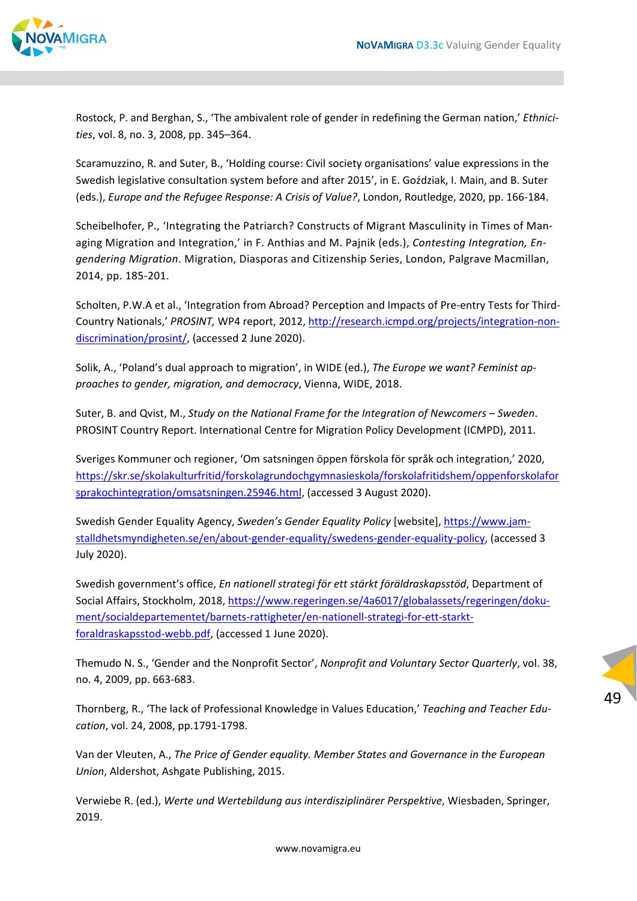Rostock, P. and Berghan, S., 'The ambivalent role of gender in redefining the German nation,' *Ethnicities*, vol. 8, no. 3, 2008, pp. 345–364.

Scaramuzzino, R. and Suter, B., 'Holding course: Civil society organisations' value expressions in the Swedish legislative consultation system before and after 2015', in E. Goździak, I. Main, and B. Suter (eds.), *Europe and the Refugee Response: A Crisis of Value?*, London, Routledge, 2020, pp. 166-184.

Scheibelhofer, P., 'Integrating the Patriarch? Constructs of Migrant Masculinity in Times of Managing Migration and Integration,' in F. Anthias and M. Pajnik (eds.), *Contesting Integration, Engendering Migration*. Migration, Diasporas and Citizenship Series, London, Palgrave Macmillan, 2014, pp. 185-201.

Scholten, P.W.A et al., 'Integration from Abroad? Perception and Impacts of Pre-entry Tests for Third-Country Nationals,' *PROSINT,* WP4 report, 2012, http://research.icmpd.org/projects/integration-non-discrimination/prosint/, (accessed 2 June 2020).

Solik, A., 'Poland's dual approach to migration', in WIDE (ed.), *The Europe we want? Feminist approaches to gender, migration, and democracy*, Vienna, WIDE, 2018.

Suter, B. and Qvist, M., *Study on the National Frame for the Integration of Newcomers – Sweden*. PROSINT Country Report. International Centre for Migration Policy Development (ICMPD), 2011.

Sveriges Kommuner och regioner, 'Om satsningen öppen förskola för språk och integration,' 2020, https://skr.se/skolakulturfritid/forskolagrundochgymnasieskola/forskolafritidshem/oppenforskolaforsprakochintegration/omsatsningen.25946.html, (accessed 3 August 2020).

Swedish Gender Equality Agency, *Sweden's Gender Equality Policy* [website], https://www.jamstalldhetsmyndigheten.se/en/about-gender-equality/swedens-gender-equality-policy, (accessed 3 July 2020).

Swedish government's office, *En nationell strategi för ett stärkt föräldraskapsstöd*, Department of Social Affairs, Stockholm, 2018, https://www.regeringen.se/4a6017/globalassets/regeringen/dokument/socialdepartementet/barnets-rattigheter/en-nationell-strategi-for-ett-starkt-foraldraskapsstod-webb.pdf, (accessed 1 June 2020).

Themudo N. S., 'Gender and the Nonprofit Sector', *Nonprofit and Voluntary Sector Quarterly*, vol. 38, no. 4, 2009, pp. 663-683.

Thornberg, R., 'The lack of Professional Knowledge in Values Education,' *Teaching and Teacher Education*, vol. 24, 2008, pp.1791-1798.

Van der Vleuten, A., *The Price of Gender equality. Member States and Governance in the European Union*, Aldershot, Ashgate Publishing, 2015.

Verwiebe R. (ed.), *Werte und Wertebildung aus interdisziplinärer Perspektive*, Wiesbaden, Springer, 2019.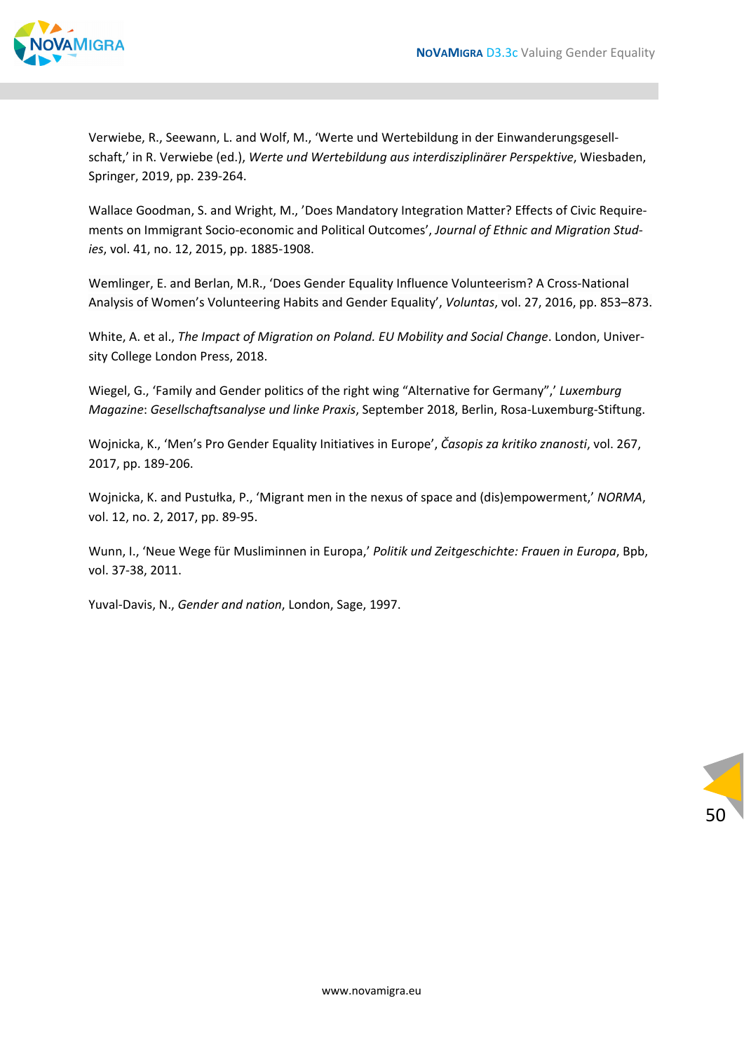Verwiebe, R., Seewann, L. and Wolf, M., ‘Werte und Wertebildung in der Einwanderungsgesellschaft,’ in R. Verwiebe (ed.), *Werte und Wertebildung aus interdisziplinärer Perspektive*, Wiesbaden, Springer, 2019, pp. 239-264.

Wallace Goodman, S. and Wright, M., ’Does Mandatory Integration Matter? Effects of Civic Requirements on Immigrant Socio-economic and Political Outcomes’, *Journal of Ethnic and Migration Studies*, vol. 41, no. 12, 2015, pp. 1885-1908.

Wemlinger, E. and Berlan, M.R., ‘Does Gender Equality Influence Volunteerism? A Cross-National Analysis of Women’s Volunteering Habits and Gender Equality’, *Voluntas*, vol. 27, 2016, pp. 853–873.

White, A. et al., *The Impact of Migration on Poland. EU Mobility and Social Change*. London, University College London Press, 2018.

Wiegel, G., ‘Family and Gender politics of the right wing “Alternative for Germany”,’ *Luxemburg Magazine*: *Gesellschaftsanalyse und linke Praxis*, September 2018, Berlin, Rosa-Luxemburg-Stiftung.

Wojnicka, K., ‘Men’s Pro Gender Equality Initiatives in Europe’, *Časopis za kritiko znanosti*, vol. 267, 2017, pp. 189-206.

Wojnicka, K. and Pustułka, P., ‘Migrant men in the nexus of space and (dis)empowerment,’ *NORMA*, vol. 12, no. 2, 2017, pp. 89-95.

Wunn, I., ‘Neue Wege für Musliminnen in Europa,’ *Politik und Zeitgeschichte: Frauen in Europa*, Bpb, vol. 37-38, 2011.

Yuval-Davis, N., *Gender and nation*, London, Sage, 1997.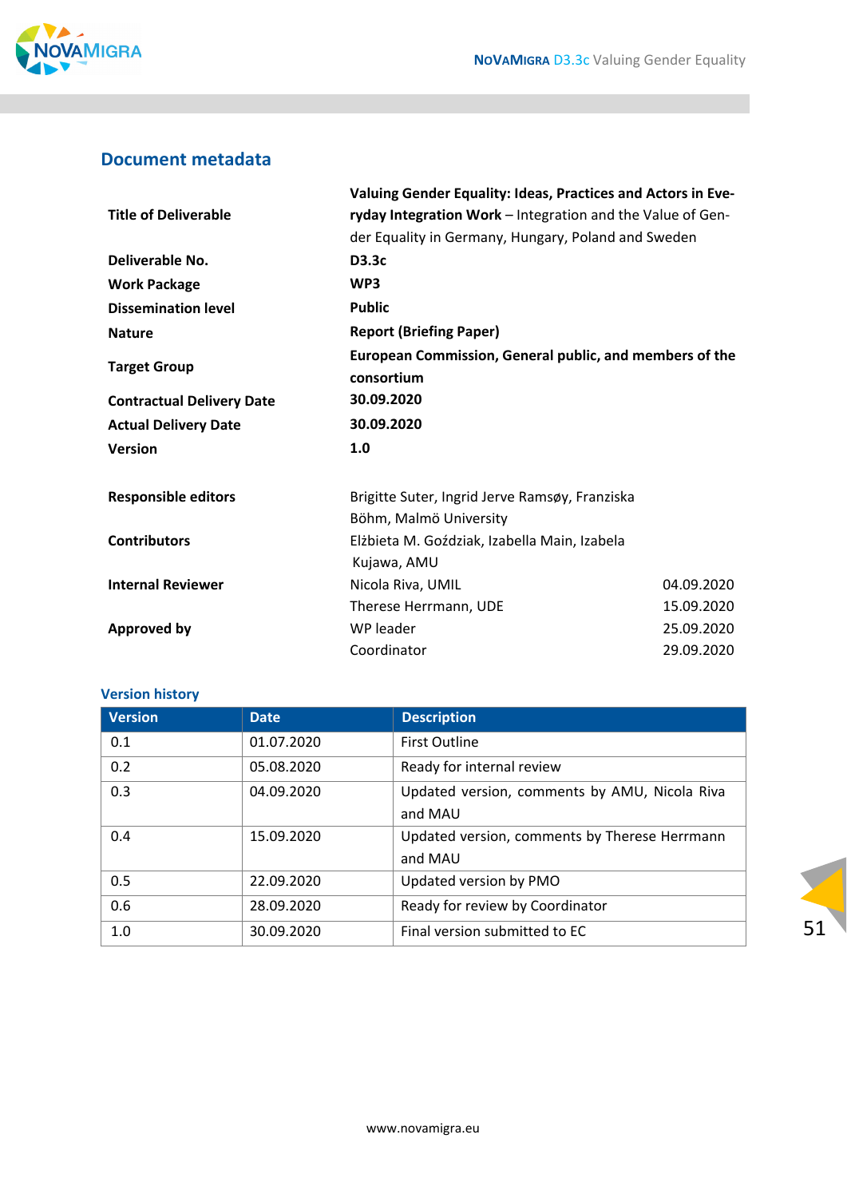## Document metadata

| | | |
|---|---|---|
| **Title of Deliverable** | **Valuing Gender Equality: Ideas, Practices and Actors in Everyday Integration Work** – Integration and the Value of Gender Equality in Germany, Hungary, Poland and Sweden | |
| **Deliverable No.** | **D3.3c** | |
| **Work Package** | **WP3** | |
| **Dissemination level** | **Public** | |
| **Nature** | **Report (Briefing Paper)** | |
| **Target Group** | **European Commission, General public, and members of the consortium** | |
| **Contractual Delivery Date** | **30.09.2020** | |
| **Actual Delivery Date** | **30.09.2020** | |
| **Version** | **1.0** | |
| **Responsible editors** | Brigitte Suter, Ingrid Jerve Ramsøy, Franziska Böhm, Malmö University | |
| **Contributors** | Elżbieta M. Goździak, Izabella Main, Izabela Kujawa, AMU | |
| **Internal Reviewer** | Nicola Riva, UMIL | 04.09.2020 |
| | Therese Herrmann, UDE | 15.09.2020 |
| **Approved by** | WP leader | 25.09.2020 |
| | Coordinator | 29.09.2020 |

### Version history

| Version | Date | Description |
|---|---|---|
| 0.1 | 01.07.2020 | First Outline |
| 0.2 | 05.08.2020 | Ready for internal review |
| 0.3 | 04.09.2020 | Updated version, comments by AMU, Nicola Riva and MAU |
| 0.4 | 15.09.2020 | Updated version, comments by Therese Herrmann and MAU |
| 0.5 | 22.09.2020 | Updated version by PMO |
| 0.6 | 28.09.2020 | Ready for review by Coordinator |
| 1.0 | 30.09.2020 | Final version submitted to EC |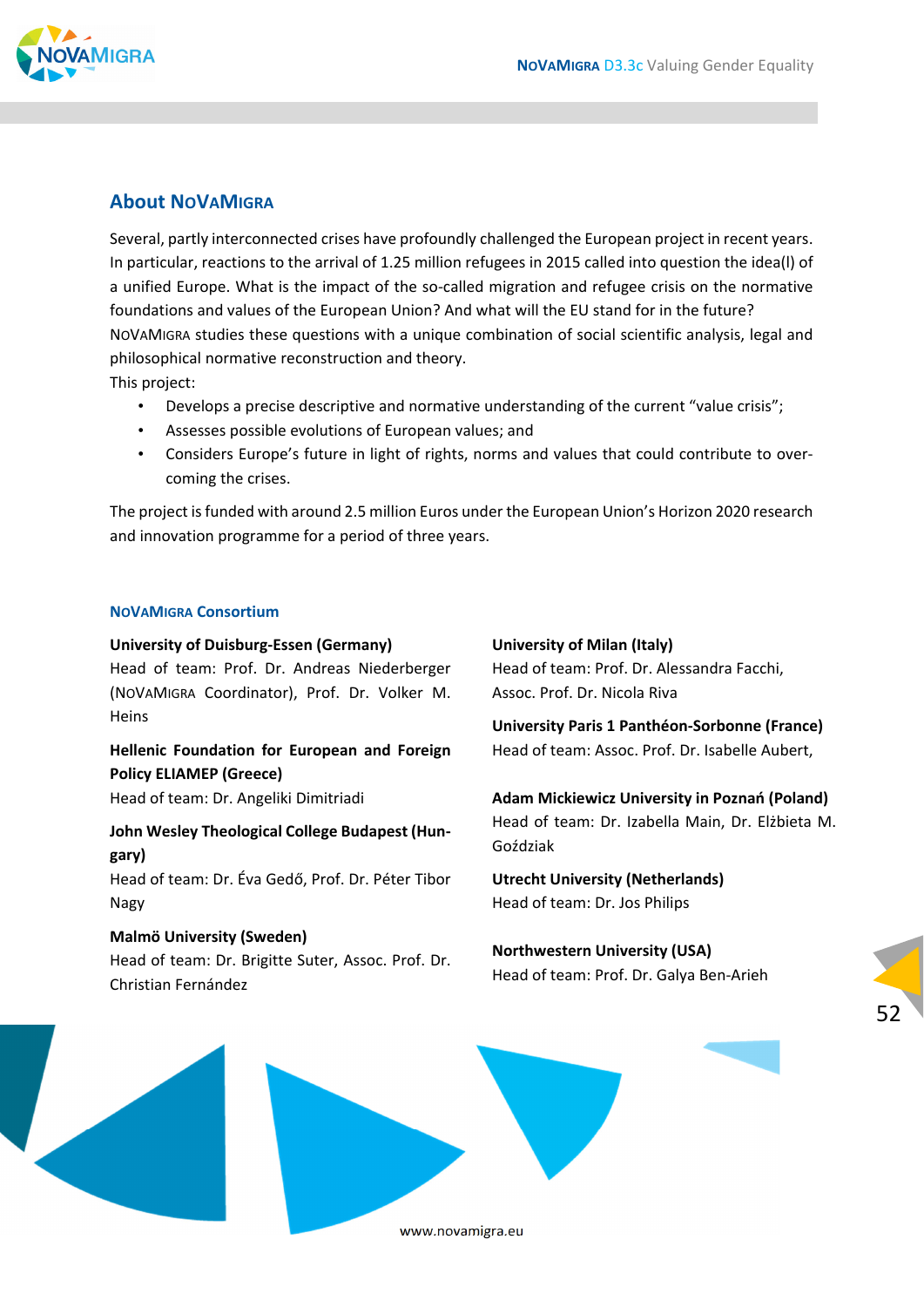## About NoVaMigra

Several, partly interconnected crises have profoundly challenged the European project in recent years. In particular, reactions to the arrival of 1.25 million refugees in 2015 called into question the idea(l) of a unified Europe. What is the impact of the so-called migration and refugee crisis on the normative foundations and values of the European Union? And what will the EU stand for in the future? NoVaMigra studies these questions with a unique combination of social scientific analysis, legal and philosophical normative reconstruction and theory.

This project:

- Develops a precise descriptive and normative understanding of the current "value crisis";
- Assesses possible evolutions of European values; and
- Considers Europe's future in light of rights, norms and values that could contribute to overcoming the crises.

The project is funded with around 2.5 million Euros under the European Union's Horizon 2020 research and innovation programme for a period of three years.

### NoVaMigra Consortium

**University of Duisburg-Essen (Germany)**
Head of team: Prof. Dr. Andreas Niederberger (NoVaMigra Coordinator), Prof. Dr. Volker M. Heins

**Hellenic Foundation for European and Foreign Policy ELIAMEP (Greece)**
Head of team: Dr. Angeliki Dimitriadi

**John Wesley Theological College Budapest (Hungary)**
Head of team: Dr. Éva Gedő, Prof. Dr. Péter Tibor Nagy

**Malmö University (Sweden)**
Head of team: Dr. Brigitte Suter, Assoc. Prof. Dr. Christian Fernández

**University of Milan (Italy)**
Head of team: Prof. Dr. Alessandra Facchi, Assoc. Prof. Dr. Nicola Riva

**University Paris 1 Panthéon-Sorbonne (France)**
Head of team: Assoc. Prof. Dr. Isabelle Aubert,

**Adam Mickiewicz University in Poznań (Poland)**
Head of team: Dr. Izabella Main, Dr. Elżbieta M. Goździak

**Utrecht University (Netherlands)**
Head of team: Dr. Jos Philips

**Northwestern University (USA)**
Head of team: Prof. Dr. Galya Ben-Arieh

www.novamigra.eu